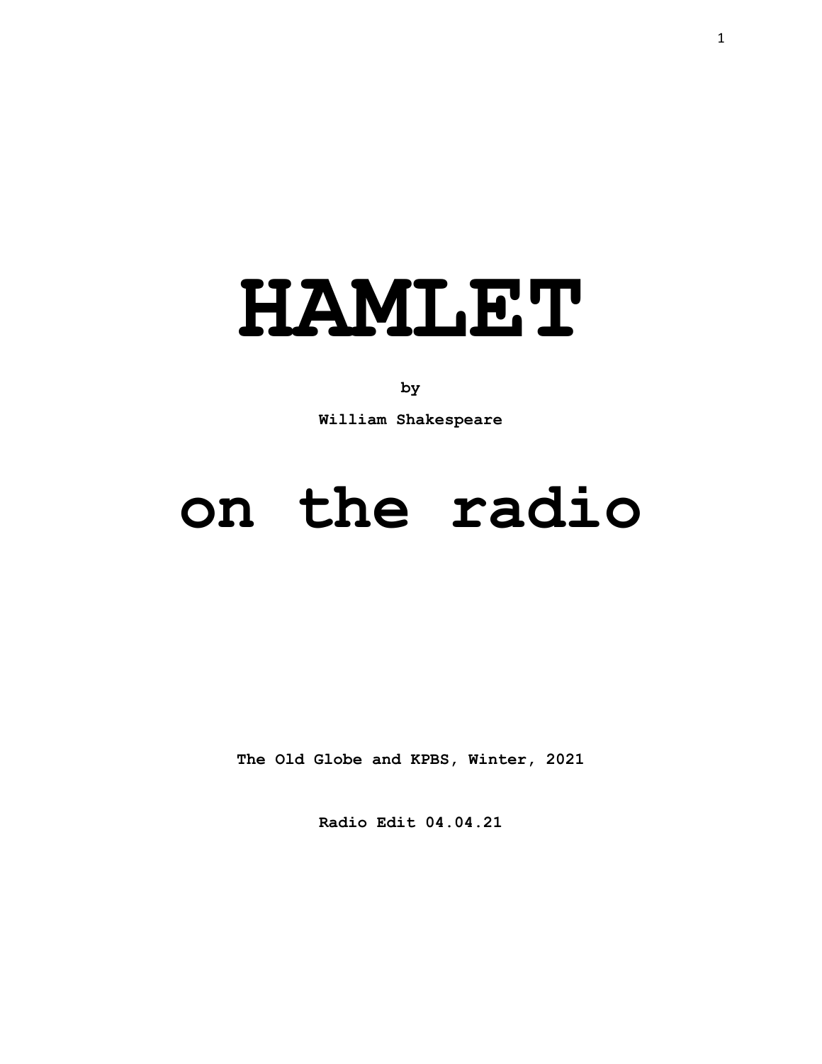# HAMLET

**by**

**William Shakespeare**

# on the radio

**The Old Globe and KPBS, Winter, 2021**

**Radio Edit 04.04.21**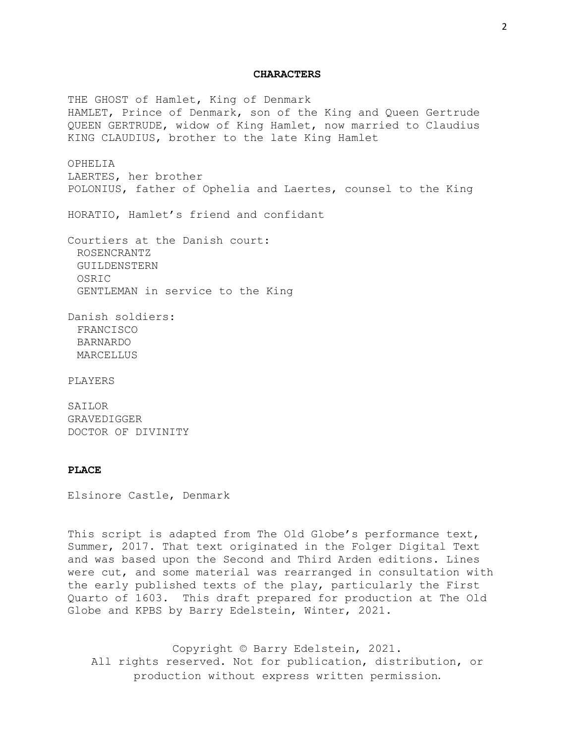## CHARACTERS

THE GHOST of Hamlet, King of Denmark
HAMLET, Prince of Denmark, son of the King and Queen Gertrude
QUEEN GERTRUDE, widow of King Hamlet, now married to Claudius
KING CLAUDIUS, brother to the late King Hamlet

OPHELIA
LAERTES, her brother
POLONIUS, father of Ophelia and Laertes, counsel to the King

HORATIO, Hamlet's friend and confidant

Courtiers at the Danish court:
- ROSENCRANTZ
- GUILDENSTERN
- OSRIC
- GENTLEMAN in service to the King

Danish soldiers:
- FRANCISCO
- BARNARDO
- MARCELLUS

PLAYERS

SAILOR
GRAVEDIGGER
DOCTOR OF DIVINITY

## PLACE

Elsinore Castle, Denmark

This script is adapted from The Old Globe's performance text, Summer, 2017. That text originated in the Folger Digital Text and was based upon the Second and Third Arden editions. Lines were cut, and some material was rearranged in consultation with the early published texts of the play, particularly the First Quarto of 1603. This draft prepared for production at The Old Globe and KPBS by Barry Edelstein, Winter, 2021.

Copyright © Barry Edelstein, 2021.
All rights reserved. Not for publication, distribution, or production without express written permission.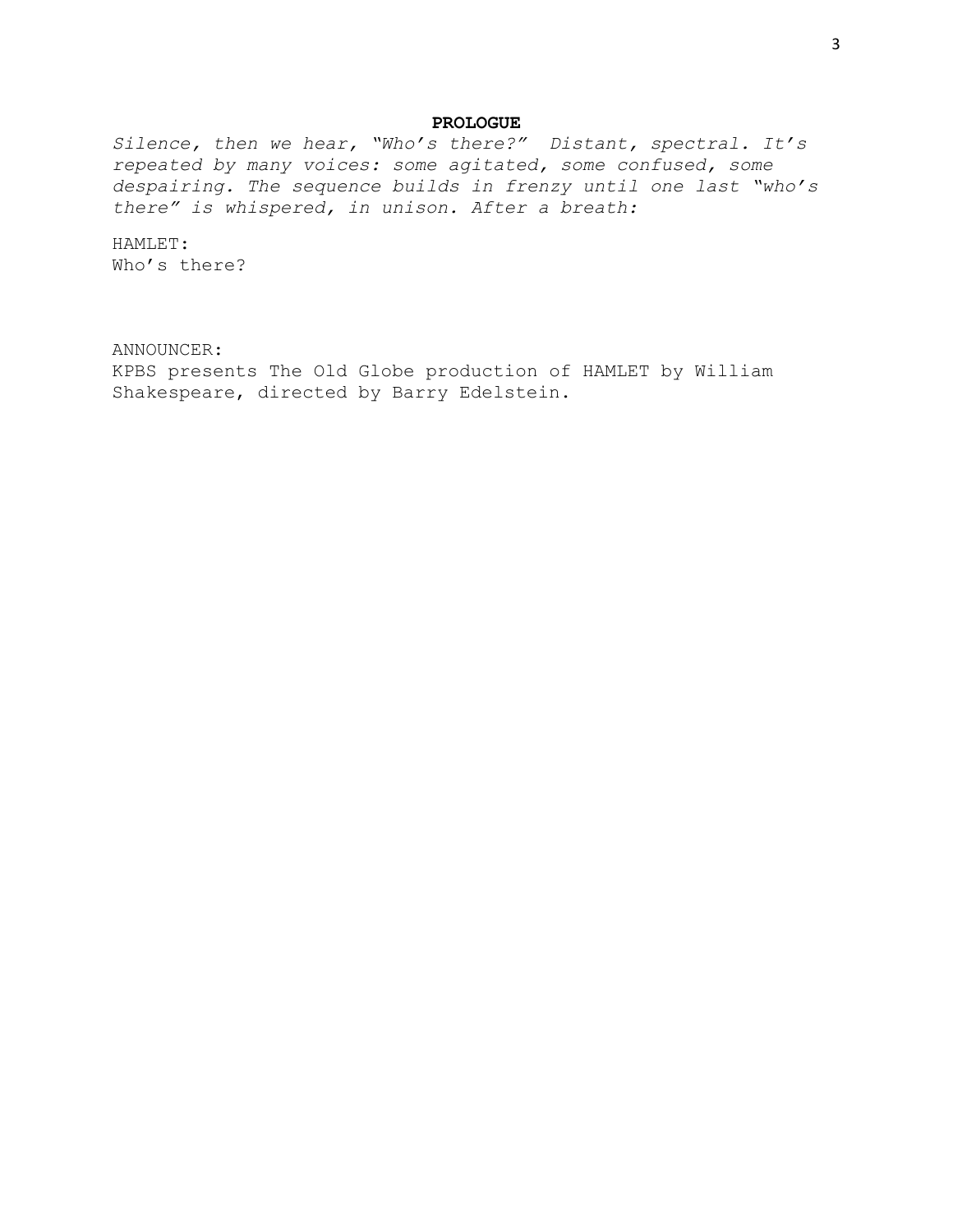## PROLOGUE

*Silence, then we hear, "Who's there?" Distant, spectral. It's repeated by many voices: some agitated, some confused, some despairing. The sequence builds in frenzy until one last "who's there" is whispered, in unison. After a breath:*

HAMLET:
Who's there?

ANNOUNCER:
KPBS presents The Old Globe production of HAMLET by William Shakespeare, directed by Barry Edelstein.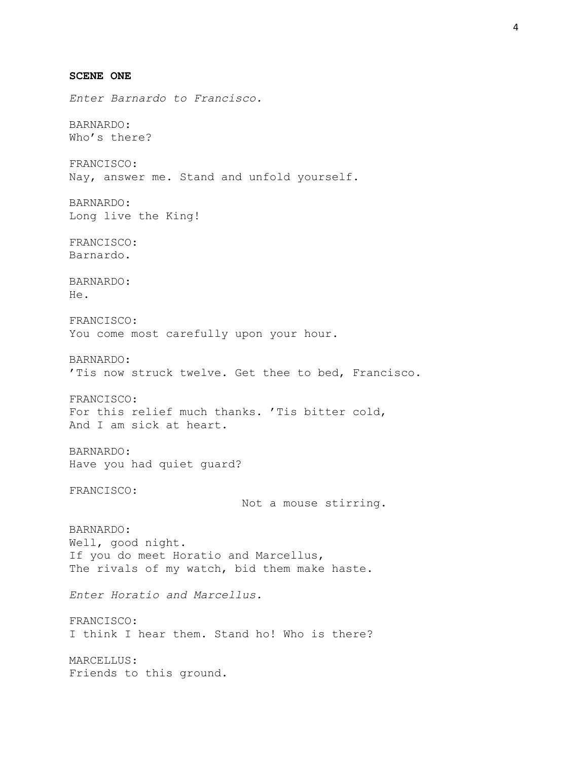**SCENE ONE**

*Enter Barnardo to Francisco.*

BARNARDO:
Who’s there?

FRANCISCO:
Nay, answer me. Stand and unfold yourself.

BARNARDO:
Long live the King!

FRANCISCO:
Barnardo.

BARNARDO:
He.

FRANCISCO:
You come most carefully upon your hour.

BARNARDO:
’Tis now struck twelve. Get thee to bed, Francisco.

FRANCISCO:
For this relief much thanks. ’Tis bitter cold,
And I am sick at heart.

BARNARDO:
Have you had quiet guard?

FRANCISCO:
Not a mouse stirring.

BARNARDO:
Well, good night.
If you do meet Horatio and Marcellus,
The rivals of my watch, bid them make haste.

*Enter Horatio and Marcellus.*

FRANCISCO:
I think I hear them. Stand ho! Who is there?

MARCELLUS:
Friends to this ground.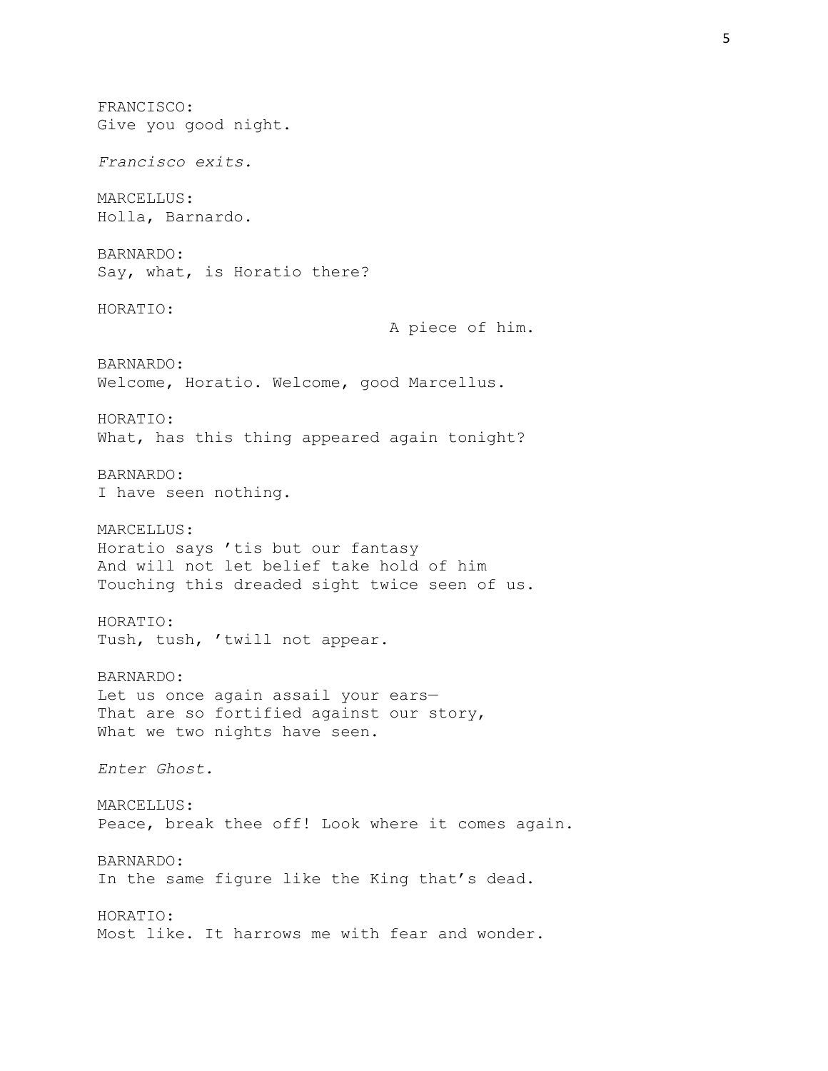FRANCISCO:
Give you good night.

*Francisco exits.*

MARCELLUS:
Holla, Barnardo.

BARNARDO:
Say, what, is Horatio there?

HORATIO:
A piece of him.

BARNARDO:
Welcome, Horatio. Welcome, good Marcellus.

HORATIO:
What, has this thing appeared again tonight?

BARNARDO:
I have seen nothing.

MARCELLUS:
Horatio says ’tis but our fantasy
And will not let belief take hold of him
Touching this dreaded sight twice seen of us.

HORATIO:
Tush, tush, ’twill not appear.

BARNARDO:
Let us once again assail your ears—
That are so fortified against our story,
What we two nights have seen.

*Enter Ghost.*

MARCELLUS:
Peace, break thee off! Look where it comes again.

BARNARDO:
In the same figure like the King that’s dead.

HORATIO:
Most like. It harrows me with fear and wonder.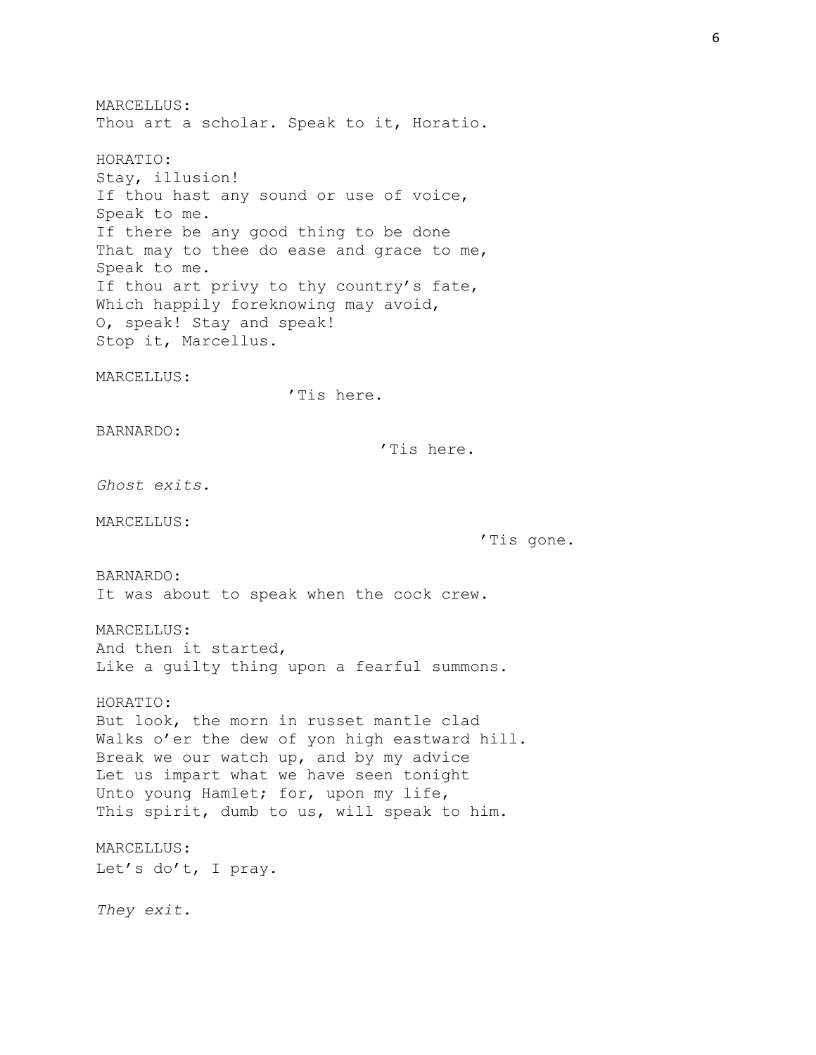MARCELLUS:
Thou art a scholar. Speak to it, Horatio.

HORATIO:
Stay, illusion!
If thou hast any sound or use of voice,
Speak to me.
If there be any good thing to be done
That may to thee do ease and grace to me,
Speak to me.
If thou art privy to thy country's fate,
Which happily foreknowing may avoid,
O, speak! Stay and speak!
Stop it, Marcellus.

MARCELLUS:
'Tis here.

BARNARDO:
'Tis here.

*Ghost exits.*

MARCELLUS:
'Tis gone.

BARNARDO:
It was about to speak when the cock crew.

MARCELLUS:
And then it started,
Like a guilty thing upon a fearful summons.

HORATIO:
But look, the morn in russet mantle clad
Walks o'er the dew of yon high eastward hill.
Break we our watch up, and by my advice
Let us impart what we have seen tonight
Unto young Hamlet; for, upon my life,
This spirit, dumb to us, will speak to him.

MARCELLUS:
Let's do't, I pray.

*They exit.*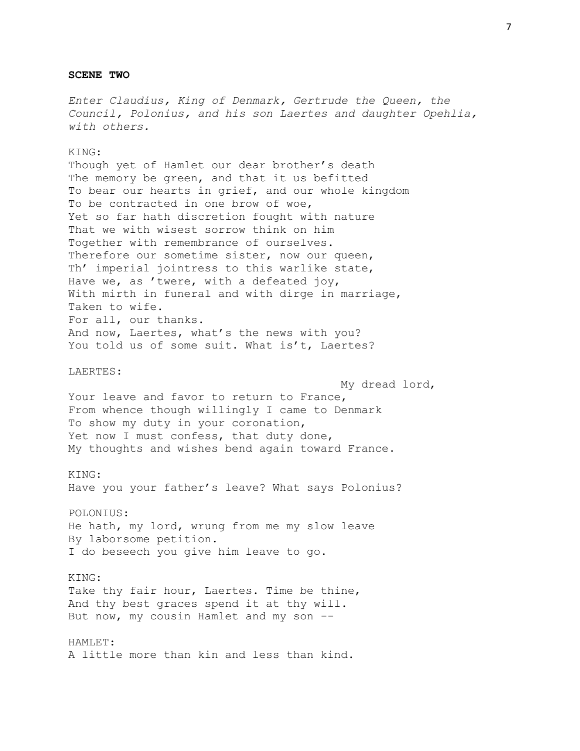**SCENE TWO**

*Enter Claudius, King of Denmark, Gertrude the Queen, the Council, Polonius, and his son Laertes and daughter Opehlia, with others.*

KING:
Though yet of Hamlet our dear brother's death
The memory be green, and that it us befitted
To bear our hearts in grief, and our whole kingdom
To be contracted in one brow of woe,
Yet so far hath discretion fought with nature
That we with wisest sorrow think on him
Together with remembrance of ourselves.
Therefore our sometime sister, now our queen,
Th' imperial jointress to this warlike state,
Have we, as 'twere, with a defeated joy,
With mirth in funeral and with dirge in marriage,
Taken to wife.
For all, our thanks.
And now, Laertes, what's the news with you?
You told us of some suit. What is't, Laertes?

LAERTES:
My dread lord,
Your leave and favor to return to France,
From whence though willingly I came to Denmark
To show my duty in your coronation,
Yet now I must confess, that duty done,
My thoughts and wishes bend again toward France.

KING:
Have you your father's leave? What says Polonius?

POLONIUS:
He hath, my lord, wrung from me my slow leave
By laborsome petition.
I do beseech you give him leave to go.

KING:
Take thy fair hour, Laertes. Time be thine,
And thy best graces spend it at thy will.
But now, my cousin Hamlet and my son --

HAMLET:
A little more than kin and less than kind.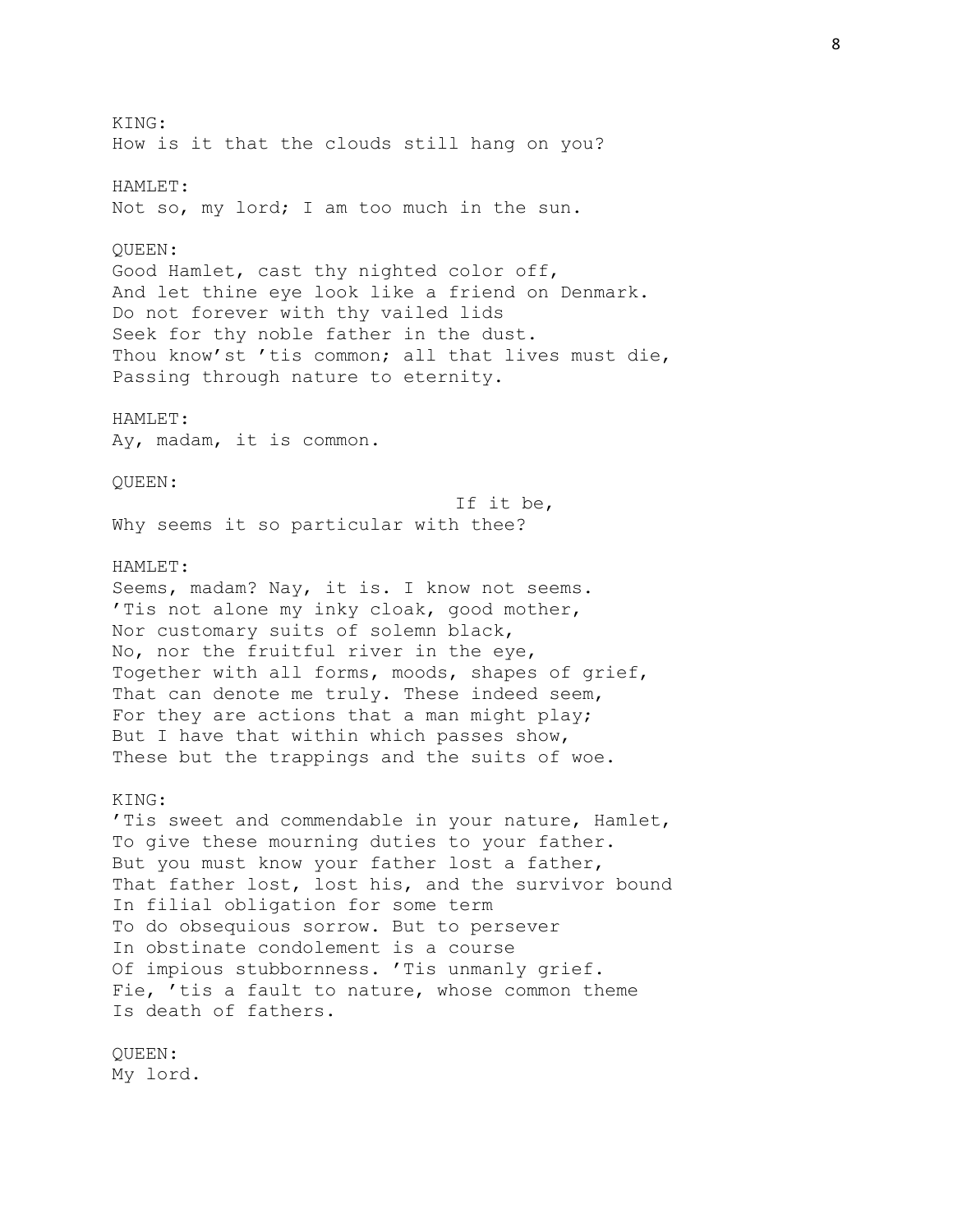KING:
How is it that the clouds still hang on you?

HAMLET:
Not so, my lord; I am too much in the sun.

QUEEN:
Good Hamlet, cast thy nighted color off,
And let thine eye look like a friend on Denmark.
Do not forever with thy vailed lids
Seek for thy noble father in the dust.
Thou know’st ’tis common; all that lives must die,
Passing through nature to eternity.

HAMLET:
Ay, madam, it is common.

QUEEN:
If it be,
Why seems it so particular with thee?

HAMLET:
Seems, madam? Nay, it is. I know not seems.
’Tis not alone my inky cloak, good mother,
Nor customary suits of solemn black,
No, nor the fruitful river in the eye,
Together with all forms, moods, shapes of grief,
That can denote me truly. These indeed seem,
For they are actions that a man might play;
But I have that within which passes show,
These but the trappings and the suits of woe.

KING:
’Tis sweet and commendable in your nature, Hamlet,
To give these mourning duties to your father.
But you must know your father lost a father,
That father lost, lost his, and the survivor bound
In filial obligation for some term
To do obsequious sorrow. But to persever
In obstinate condolement is a course
Of impious stubbornness. ’Tis unmanly grief.
Fie, ’tis a fault to nature, whose common theme
Is death of fathers.

QUEEN:
My lord.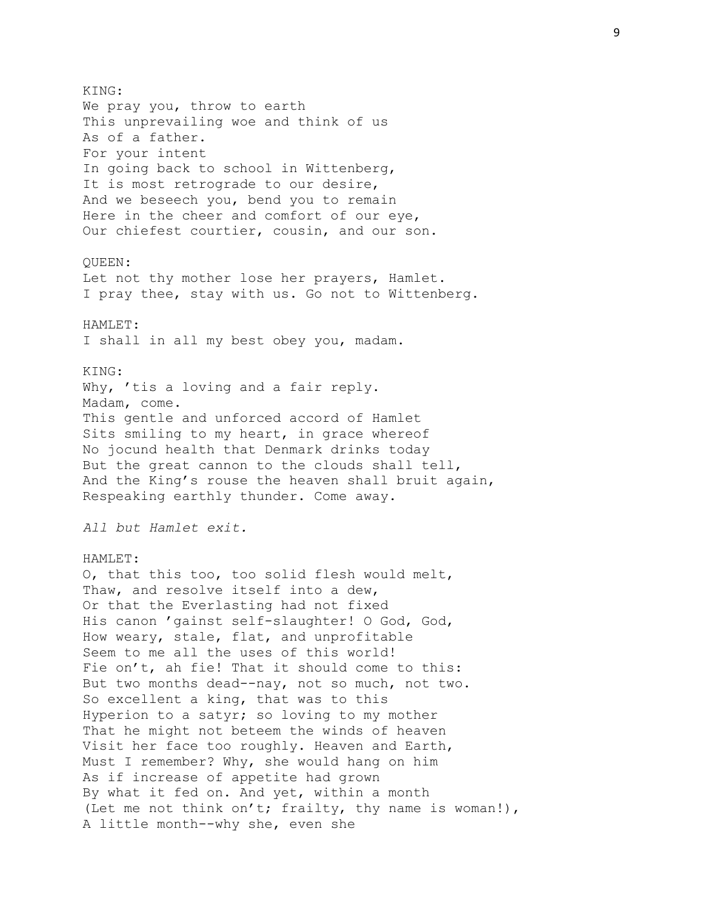KING:
We pray you, throw to earth
This unprevailing woe and think of us
As of a father.
For your intent
In going back to school in Wittenberg,
It is most retrograde to our desire,
And we beseech you, bend you to remain
Here in the cheer and comfort of our eye,
Our chiefest courtier, cousin, and our son.

QUEEN:
Let not thy mother lose her prayers, Hamlet.
I pray thee, stay with us. Go not to Wittenberg.

HAMLET:
I shall in all my best obey you, madam.

KING:
Why, 'tis a loving and a fair reply.
Madam, come.
This gentle and unforced accord of Hamlet
Sits smiling to my heart, in grace whereof
No jocund health that Denmark drinks today
But the great cannon to the clouds shall tell,
And the King's rouse the heaven shall bruit again,
Respeaking earthly thunder. Come away.

*All but Hamlet exit.*

HAMLET:
O, that this too, too solid flesh would melt,
Thaw, and resolve itself into a dew,
Or that the Everlasting had not fixed
His canon 'gainst self-slaughter! O God, God,
How weary, stale, flat, and unprofitable
Seem to me all the uses of this world!
Fie on't, ah fie! That it should come to this:
But two months dead--nay, not so much, not two.
So excellent a king, that was to this
Hyperion to a satyr; so loving to my mother
That he might not beteem the winds of heaven
Visit her face too roughly. Heaven and Earth,
Must I remember? Why, she would hang on him
As if increase of appetite had grown
By what it fed on. And yet, within a month
(Let me not think on't; frailty, thy name is woman!),
A little month--why she, even she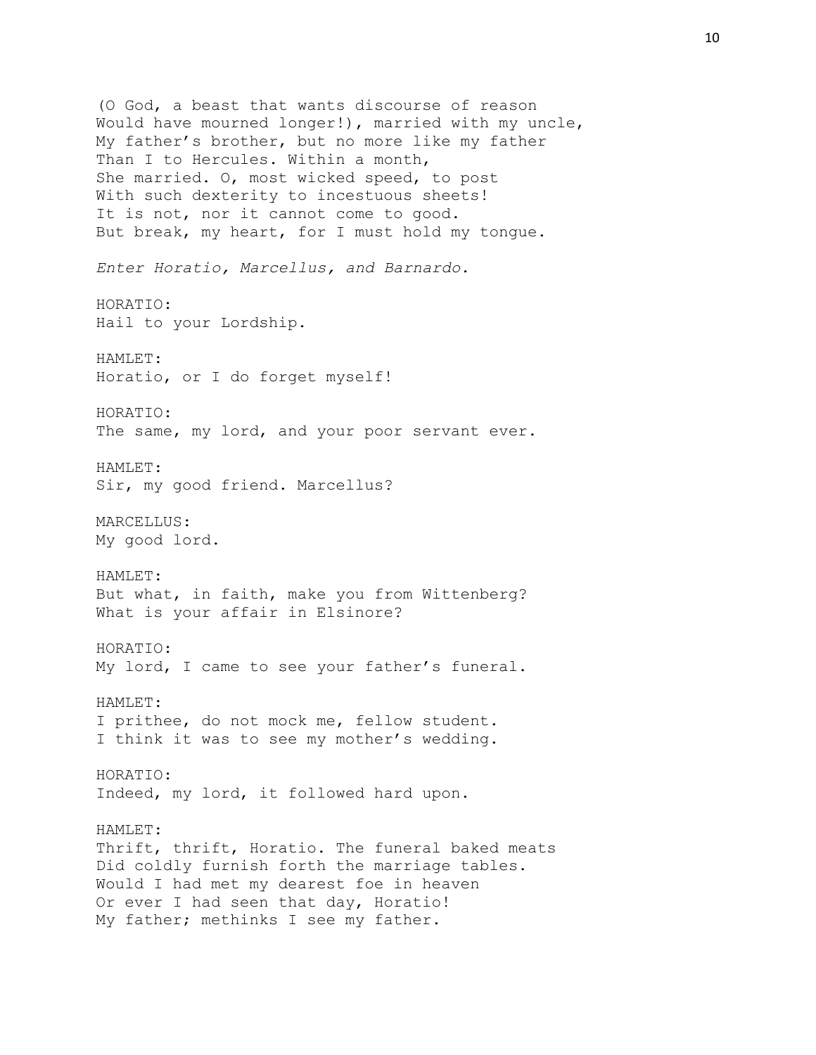(O God, a beast that wants discourse of reason
Would have mourned longer!), married with my uncle,
My father's brother, but no more like my father
Than I to Hercules. Within a month,
She married. O, most wicked speed, to post
With such dexterity to incestuous sheets!
It is not, nor it cannot come to good.
But break, my heart, for I must hold my tongue.

*Enter Horatio, Marcellus, and Barnardo.*

HORATIO:
Hail to your Lordship.

HAMLET:
Horatio, or I do forget myself!

HORATIO:
The same, my lord, and your poor servant ever.

HAMLET:
Sir, my good friend. Marcellus?

MARCELLUS:
My good lord.

HAMLET:
But what, in faith, make you from Wittenberg?
What is your affair in Elsinore?

HORATIO:
My lord, I came to see your father's funeral.

HAMLET:
I prithee, do not mock me, fellow student.
I think it was to see my mother's wedding.

HORATIO:
Indeed, my lord, it followed hard upon.

HAMLET:
Thrift, thrift, Horatio. The funeral baked meats
Did coldly furnish forth the marriage tables.
Would I had met my dearest foe in heaven
Or ever I had seen that day, Horatio!
My father; methinks I see my father.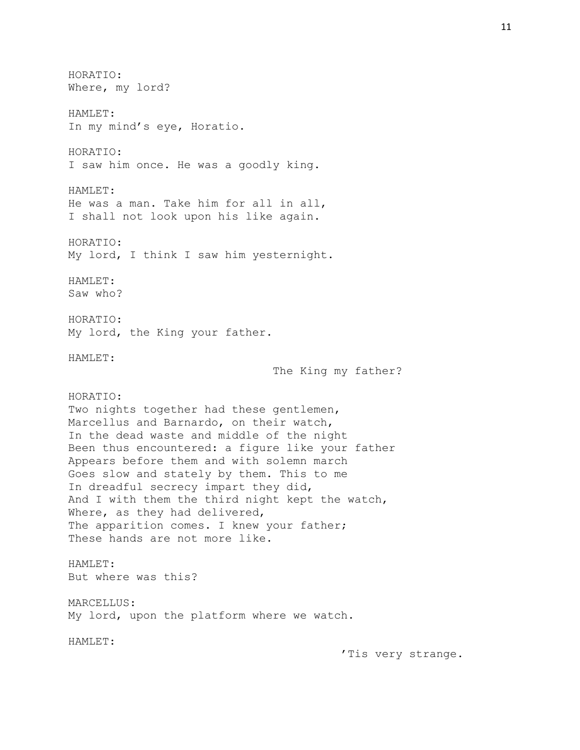HORATIO:
Where, my lord?

HAMLET:
In my mind's eye, Horatio.

HORATIO:
I saw him once. He was a goodly king.

HAMLET:
He was a man. Take him for all in all,
I shall not look upon his like again.

HORATIO:
My lord, I think I saw him yesternight.

HAMLET:
Saw who?

HORATIO:
My lord, the King your father.

HAMLET:
The King my father?

HORATIO:
Two nights together had these gentlemen,
Marcellus and Barnardo, on their watch,
In the dead waste and middle of the night
Been thus encountered: a figure like your father
Appears before them and with solemn march
Goes slow and stately by them. This to me
In dreadful secrecy impart they did,
And I with them the third night kept the watch,
Where, as they had delivered,
The apparition comes. I knew your father;
These hands are not more like.

HAMLET:
But where was this?

MARCELLUS:
My lord, upon the platform where we watch.

HAMLET:
'Tis very strange.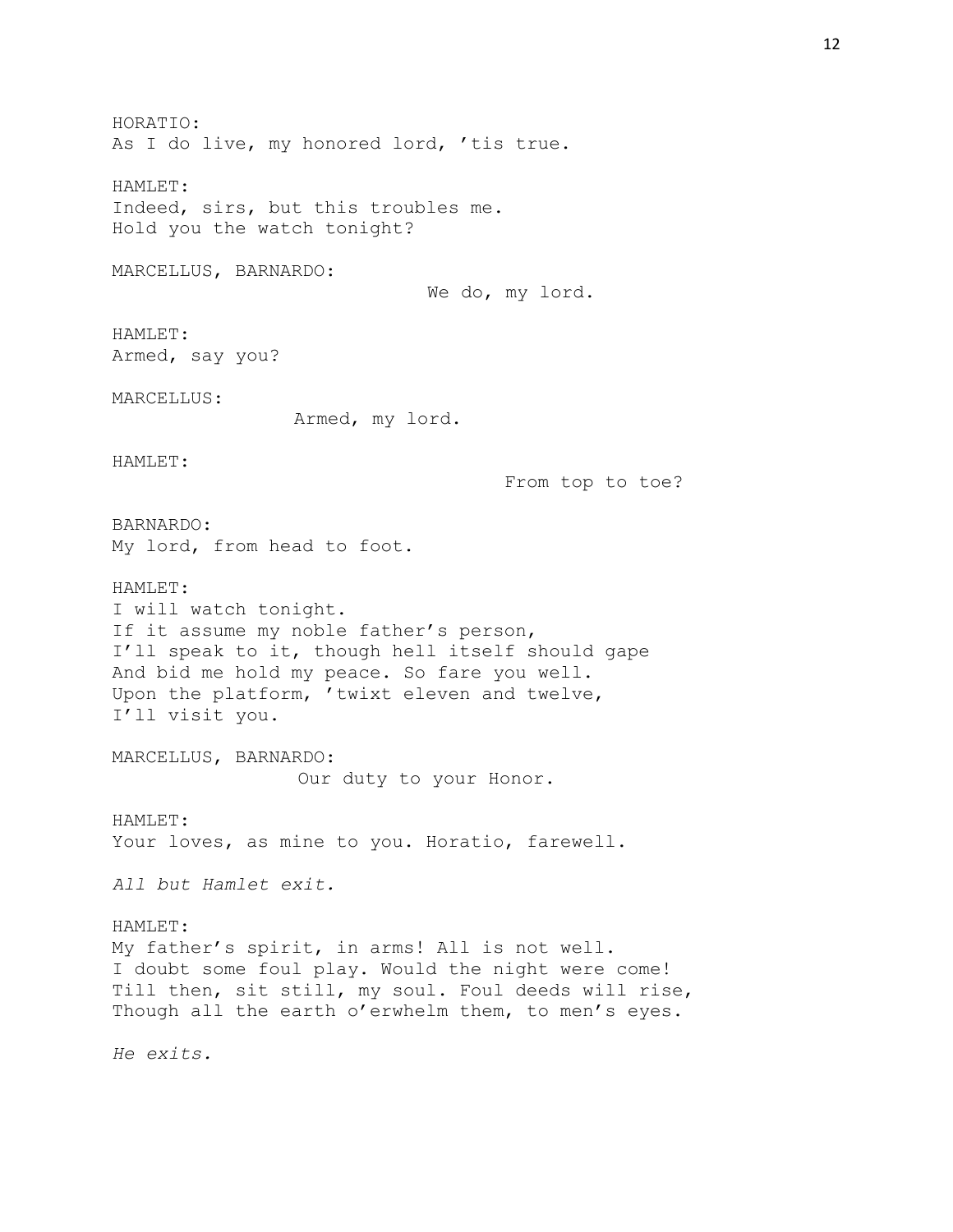HORATIO:
As I do live, my honored lord, 'tis true.

HAMLET:
Indeed, sirs, but this troubles me.
Hold you the watch tonight?

MARCELLUS, BARNARDO:
We do, my lord.

HAMLET:
Armed, say you?

MARCELLUS:
Armed, my lord.

HAMLET:
From top to toe?

BARNARDO:
My lord, from head to foot.

HAMLET:
I will watch tonight.
If it assume my noble father's person,
I'll speak to it, though hell itself should gape
And bid me hold my peace. So fare you well.
Upon the platform, 'twixt eleven and twelve,
I'll visit you.

MARCELLUS, BARNARDO:
Our duty to your Honor.

HAMLET:
Your loves, as mine to you. Horatio, farewell.

*All but Hamlet exit.*

HAMLET:
My father's spirit, in arms! All is not well.
I doubt some foul play. Would the night were come!
Till then, sit still, my soul. Foul deeds will rise,
Though all the earth o'erwhelm them, to men's eyes.

*He exits.*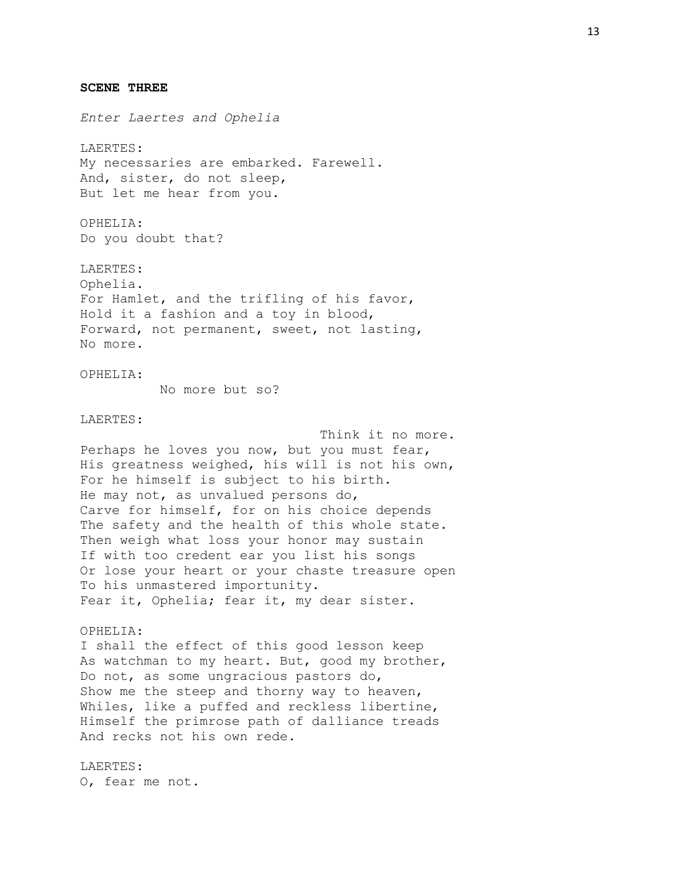**SCENE THREE**

*Enter Laertes and Ophelia*

LAERTES:
My necessaries are embarked. Farewell.
And, sister, do not sleep,
But let me hear from you.

OPHELIA:
Do you doubt that?

LAERTES:
Ophelia.
For Hamlet, and the trifling of his favor,
Hold it a fashion and a toy in blood,
Forward, not permanent, sweet, not lasting,
No more.

OPHELIA:
No more but so?

LAERTES:
Think it no more.
Perhaps he loves you now, but you must fear,
His greatness weighed, his will is not his own,
For he himself is subject to his birth.
He may not, as unvalued persons do,
Carve for himself, for on his choice depends
The safety and the health of this whole state.
Then weigh what loss your honor may sustain
If with too credent ear you list his songs
Or lose your heart or your chaste treasure open
To his unmastered importunity.
Fear it, Ophelia; fear it, my dear sister.

OPHELIA:
I shall the effect of this good lesson keep
As watchman to my heart. But, good my brother,
Do not, as some ungracious pastors do,
Show me the steep and thorny way to heaven,
Whiles, like a puffed and reckless libertine,
Himself the primrose path of dalliance treads
And recks not his own rede.

LAERTES:
O, fear me not.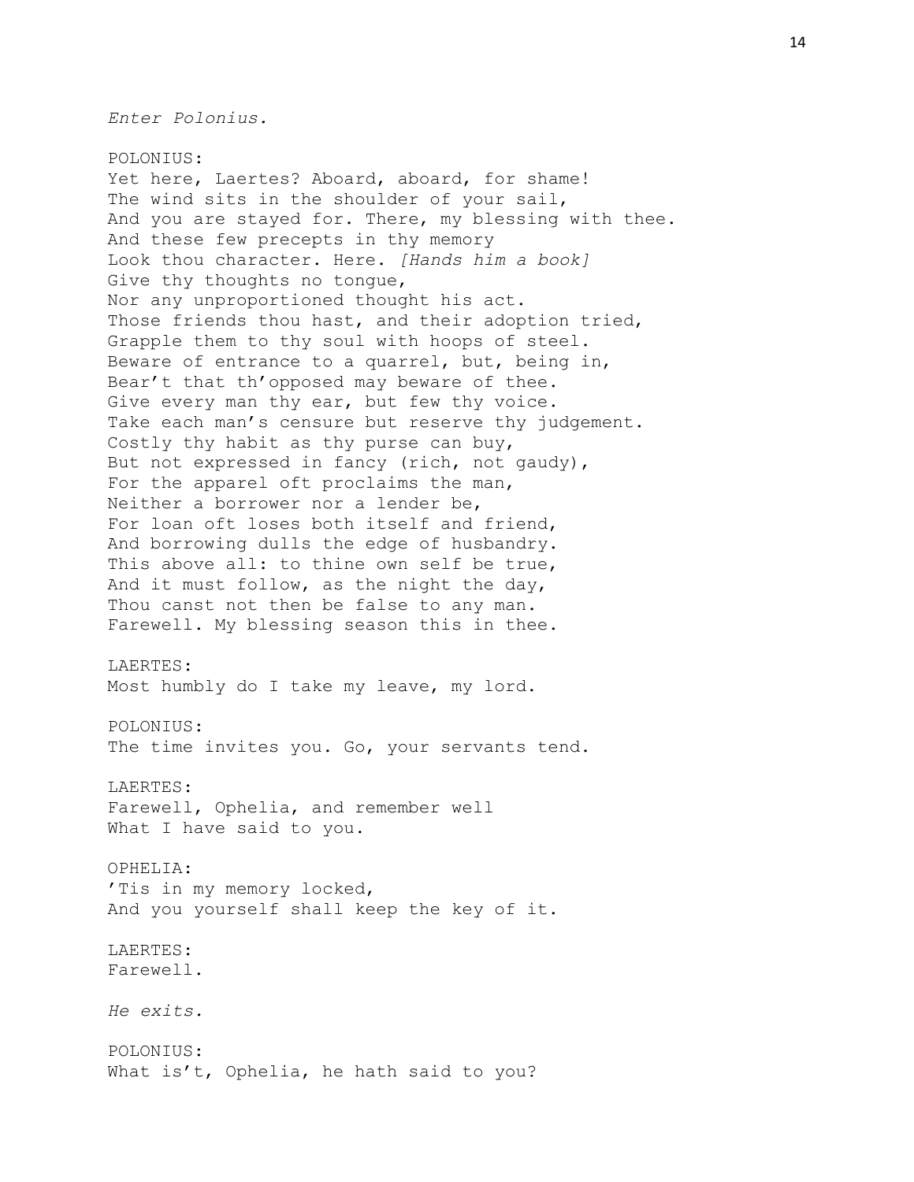*Enter Polonius.*

POLONIUS:
Yet here, Laertes? Aboard, aboard, for shame!
The wind sits in the shoulder of your sail,
And you are stayed for. There, my blessing with thee.
And these few precepts in thy memory
Look thou character. Here. *[Hands him a book]*
Give thy thoughts no tongue,
Nor any unproportioned thought his act.
Those friends thou hast, and their adoption tried,
Grapple them to thy soul with hoops of steel.
Beware of entrance to a quarrel, but, being in,
Bear't that th'opposed may beware of thee.
Give every man thy ear, but few thy voice.
Take each man's censure but reserve thy judgement.
Costly thy habit as thy purse can buy,
But not expressed in fancy (rich, not gaudy),
For the apparel oft proclaims the man,
Neither a borrower nor a lender be,
For loan oft loses both itself and friend,
And borrowing dulls the edge of husbandry.
This above all: to thine own self be true,
And it must follow, as the night the day,
Thou canst not then be false to any man.
Farewell. My blessing season this in thee.

LAERTES:
Most humbly do I take my leave, my lord.

POLONIUS:
The time invites you. Go, your servants tend.

LAERTES:
Farewell, Ophelia, and remember well
What I have said to you.

OPHELIA:
'Tis in my memory locked,
And you yourself shall keep the key of it.

LAERTES:
Farewell.

*He exits.*

POLONIUS:
What is't, Ophelia, he hath said to you?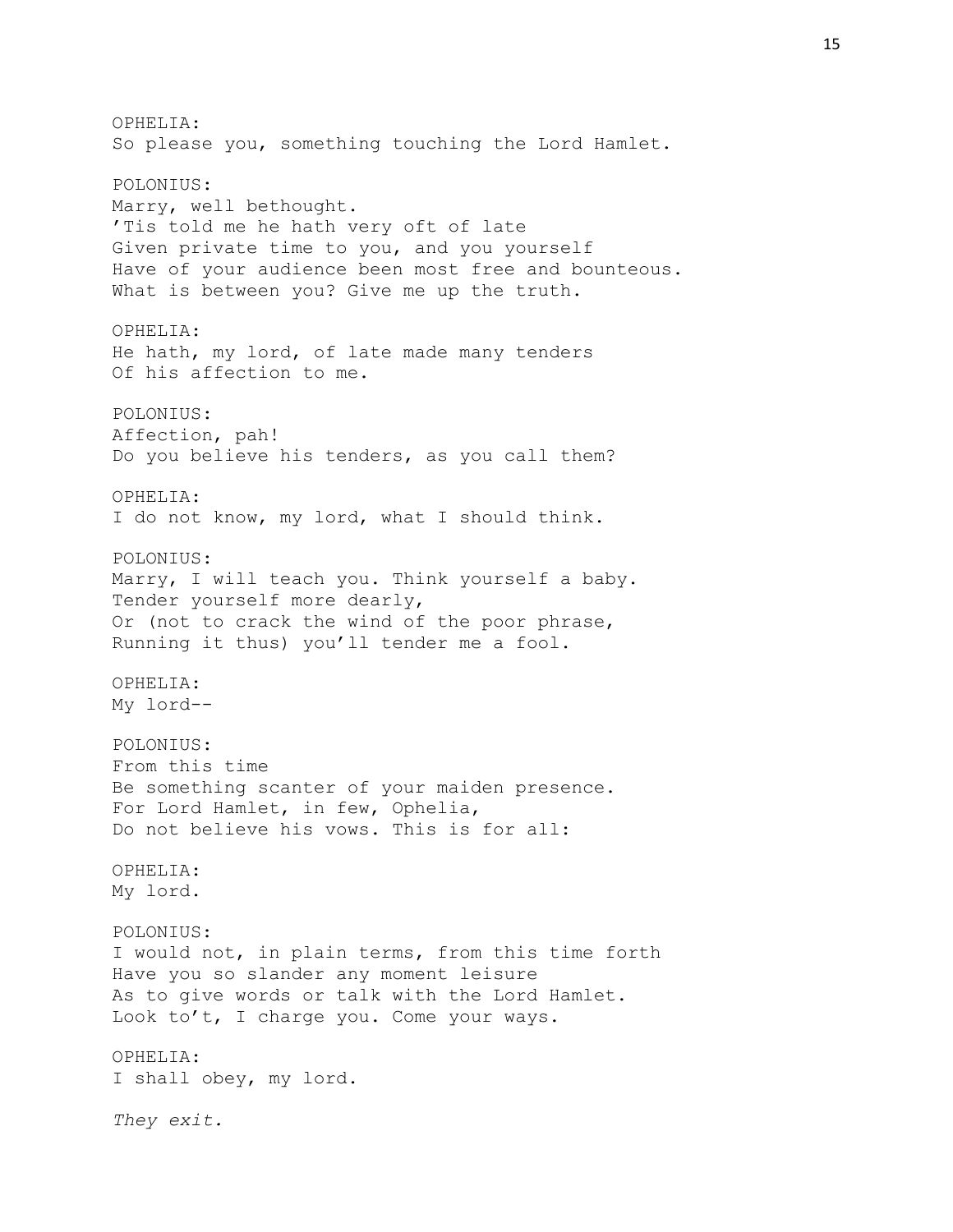OPHELIA:
So please you, something touching the Lord Hamlet.

POLONIUS:
Marry, well bethought.
'Tis told me he hath very oft of late
Given private time to you, and you yourself
Have of your audience been most free and bounteous.
What is between you? Give me up the truth.

OPHELIA:
He hath, my lord, of late made many tenders
Of his affection to me.

POLONIUS:
Affection, pah!
Do you believe his tenders, as you call them?

OPHELIA:
I do not know, my lord, what I should think.

POLONIUS:
Marry, I will teach you. Think yourself a baby.
Tender yourself more dearly,
Or (not to crack the wind of the poor phrase,
Running it thus) you'll tender me a fool.

OPHELIA:
My lord--

POLONIUS:
From this time
Be something scanter of your maiden presence.
For Lord Hamlet, in few, Ophelia,
Do not believe his vows. This is for all:

OPHELIA:
My lord.

POLONIUS:
I would not, in plain terms, from this time forth
Have you so slander any moment leisure
As to give words or talk with the Lord Hamlet.
Look to't, I charge you. Come your ways.

OPHELIA:
I shall obey, my lord.

*They exit.*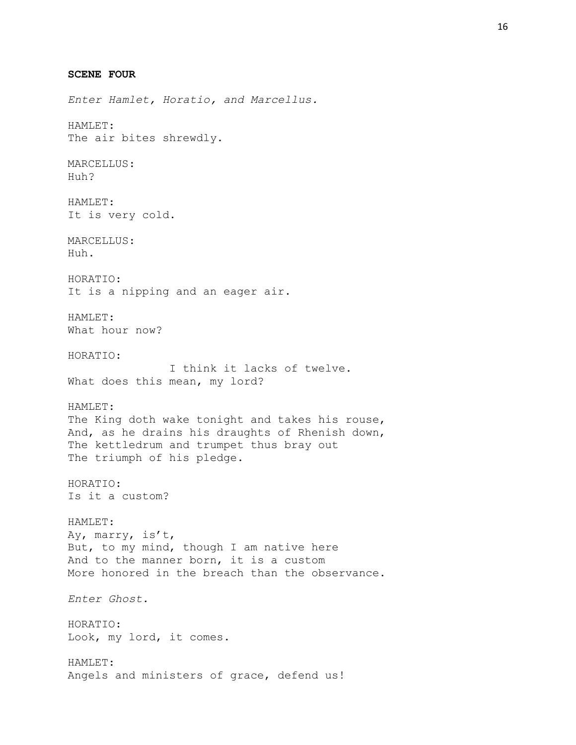**SCENE FOUR**

*Enter Hamlet, Horatio, and Marcellus.*

HAMLET:
The air bites shrewdly.

MARCELLUS:
Huh?

HAMLET:
It is very cold.

MARCELLUS:
Huh.

HORATIO:
It is a nipping and an eager air.

HAMLET:
What hour now?

HORATIO:
               I think it lacks of twelve.
What does this mean, my lord?

HAMLET:
The King doth wake tonight and takes his rouse,
And, as he drains his draughts of Rhenish down,
The kettledrum and trumpet thus bray out
The triumph of his pledge.

HORATIO:
Is it a custom?

HAMLET:
Ay, marry, is't,
But, to my mind, though I am native here
And to the manner born, it is a custom
More honored in the breach than the observance.

*Enter Ghost.*

HORATIO:
Look, my lord, it comes.

HAMLET:
Angels and ministers of grace, defend us!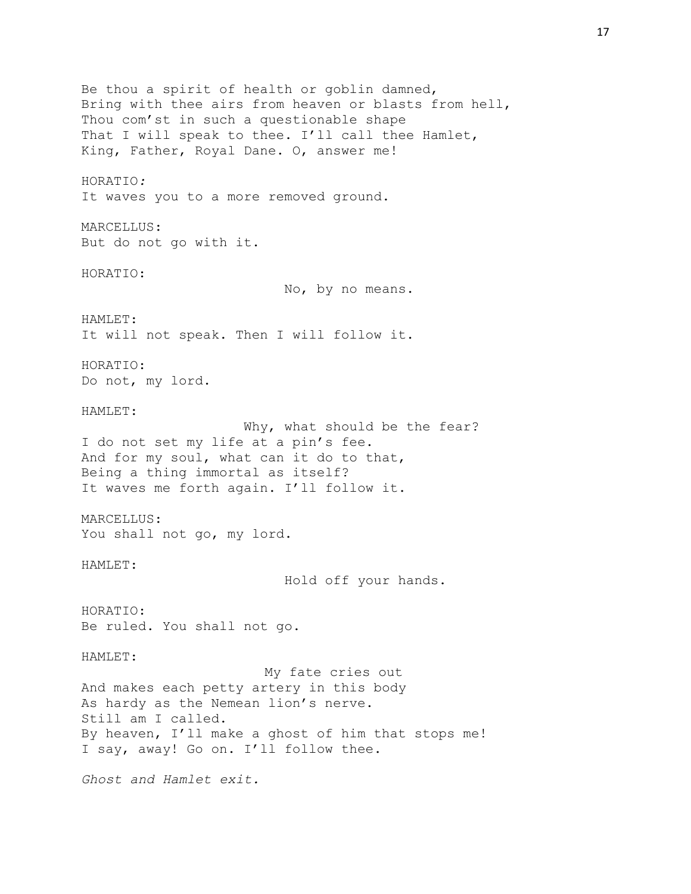Be thou a spirit of health or goblin damned,
Bring with thee airs from heaven or blasts from hell,
Thou com'st in such a questionable shape
That I will speak to thee. I'll call thee Hamlet,
King, Father, Royal Dane. O, answer me!

HORATIO*:*
It waves you to a more removed ground.

MARCELLUS:
But do not go with it.

HORATIO:
No, by no means.

HAMLET:
It will not speak. Then I will follow it.

HORATIO:
Do not, my lord.

HAMLET:
Why, what should be the fear?
I do not set my life at a pin's fee.
And for my soul, what can it do to that,
Being a thing immortal as itself?
It waves me forth again. I'll follow it.

MARCELLUS:
You shall not go, my lord.

HAMLET:
Hold off your hands.

HORATIO:
Be ruled. You shall not go.

HAMLET:
My fate cries out
And makes each petty artery in this body
As hardy as the Nemean lion's nerve.
Still am I called.
By heaven, I'll make a ghost of him that stops me!
I say, away! Go on. I'll follow thee.

*Ghost and Hamlet exit.*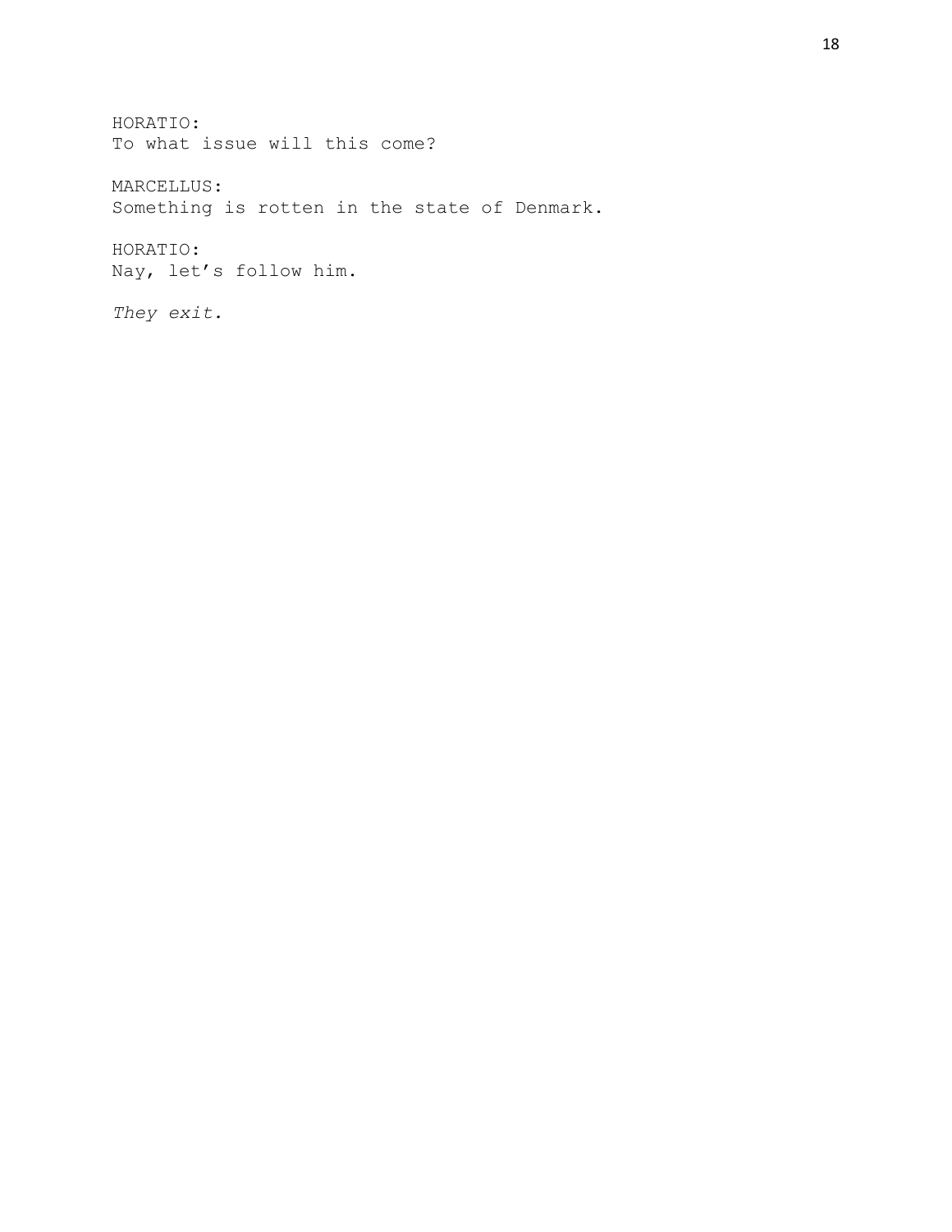HORATIO:
To what issue will this come?

MARCELLUS:
Something is rotten in the state of Denmark.

HORATIO:
Nay, let’s follow him.

*They exit.*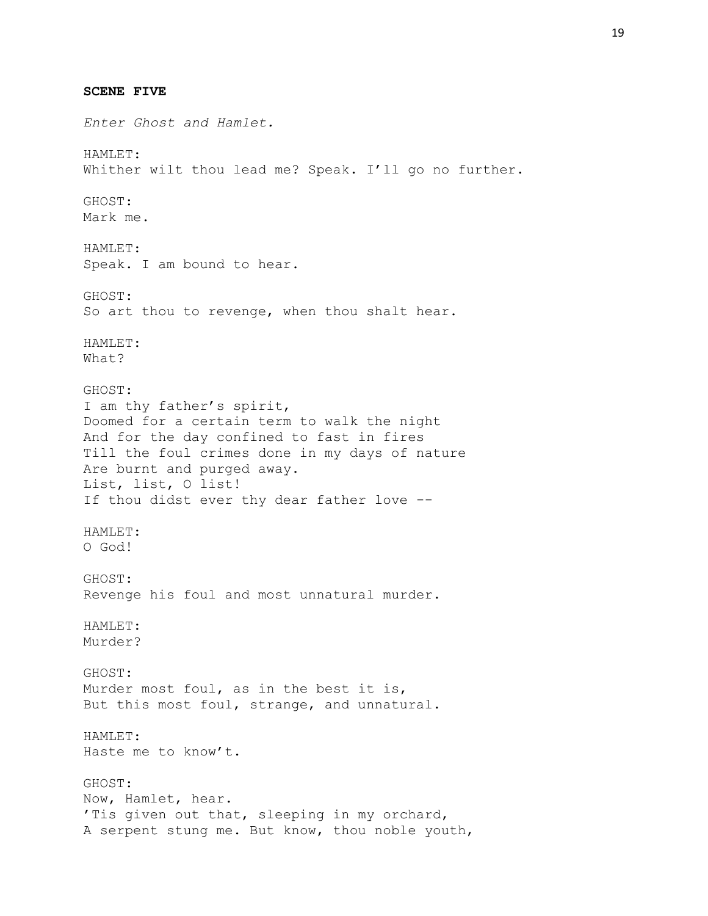**SCENE FIVE**

*Enter Ghost and Hamlet.*

HAMLET:
Whither wilt thou lead me? Speak. I'll go no further.

GHOST:
Mark me.

HAMLET:
Speak. I am bound to hear.

GHOST:
So art thou to revenge, when thou shalt hear.

HAMLET:
What?

GHOST:
I am thy father's spirit,
Doomed for a certain term to walk the night
And for the day confined to fast in fires
Till the foul crimes done in my days of nature
Are burnt and purged away.
List, list, O list!
If thou didst ever thy dear father love --

HAMLET:
O God!

GHOST:
Revenge his foul and most unnatural murder.

HAMLET:
Murder?

GHOST:
Murder most foul, as in the best it is,
But this most foul, strange, and unnatural.

HAMLET:
Haste me to know't.

GHOST:
Now, Hamlet, hear.
'Tis given out that, sleeping in my orchard,
A serpent stung me. But know, thou noble youth,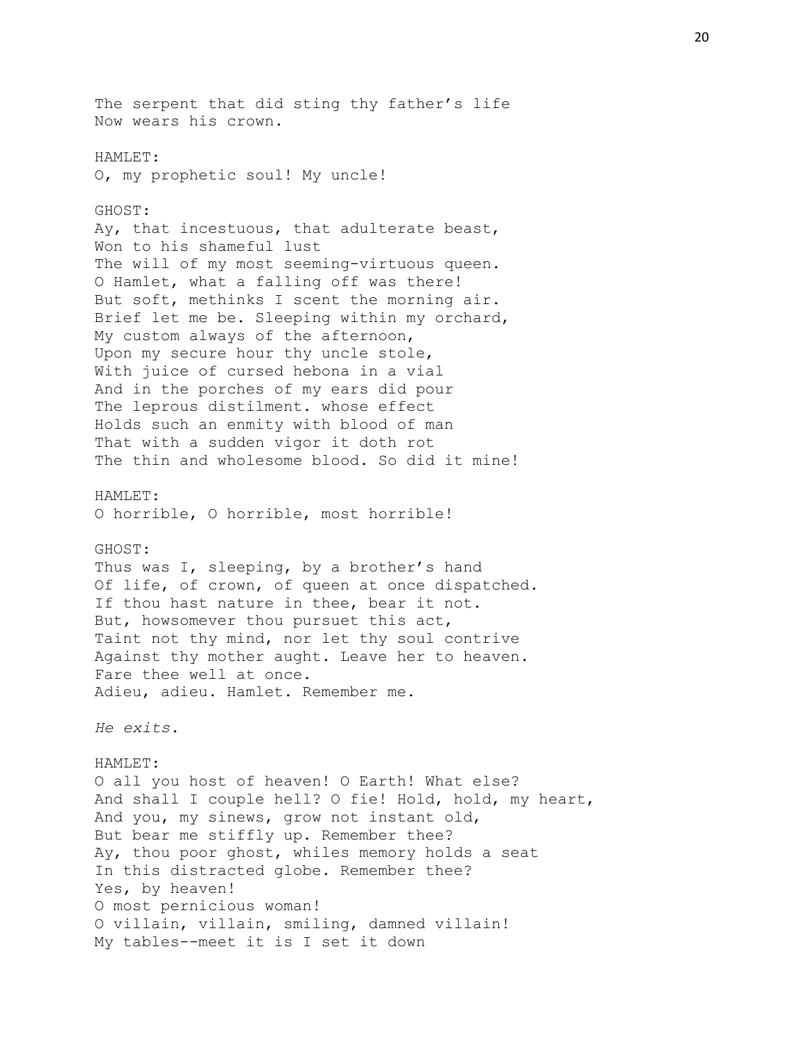The serpent that did sting thy father's life  
Now wears his crown.

HAMLET:  
O, my prophetic soul! My uncle!

GHOST:  
Ay, that incestuous, that adulterate beast,  
Won to his shameful lust  
The will of my most seeming-virtuous queen.  
O Hamlet, what a falling off was there!  
But soft, methinks I scent the morning air.  
Brief let me be. Sleeping within my orchard,  
My custom always of the afternoon,  
Upon my secure hour thy uncle stole,  
With juice of cursed hebona in a vial  
And in the porches of my ears did pour  
The leprous distilment. whose effect  
Holds such an enmity with blood of man  
That with a sudden vigor it doth rot  
The thin and wholesome blood. So did it mine!

HAMLET:  
O horrible, O horrible, most horrible!

GHOST:  
Thus was I, sleeping, by a brother's hand  
Of life, of crown, of queen at once dispatched.  
If thou hast nature in thee, bear it not.  
But, howsomever thou pursuet this act,  
Taint not thy mind, nor let thy soul contrive  
Against thy mother aught. Leave her to heaven.  
Fare thee well at once.  
Adieu, adieu. Hamlet. Remember me.

*He exits.*

HAMLET:  
O all you host of heaven! O Earth! What else?  
And shall I couple hell? O fie! Hold, hold, my heart,  
And you, my sinews, grow not instant old,  
But bear me stiffly up. Remember thee?  
Ay, thou poor ghost, whiles memory holds a seat  
In this distracted globe. Remember thee?  
Yes, by heaven!  
O most pernicious woman!  
O villain, villain, smiling, damned villain!  
My tables--meet it is I set it down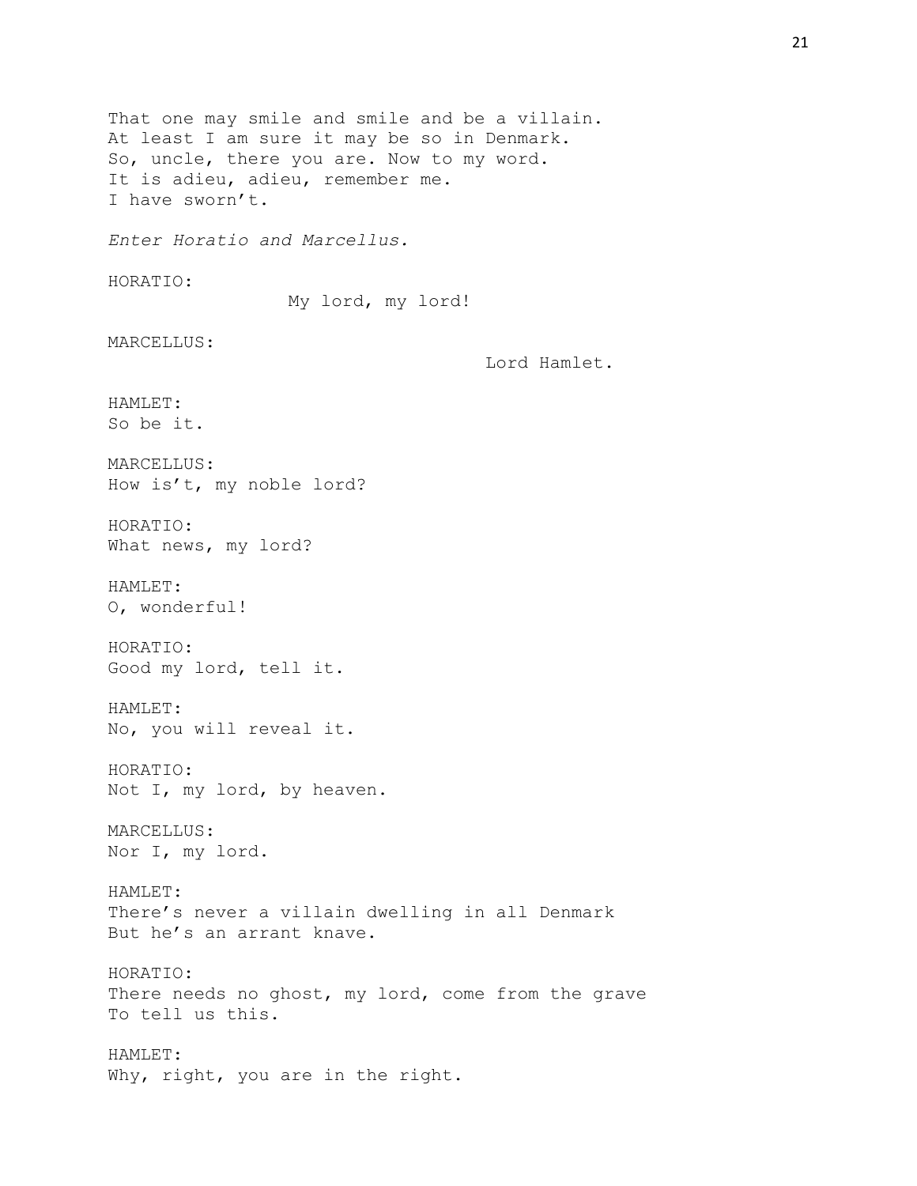That one may smile and smile and be a villain.
At least I am sure it may be so in Denmark.
So, uncle, there you are. Now to my word.
It is adieu, adieu, remember me.
I have sworn't.

*Enter Horatio and Marcellus.*

HORATIO:
My lord, my lord!

MARCELLUS:
Lord Hamlet.

HAMLET:
So be it.

MARCELLUS:
How is't, my noble lord?

HORATIO:
What news, my lord?

HAMLET:
O, wonderful!

HORATIO:
Good my lord, tell it.

HAMLET:
No, you will reveal it.

HORATIO:
Not I, my lord, by heaven.

MARCELLUS:
Nor I, my lord.

HAMLET:
There's never a villain dwelling in all Denmark
But he's an arrant knave.

HORATIO:
There needs no ghost, my lord, come from the grave
To tell us this.

HAMLET:
Why, right, you are in the right.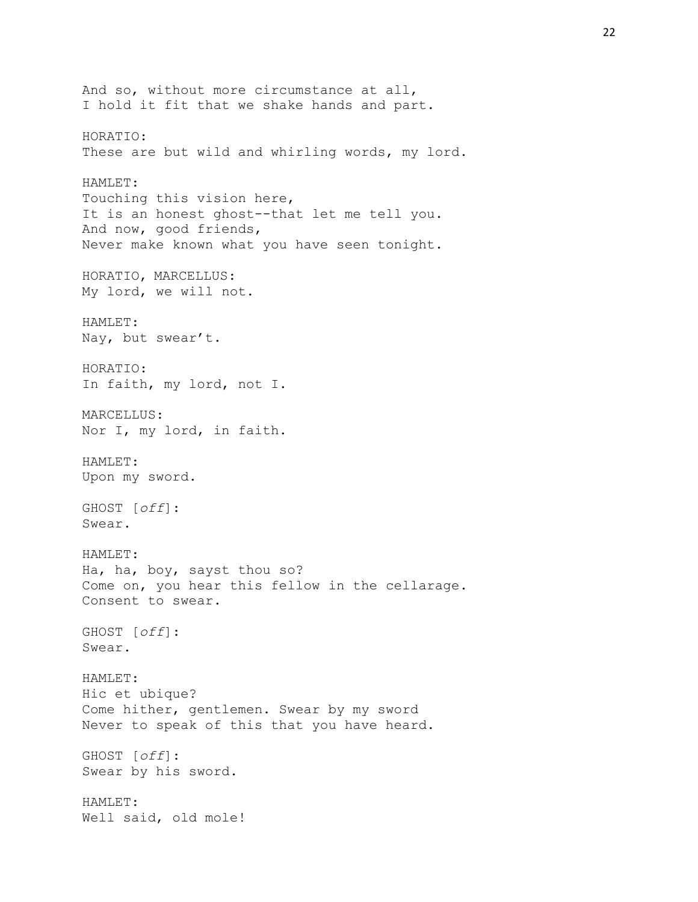And so, without more circumstance at all,
I hold it fit that we shake hands and part.

HORATIO:
These are but wild and whirling words, my lord.

HAMLET:
Touching this vision here,
It is an honest ghost--that let me tell you.
And now, good friends,
Never make known what you have seen tonight.

HORATIO, MARCELLUS:
My lord, we will not.

HAMLET:
Nay, but swear't.

HORATIO:
In faith, my lord, not I.

MARCELLUS:
Nor I, my lord, in faith.

HAMLET:
Upon my sword.

GHOST [*off*]:
Swear.

HAMLET:
Ha, ha, boy, sayst thou so?
Come on, you hear this fellow in the cellarage.
Consent to swear.

GHOST [*off*]:
Swear.

HAMLET:
Hic et ubique?
Come hither, gentlemen. Swear by my sword
Never to speak of this that you have heard.

GHOST [*off*]:
Swear by his sword.

HAMLET:
Well said, old mole!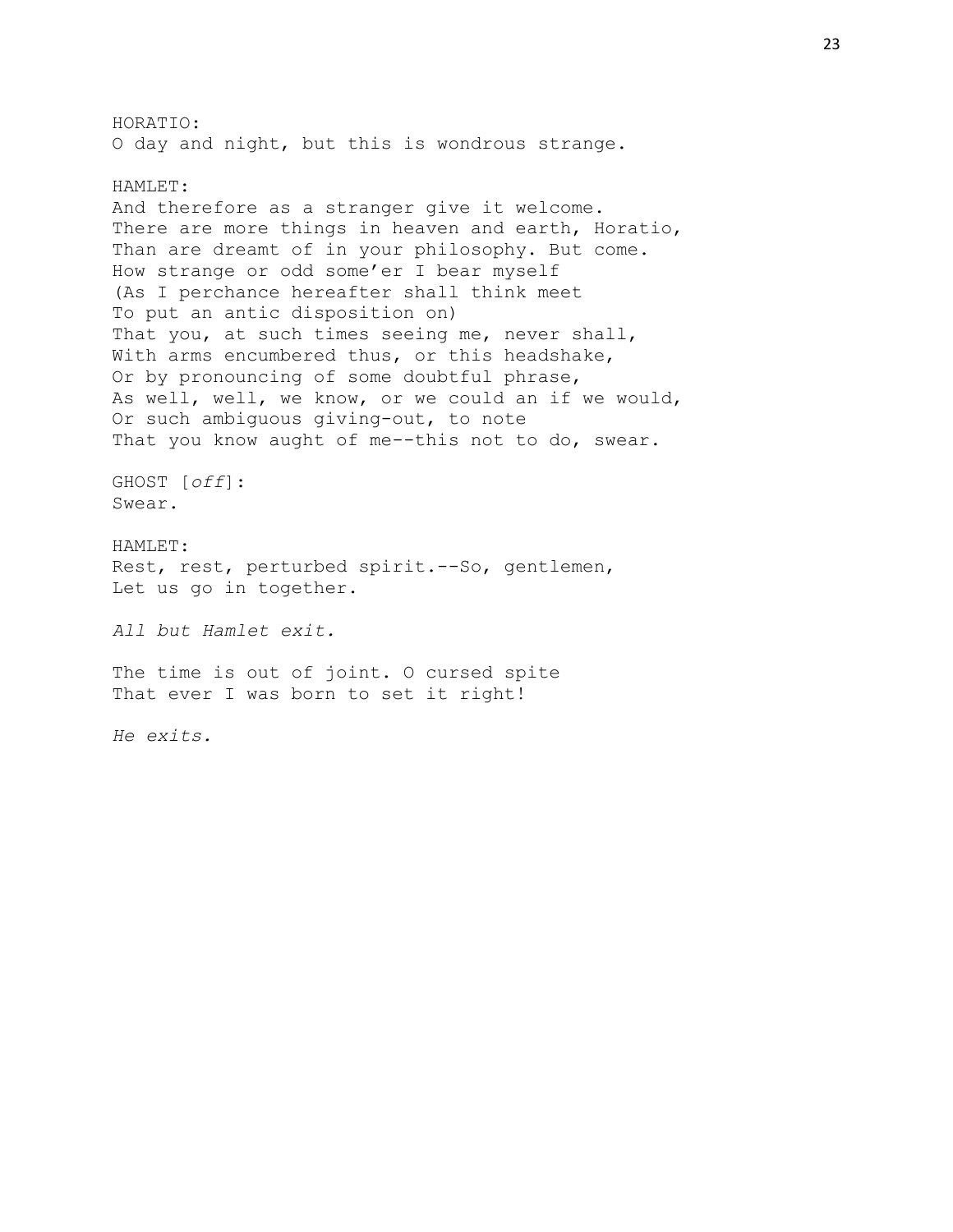HORATIO:  
O day and night, but this is wondrous strange.

HAMLET:  
And therefore as a stranger give it welcome.  
There are more things in heaven and earth, Horatio,  
Than are dreamt of in your philosophy. But come.  
How strange or odd some'er I bear myself  
(As I perchance hereafter shall think meet  
To put an antic disposition on)  
That you, at such times seeing me, never shall,  
With arms encumbered thus, or this headshake,  
Or by pronouncing of some doubtful phrase,  
As well, well, we know, or we could an if we would,  
Or such ambiguous giving-out, to note  
That you know aught of me--this not to do, swear.

GHOST [*off*]:  
Swear.

HAMLET:  
Rest, rest, perturbed spirit.--So, gentlemen,  
Let us go in together.

*All but Hamlet exit.*

The time is out of joint. O cursed spite  
That ever I was born to set it right!

*He exits.*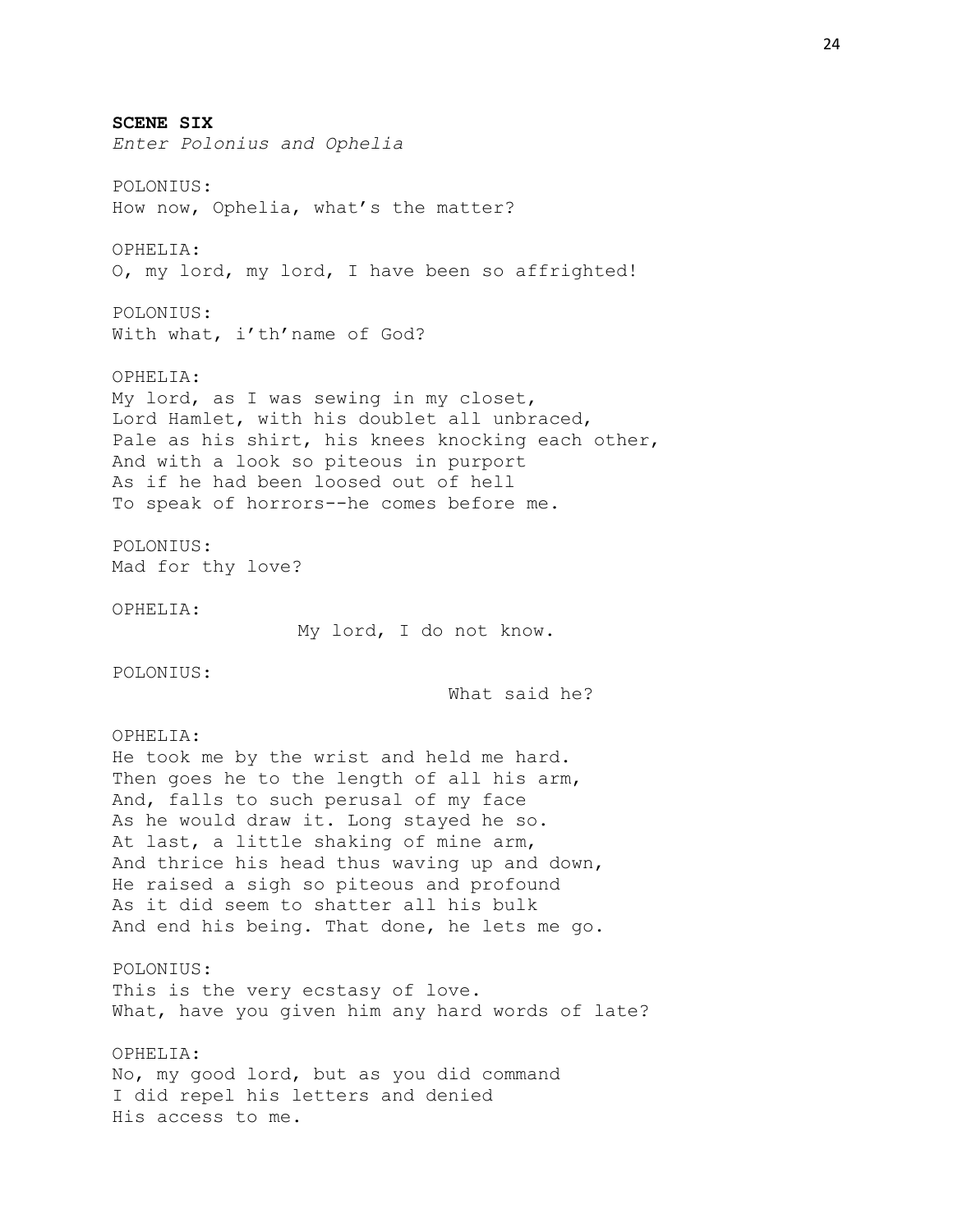**SCENE SIX**

*Enter Polonius and Ophelia*

POLONIUS:
How now, Ophelia, what's the matter?

OPHELIA:
O, my lord, my lord, I have been so affrighted!

POLONIUS:
With what, i'th'name of God?

OPHELIA:
My lord, as I was sewing in my closet,
Lord Hamlet, with his doublet all unbraced,
Pale as his shirt, his knees knocking each other,
And with a look so piteous in purport
As if he had been loosed out of hell
To speak of horrors--he comes before me.

POLONIUS:
Mad for thy love?

OPHELIA:
My lord, I do not know.

POLONIUS:
What said he?

OPHELIA:
He took me by the wrist and held me hard.
Then goes he to the length of all his arm,
And, falls to such perusal of my face
As he would draw it. Long stayed he so.
At last, a little shaking of mine arm,
And thrice his head thus waving up and down,
He raised a sigh so piteous and profound
As it did seem to shatter all his bulk
And end his being. That done, he lets me go.

POLONIUS:
This is the very ecstasy of love.
What, have you given him any hard words of late?

OPHELIA:
No, my good lord, but as you did command
I did repel his letters and denied
His access to me.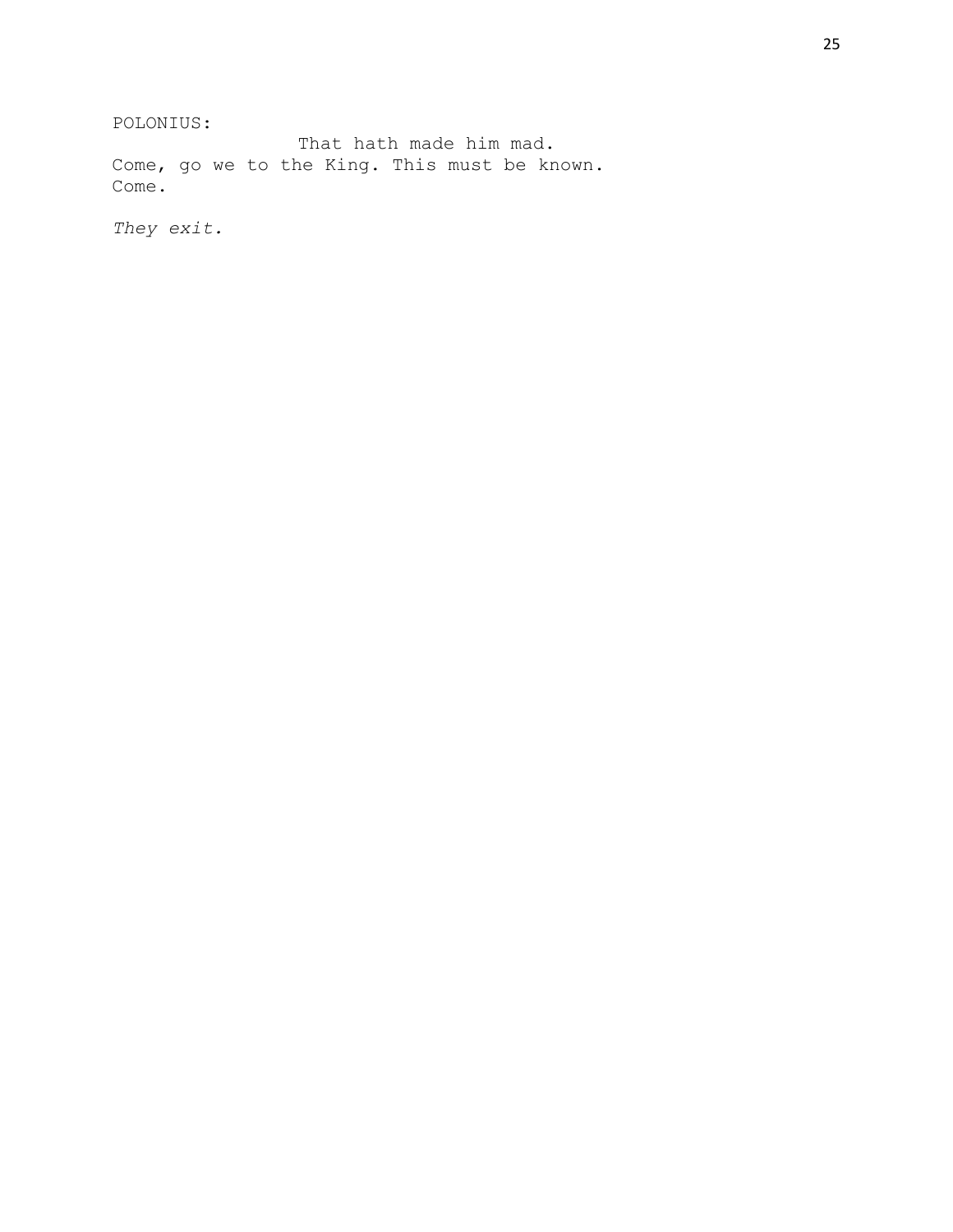POLONIUS:

                That hath made him mad.  
Come, go we to the King. This must be known.  
Come.

*They exit.*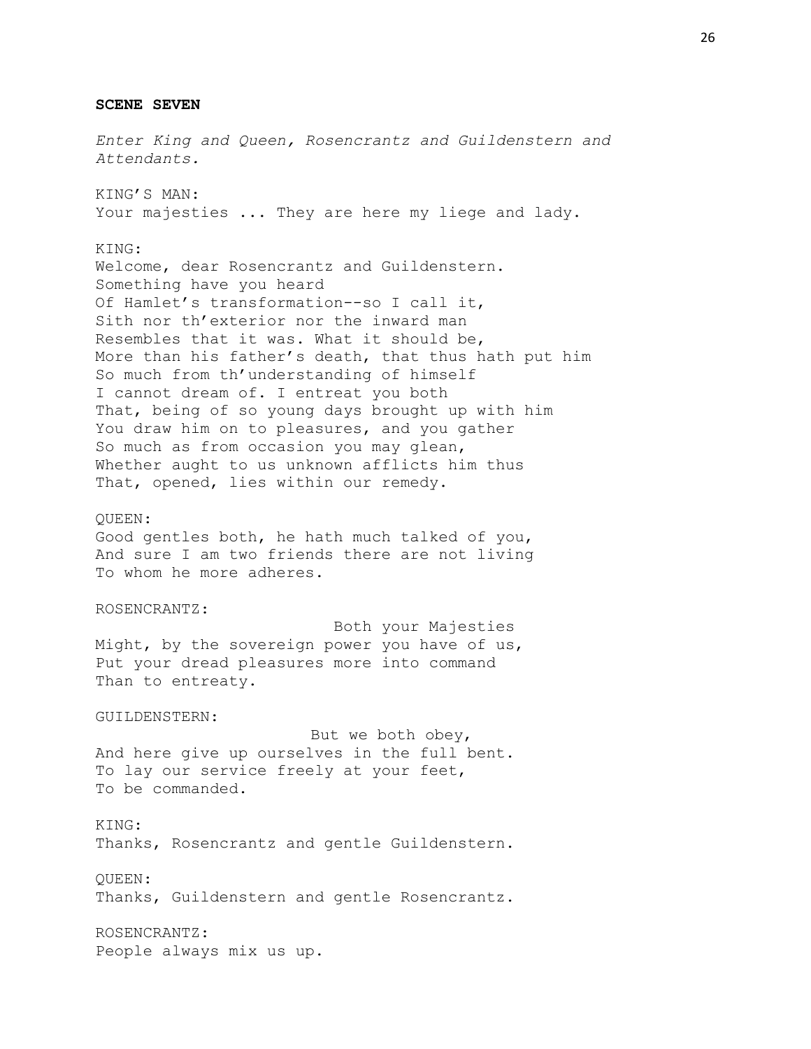**SCENE SEVEN**

*Enter King and Queen, Rosencrantz and Guildenstern and Attendants.*

KING'S MAN:
Your majesties ... They are here my liege and lady.

KING:
Welcome, dear Rosencrantz and Guildenstern.
Something have you heard
Of Hamlet's transformation--so I call it,
Sith nor th'exterior nor the inward man
Resembles that it was. What it should be,
More than his father's death, that thus hath put him
So much from th'understanding of himself
I cannot dream of. I entreat you both
That, being of so young days brought up with him
You draw him on to pleasures, and you gather
So much as from occasion you may glean,
Whether aught to us unknown afflicts him thus
That, opened, lies within our remedy.

QUEEN:
Good gentles both, he hath much talked of you,
And sure I am two friends there are not living
To whom he more adheres.

ROSENCRANTZ:
Both your Majesties
Might, by the sovereign power you have of us,
Put your dread pleasures more into command
Than to entreaty.

GUILDENSTERN:
But we both obey,
And here give up ourselves in the full bent.
To lay our service freely at your feet,
To be commanded.

KING:
Thanks, Rosencrantz and gentle Guildenstern.

QUEEN:
Thanks, Guildenstern and gentle Rosencrantz.

ROSENCRANTZ:
People always mix us up.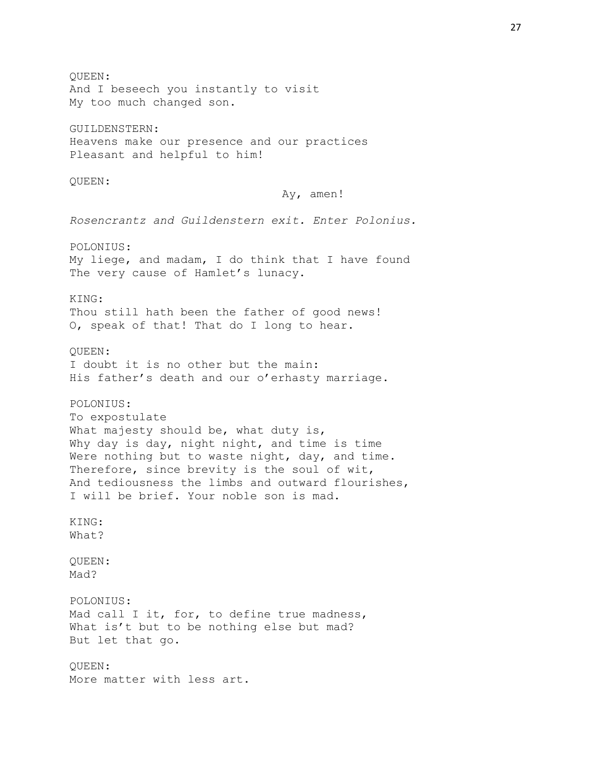QUEEN:
And I beseech you instantly to visit
My too much changed son.

GUILDENSTERN:
Heavens make our presence and our practices
Pleasant and helpful to him!

QUEEN:
Ay, amen!

*Rosencrantz and Guildenstern exit. Enter Polonius.*

POLONIUS:
My liege, and madam, I do think that I have found
The very cause of Hamlet's lunacy.

KING:
Thou still hath been the father of good news!
O, speak of that! That do I long to hear.

QUEEN:
I doubt it is no other but the main:
His father's death and our o'erhasty marriage.

POLONIUS:
To expostulate
What majesty should be, what duty is,
Why day is day, night night, and time is time
Were nothing but to waste night, day, and time.
Therefore, since brevity is the soul of wit,
And tediousness the limbs and outward flourishes,
I will be brief. Your noble son is mad.

KING:
What?

QUEEN:
Mad?

POLONIUS:
Mad call I it, for, to define true madness,
What is't but to be nothing else but mad?
But let that go.

QUEEN:
More matter with less art.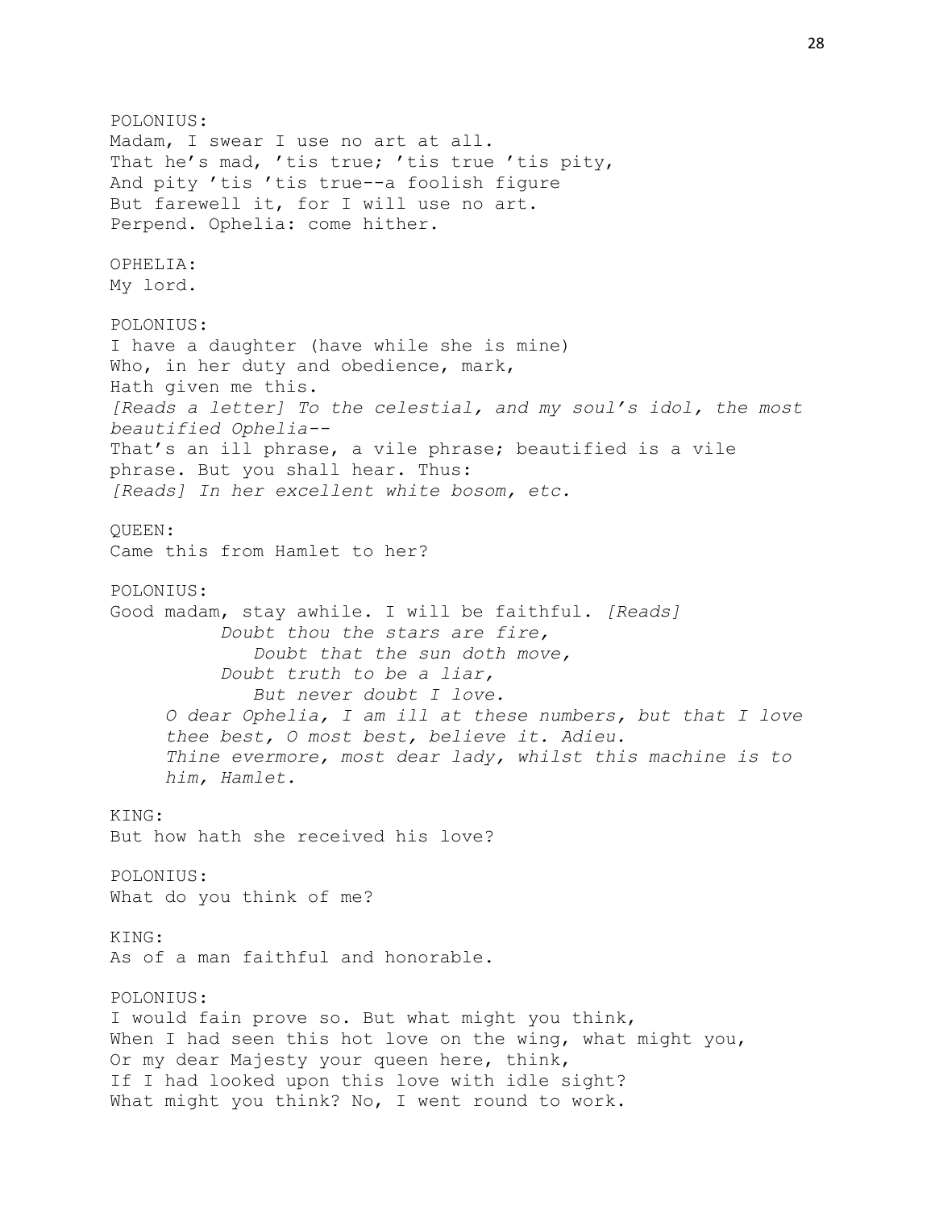POLONIUS:
Madam, I swear I use no art at all.
That he's mad, 'tis true; 'tis true 'tis pity,
And pity 'tis 'tis true--a foolish figure
But farewell it, for I will use no art.
Perpend. Ophelia: come hither.

OPHELIA:
My lord.

POLONIUS:
I have a daughter (have while she is mine)
Who, in her duty and obedience, mark,
Hath given me this.
*[Reads a letter] To the celestial, and my soul's idol, the most beautified Ophelia--*
That's an ill phrase, a vile phrase; beautified is a vile phrase. But you shall hear. Thus:
*[Reads] In her excellent white bosom, etc.*

QUEEN:
Came this from Hamlet to her?

POLONIUS:
Good madam, stay awhile. I will be faithful. *[Reads]*

*Doubt thou the stars are fire,*
*Doubt that the sun doth move,*
*Doubt truth to be a liar,*
*But never doubt I love.*

*O dear Ophelia, I am ill at these numbers, but that I love thee best, O most best, believe it. Adieu.*
*Thine evermore, most dear lady, whilst this machine is to him, Hamlet.*

KING:
But how hath she received his love?

POLONIUS:
What do you think of me?

KING:
As of a man faithful and honorable.

POLONIUS:
I would fain prove so. But what might you think,
When I had seen this hot love on the wing, what might you,
Or my dear Majesty your queen here, think,
If I had looked upon this love with idle sight?
What might you think? No, I went round to work.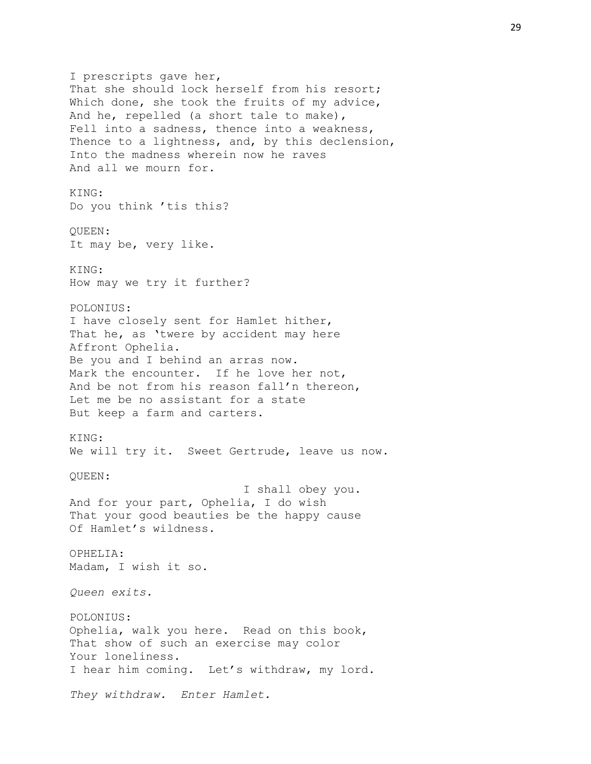I prescripts gave her,  
That she should lock herself from his resort;  
Which done, she took the fruits of my advice,  
And he, repelled (a short tale to make),  
Fell into a sadness, thence into a weakness,  
Thence to a lightness, and, by this declension,  
Into the madness wherein now he raves  
And all we mourn for.

KING:  
Do you think 'tis this?

QUEEN:  
It may be, very like.

KING:  
How may we try it further?

POLONIUS:  
I have closely sent for Hamlet hither,  
That he, as 'twere by accident may here  
Affront Ophelia.  
Be you and I behind an arras now.  
Mark the encounter.  If he love her not,  
And be not from his reason fall'n thereon,  
Let me be no assistant for a state  
But keep a farm and carters.

KING:  
We will try it.  Sweet Gertrude, leave us now.

QUEEN:  
I shall obey you.  
And for your part, Ophelia, I do wish  
That your good beauties be the happy cause  
Of Hamlet's wildness.

OPHELIA:  
Madam, I wish it so.

*Queen exits.*

POLONIUS:  
Ophelia, walk you here.  Read on this book,  
That show of such an exercise may color  
Your loneliness.  
I hear him coming.  Let's withdraw, my lord.

*They withdraw.  Enter Hamlet.*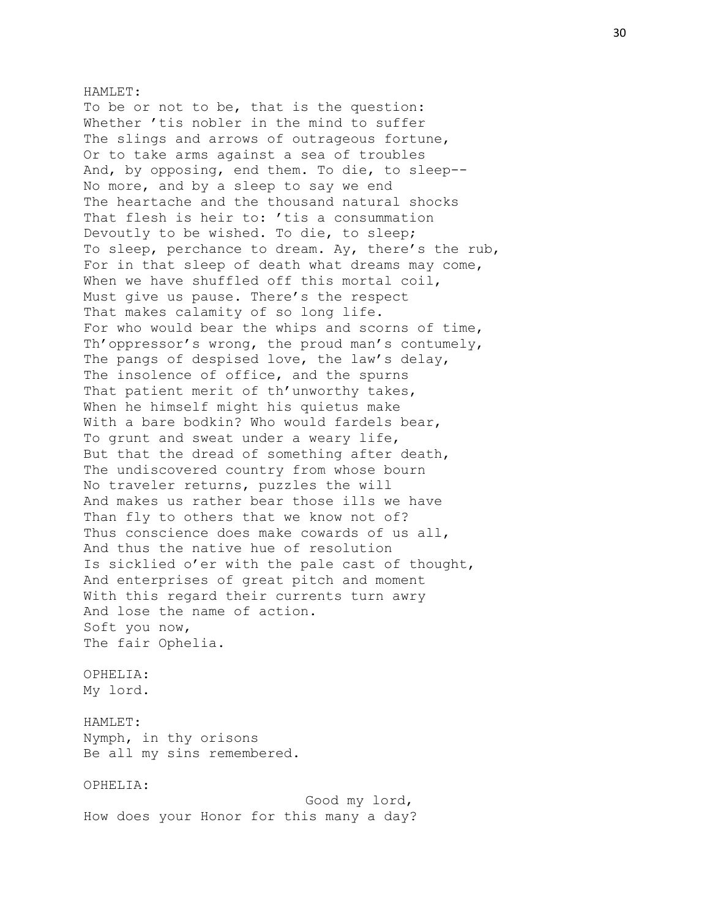HAMLET:
To be or not to be, that is the question:
Whether ’tis nobler in the mind to suffer
The slings and arrows of outrageous fortune,
Or to take arms against a sea of troubles
And, by opposing, end them. To die, to sleep--
No more, and by a sleep to say we end
The heartache and the thousand natural shocks
That flesh is heir to: ’tis a consummation
Devoutly to be wished. To die, to sleep;
To sleep, perchance to dream. Ay, there’s the rub,
For in that sleep of death what dreams may come,
When we have shuffled off this mortal coil,
Must give us pause. There’s the respect
That makes calamity of so long life.
For who would bear the whips and scorns of time,
Th’oppressor’s wrong, the proud man’s contumely,
The pangs of despised love, the law’s delay,
The insolence of office, and the spurns
That patient merit of th’unworthy takes,
When he himself might his quietus make
With a bare bodkin? Who would fardels bear,
To grunt and sweat under a weary life,
But that the dread of something after death,
The undiscovered country from whose bourn
No traveler returns, puzzles the will
And makes us rather bear those ills we have
Than fly to others that we know not of?
Thus conscience does make cowards of us all,
And thus the native hue of resolution
Is sicklied o’er with the pale cast of thought,
And enterprises of great pitch and moment
With this regard their currents turn awry
And lose the name of action.
Soft you now,
The fair Ophelia.

OPHELIA:
My lord.

HAMLET:
Nymph, in thy orisons
Be all my sins remembered.

OPHELIA:
Good my lord,
How does your Honor for this many a day?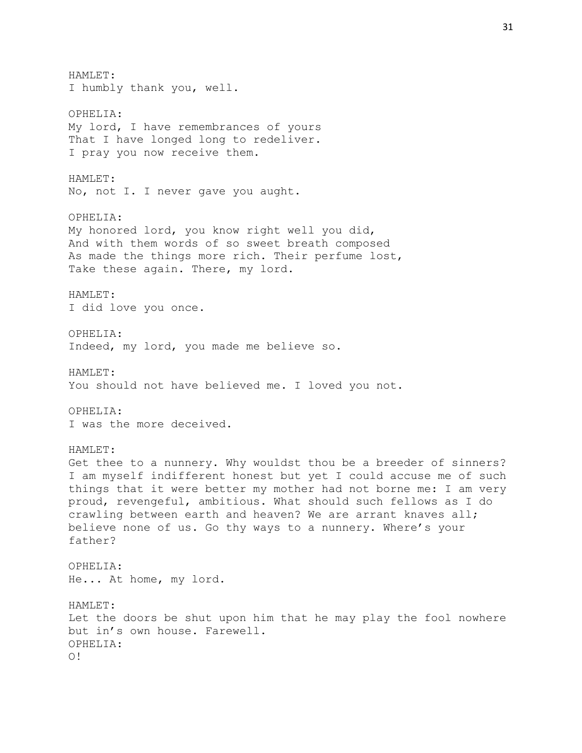HAMLET:
I humbly thank you, well.

OPHELIA:
My lord, I have remembrances of yours
That I have longed long to redeliver.
I pray you now receive them.

HAMLET:
No, not I. I never gave you aught.

OPHELIA:
My honored lord, you know right well you did,
And with them words of so sweet breath composed
As made the things more rich. Their perfume lost,
Take these again. There, my lord.

HAMLET:
I did love you once.

OPHELIA:
Indeed, my lord, you made me believe so.

HAMLET:
You should not have believed me. I loved you not.

OPHELIA:
I was the more deceived.

HAMLET:
Get thee to a nunnery. Why wouldst thou be a breeder of sinners? I am myself indifferent honest but yet I could accuse me of such things that it were better my mother had not borne me: I am very proud, revengeful, ambitious. What should such fellows as I do crawling between earth and heaven? We are arrant knaves all; believe none of us. Go thy ways to a nunnery. Where's your father?

OPHELIA:
He... At home, my lord.

HAMLET:
Let the doors be shut upon him that he may play the fool nowhere but in's own house. Farewell.

OPHELIA:
O!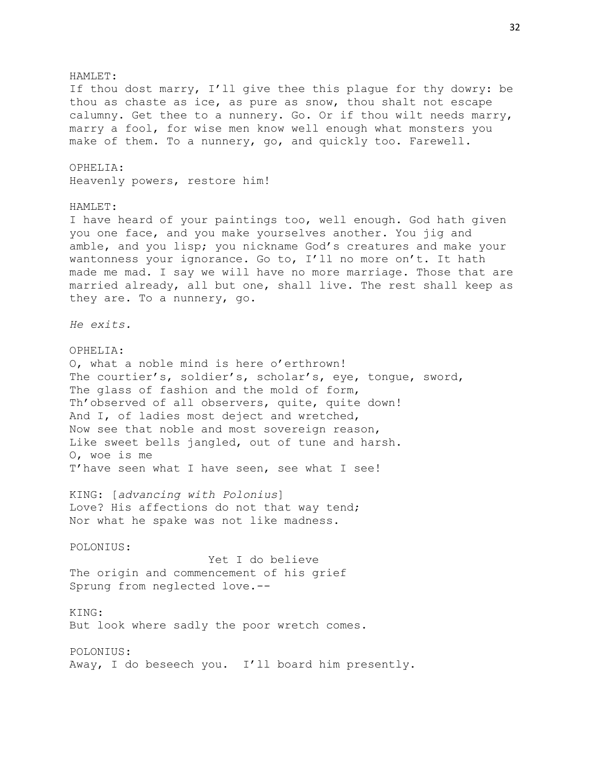HAMLET:
If thou dost marry, I'll give thee this plague for thy dowry: be thou as chaste as ice, as pure as snow, thou shalt not escape calumny. Get thee to a nunnery. Go. Or if thou wilt needs marry, marry a fool, for wise men know well enough what monsters you make of them. To a nunnery, go, and quickly too. Farewell.

OPHELIA:
Heavenly powers, restore him!

HAMLET:
I have heard of your paintings too, well enough. God hath given you one face, and you make yourselves another. You jig and amble, and you lisp; you nickname God's creatures and make your wantonness your ignorance. Go to, I'll no more on't. It hath made me mad. I say we will have no more marriage. Those that are married already, all but one, shall live. The rest shall keep as they are. To a nunnery, go.

*He exits.*

OPHELIA:
O, what a noble mind is here o'erthrown!
The courtier's, soldier's, scholar's, eye, tongue, sword,
The glass of fashion and the mold of form,
Th'observed of all observers, quite, quite down!
And I, of ladies most deject and wretched,
Now see that noble and most sovereign reason,
Like sweet bells jangled, out of tune and harsh.
O, woe is me
T'have seen what I have seen, see what I see!

KING: [*advancing with Polonius*]
Love? His affections do not that way tend;
Nor what he spake was not like madness.

POLONIUS:
Yet I do believe
The origin and commencement of his grief
Sprung from neglected love.--

KING:
But look where sadly the poor wretch comes.

POLONIUS:
Away, I do beseech you. I'll board him presently.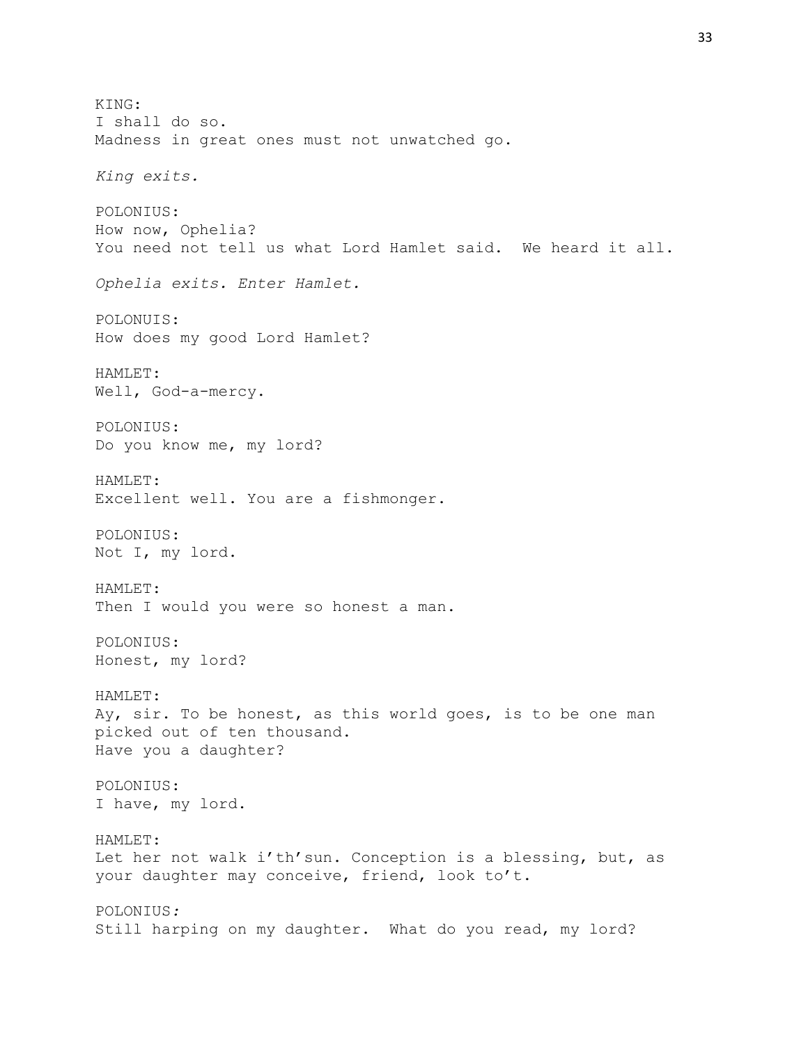KING:
I shall do so.
Madness in great ones must not unwatched go.

*King exits.*

POLONIUS:
How now, Ophelia?
You need not tell us what Lord Hamlet said.  We heard it all.

*Ophelia exits. Enter Hamlet.*

POLONUIS:
How does my good Lord Hamlet?

HAMLET:
Well, God-a-mercy.

POLONIUS:
Do you know me, my lord?

HAMLET:
Excellent well. You are a fishmonger.

POLONIUS:
Not I, my lord.

HAMLET:
Then I would you were so honest a man.

POLONIUS:
Honest, my lord?

HAMLET:
Ay, sir. To be honest, as this world goes, is to be one man picked out of ten thousand.
Have you a daughter?

POLONIUS:
I have, my lord.

HAMLET:
Let her not walk i'th'sun. Conception is a blessing, but, as your daughter may conceive, friend, look to't.

POLONIUS*:*
Still harping on my daughter.  What do you read, my lord?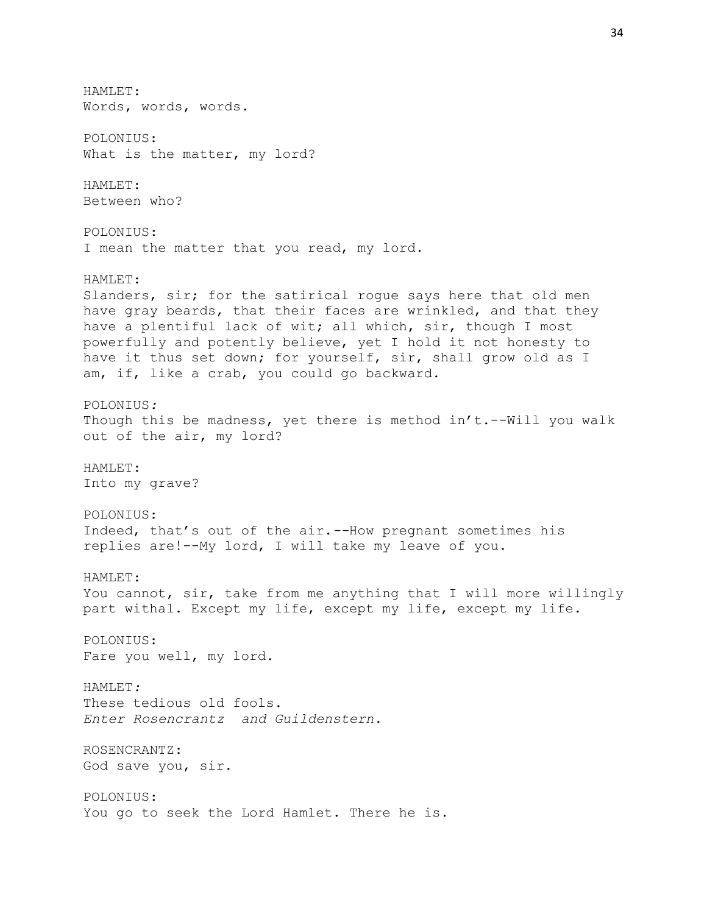HAMLET:
Words, words, words.

POLONIUS:
What is the matter, my lord?

HAMLET:
Between who?

POLONIUS:
I mean the matter that you read, my lord.

HAMLET:
Slanders, sir; for the satirical rogue says here that old men have gray beards, that their faces are wrinkled, and that they have a plentiful lack of wit; all which, sir, though I most powerfully and potently believe, yet I hold it not honesty to have it thus set down; for yourself, sir, shall grow old as I am, if, like a crab, you could go backward.

POLONIUS*:*
Though this be madness, yet there is method in't.--Will you walk out of the air, my lord?

HAMLET:
Into my grave?

POLONIUS:
Indeed, that's out of the air.--How pregnant sometimes his replies are!--My lord, I will take my leave of you.

HAMLET:
You cannot, sir, take from me anything that I will more willingly part withal. Except my life, except my life, except my life.

POLONIUS:
Fare you well, my lord.

HAMLET*:*
These tedious old fools.
*Enter Rosencrantz and Guildenstern.*

ROSENCRANTZ:
God save you, sir.

POLONIUS:
You go to seek the Lord Hamlet. There he is.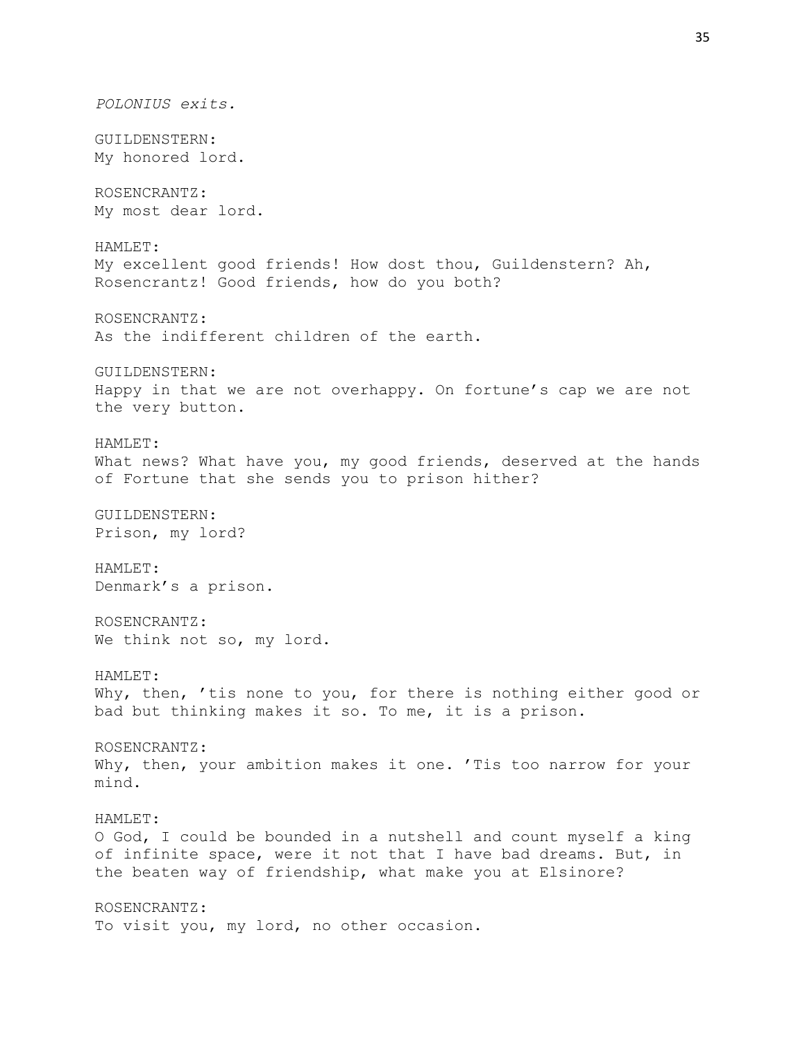*POLONIUS exits.*

GUILDENSTERN:
My honored lord.

ROSENCRANTZ:
My most dear lord.

HAMLET:
My excellent good friends! How dost thou, Guildenstern? Ah, Rosencrantz! Good friends, how do you both?

ROSENCRANTZ:
As the indifferent children of the earth.

GUILDENSTERN:
Happy in that we are not overhappy. On fortune’s cap we are not the very button.

HAMLET:
What news? What have you, my good friends, deserved at the hands of Fortune that she sends you to prison hither?

GUILDENSTERN:
Prison, my lord?

HAMLET:
Denmark’s a prison.

ROSENCRANTZ:
We think not so, my lord.

HAMLET:
Why, then, ’tis none to you, for there is nothing either good or bad but thinking makes it so. To me, it is a prison.

ROSENCRANTZ:
Why, then, your ambition makes it one. ’Tis too narrow for your mind.

HAMLET:
O God, I could be bounded in a nutshell and count myself a king of infinite space, were it not that I have bad dreams. But, in the beaten way of friendship, what make you at Elsinore?

ROSENCRANTZ:
To visit you, my lord, no other occasion.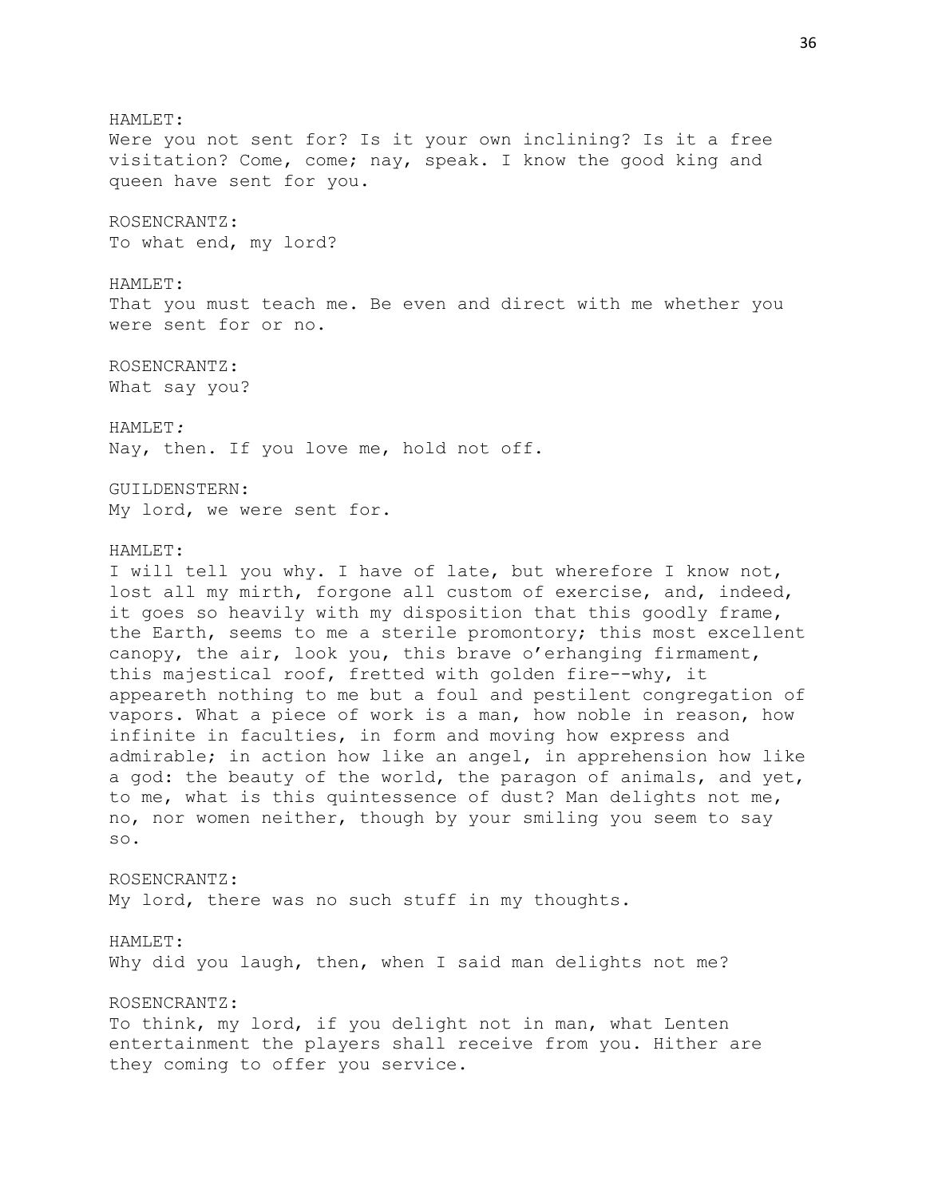HAMLET:
Were you not sent for? Is it your own inclining? Is it a free visitation? Come, come; nay, speak. I know the good king and queen have sent for you.

ROSENCRANTZ:
To what end, my lord?

HAMLET:
That you must teach me. Be even and direct with me whether you were sent for or no.

ROSENCRANTZ:
What say you?

HAMLET*:*
Nay, then. If you love me, hold not off.

GUILDENSTERN:
My lord, we were sent for.

HAMLET:
I will tell you why. I have of late, but wherefore I know not, lost all my mirth, forgone all custom of exercise, and, indeed, it goes so heavily with my disposition that this goodly frame, the Earth, seems to me a sterile promontory; this most excellent canopy, the air, look you, this brave o'erhanging firmament, this majestical roof, fretted with golden fire--why, it appeareth nothing to me but a foul and pestilent congregation of vapors. What a piece of work is a man, how noble in reason, how infinite in faculties, in form and moving how express and admirable; in action how like an angel, in apprehension how like a god: the beauty of the world, the paragon of animals, and yet, to me, what is this quintessence of dust? Man delights not me, no, nor women neither, though by your smiling you seem to say so.

ROSENCRANTZ:
My lord, there was no such stuff in my thoughts.

HAMLET:
Why did you laugh, then, when I said man delights not me?

ROSENCRANTZ:
To think, my lord, if you delight not in man, what Lenten entertainment the players shall receive from you. Hither are they coming to offer you service.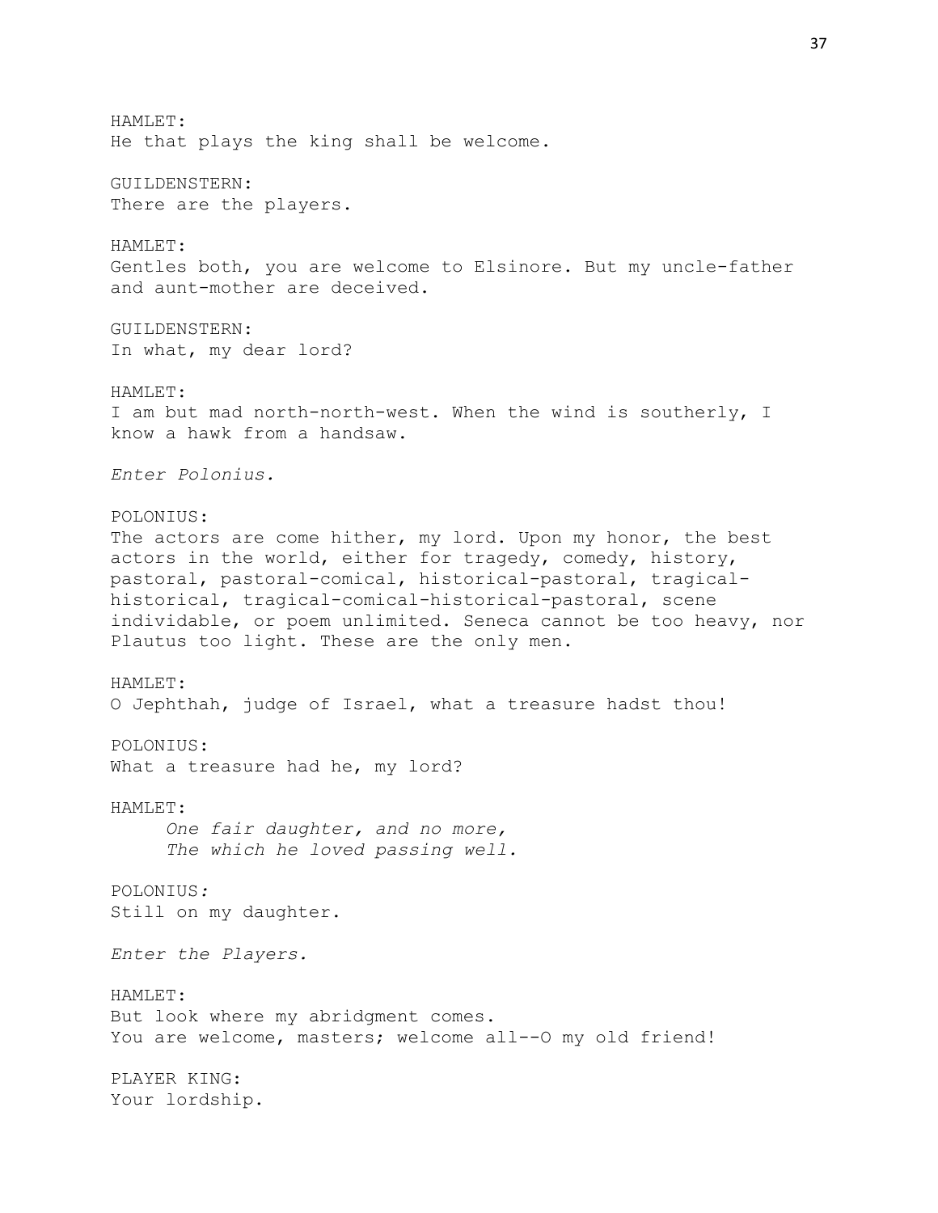HAMLET:
He that plays the king shall be welcome.

GUILDENSTERN:
There are the players.

HAMLET:
Gentles both, you are welcome to Elsinore. But my uncle-father and aunt-mother are deceived.

GUILDENSTERN:
In what, my dear lord?

HAMLET:
I am but mad north-north-west. When the wind is southerly, I know a hawk from a handsaw.

*Enter Polonius.*

POLONIUS:
The actors are come hither, my lord. Upon my honor, the best actors in the world, either for tragedy, comedy, history, pastoral, pastoral-comical, historical-pastoral, tragical-historical, tragical-comical-historical-pastoral, scene individable, or poem unlimited. Seneca cannot be too heavy, nor Plautus too light. These are the only men.

HAMLET:
O Jephthah, judge of Israel, what a treasure hadst thou!

POLONIUS:
What a treasure had he, my lord?

HAMLET:
*One fair daughter, and no more,*
*The which he loved passing well.*

POLONIUS:
Still on my daughter.

*Enter the Players.*

HAMLET:
But look where my abridgment comes.
You are welcome, masters; welcome all--O my old friend!

PLAYER KING:
Your lordship.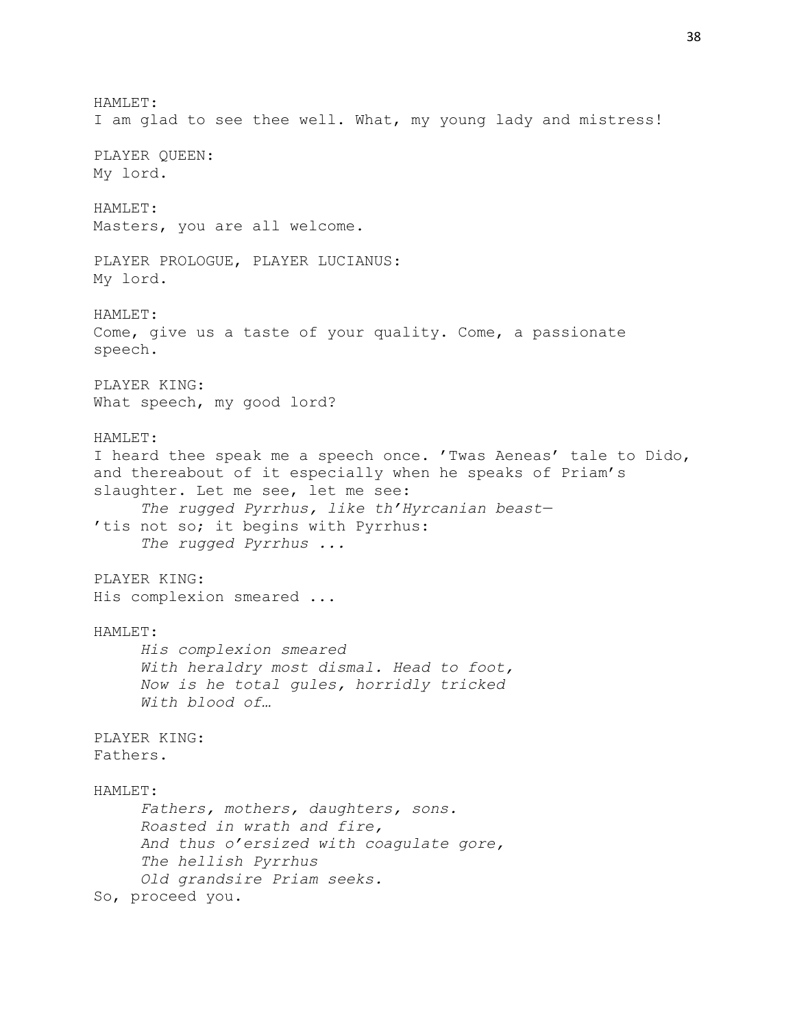HAMLET:
I am glad to see thee well. What, my young lady and mistress!

PLAYER QUEEN:
My lord.

HAMLET:
Masters, you are all welcome.

PLAYER PROLOGUE, PLAYER LUCIANUS:
My lord.

HAMLET:
Come, give us a taste of your quality. Come, a passionate speech.

PLAYER KING:
What speech, my good lord?

HAMLET:
I heard thee speak me a speech once. 'Twas Aeneas' tale to Dido, and thereabout of it especially when he speaks of Priam's slaughter. Let me see, let me see:

> *The rugged Pyrrhus, like th'Hyrcanian beast—*

'tis not so; it begins with Pyrrhus:

> *The rugged Pyrrhus ...*

PLAYER KING:
His complexion smeared ...

HAMLET:

> *His complexion smeared*
> *With heraldry most dismal. Head to foot,*
> *Now is he total gules, horridly tricked*
> *With blood of…*

PLAYER KING:
Fathers.

HAMLET:

> *Fathers, mothers, daughters, sons.*
> *Roasted in wrath and fire,*
> *And thus o'ersized with coagulate gore,*
> *The hellish Pyrrhus*
> *Old grandsire Priam seeks.*

So, proceed you.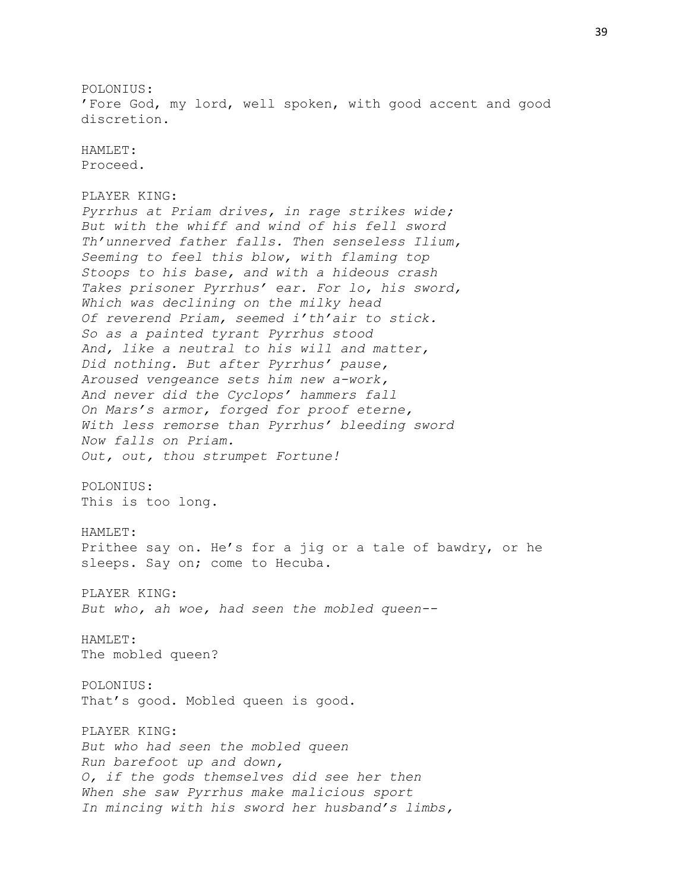POLONIUS:
'Fore God, my lord, well spoken, with good accent and good discretion.

HAMLET:
Proceed.

PLAYER KING:
*Pyrrhus at Priam drives, in rage strikes wide;*
*But with the whiff and wind of his fell sword*
*Th'unnerved father falls. Then senseless Ilium,*
*Seeming to feel this blow, with flaming top*
*Stoops to his base, and with a hideous crash*
*Takes prisoner Pyrrhus' ear. For lo, his sword,*
*Which was declining on the milky head*
*Of reverend Priam, seemed i'th'air to stick.*
*So as a painted tyrant Pyrrhus stood*
*And, like a neutral to his will and matter,*
*Did nothing. But after Pyrrhus' pause,*
*Aroused vengeance sets him new a-work,*
*And never did the Cyclops' hammers fall*
*On Mars's armor, forged for proof eterne,*
*With less remorse than Pyrrhus' bleeding sword*
*Now falls on Priam.*
*Out, out, thou strumpet Fortune!*

POLONIUS:
This is too long.

HAMLET:
Prithee say on. He's for a jig or a tale of bawdry, or he sleeps. Say on; come to Hecuba.

PLAYER KING:
*But who, ah woe, had seen the mobled queen--*

HAMLET:
The mobled queen?

POLONIUS:
That's good. Mobled queen is good.

PLAYER KING:
*But who had seen the mobled queen*
*Run barefoot up and down,*
*O, if the gods themselves did see her then*
*When she saw Pyrrhus make malicious sport*
*In mincing with his sword her husband's limbs,*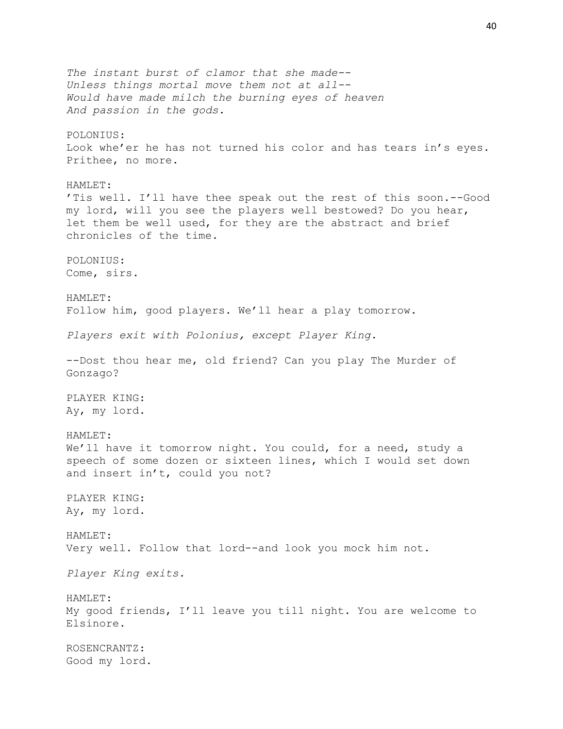*The instant burst of clamor that she made--*
*Unless things mortal move them not at all--*
*Would have made milch the burning eyes of heaven*
*And passion in the gods.*

POLONIUS:
Look whe'er he has not turned his color and has tears in's eyes. Prithee, no more.

HAMLET:
'Tis well. I'll have thee speak out the rest of this soon.--Good my lord, will you see the players well bestowed? Do you hear, let them be well used, for they are the abstract and brief chronicles of the time.

POLONIUS:
Come, sirs.

HAMLET:
Follow him, good players. We'll hear a play tomorrow.

*Players exit with Polonius, except Player King.*

--Dost thou hear me, old friend? Can you play The Murder of Gonzago?

PLAYER KING:
Ay, my lord.

HAMLET:
We'll have it tomorrow night. You could, for a need, study a speech of some dozen or sixteen lines, which I would set down and insert in't, could you not?

PLAYER KING:
Ay, my lord.

HAMLET:
Very well. Follow that lord--and look you mock him not.

*Player King exits.*

HAMLET:
My good friends, I'll leave you till night. You are welcome to Elsinore.

ROSENCRANTZ:
Good my lord.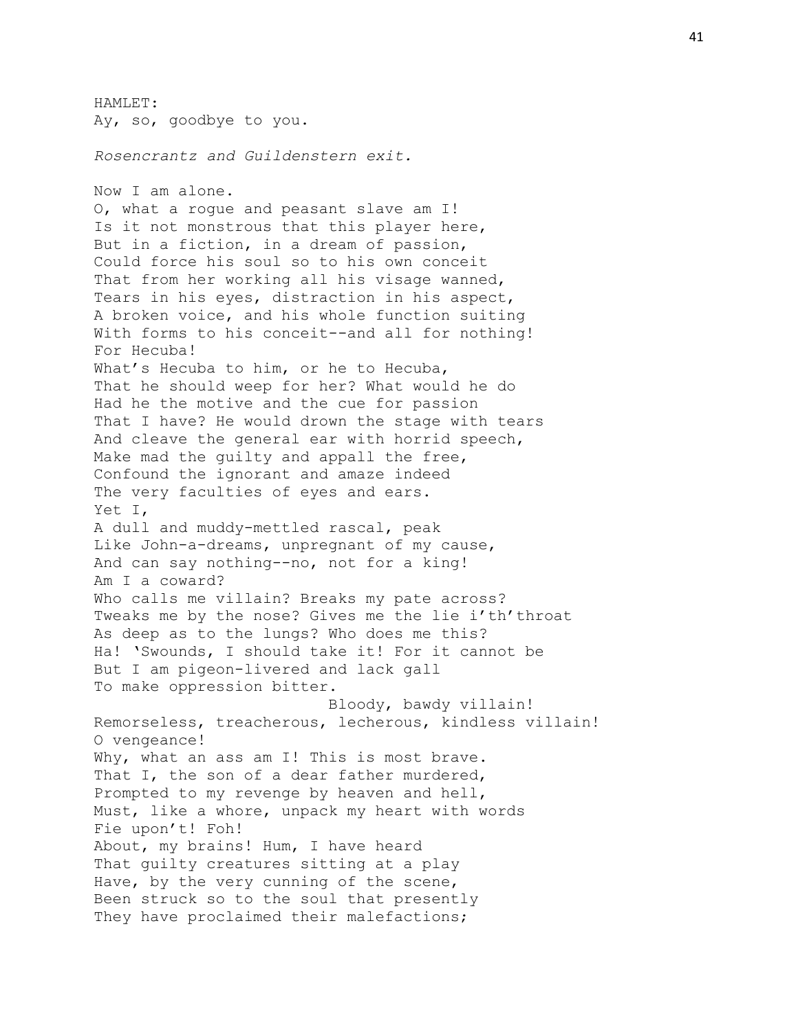HAMLET:
Ay, so, goodbye to you.

*Rosencrantz and Guildenstern exit.*

Now I am alone.
O, what a rogue and peasant slave am I!
Is it not monstrous that this player here,
But in a fiction, in a dream of passion,
Could force his soul so to his own conceit
That from her working all his visage wanned,
Tears in his eyes, distraction in his aspect,
A broken voice, and his whole function suiting
With forms to his conceit--and all for nothing!
For Hecuba!
What's Hecuba to him, or he to Hecuba,
That he should weep for her? What would he do
Had he the motive and the cue for passion
That I have? He would drown the stage with tears
And cleave the general ear with horrid speech,
Make mad the guilty and appall the free,
Confound the ignorant and amaze indeed
The very faculties of eyes and ears.
Yet I,
A dull and muddy-mettled rascal, peak
Like John-a-dreams, unpregnant of my cause,
And can say nothing--no, not for a king!
Am I a coward?
Who calls me villain? Breaks my pate across?
Tweaks me by the nose? Gives me the lie i'th'throat
As deep as to the lungs? Who does me this?
Ha! 'Swounds, I should take it! For it cannot be
But I am pigeon-livered and lack gall
To make oppression bitter.
                              Bloody, bawdy villain!
Remorseless, treacherous, lecherous, kindless villain!
O vengeance!
Why, what an ass am I! This is most brave.
That I, the son of a dear father murdered,
Prompted to my revenge by heaven and hell,
Must, like a whore, unpack my heart with words
Fie upon't! Foh!
About, my brains! Hum, I have heard
That guilty creatures sitting at a play
Have, by the very cunning of the scene,
Been struck so to the soul that presently
They have proclaimed their malefactions;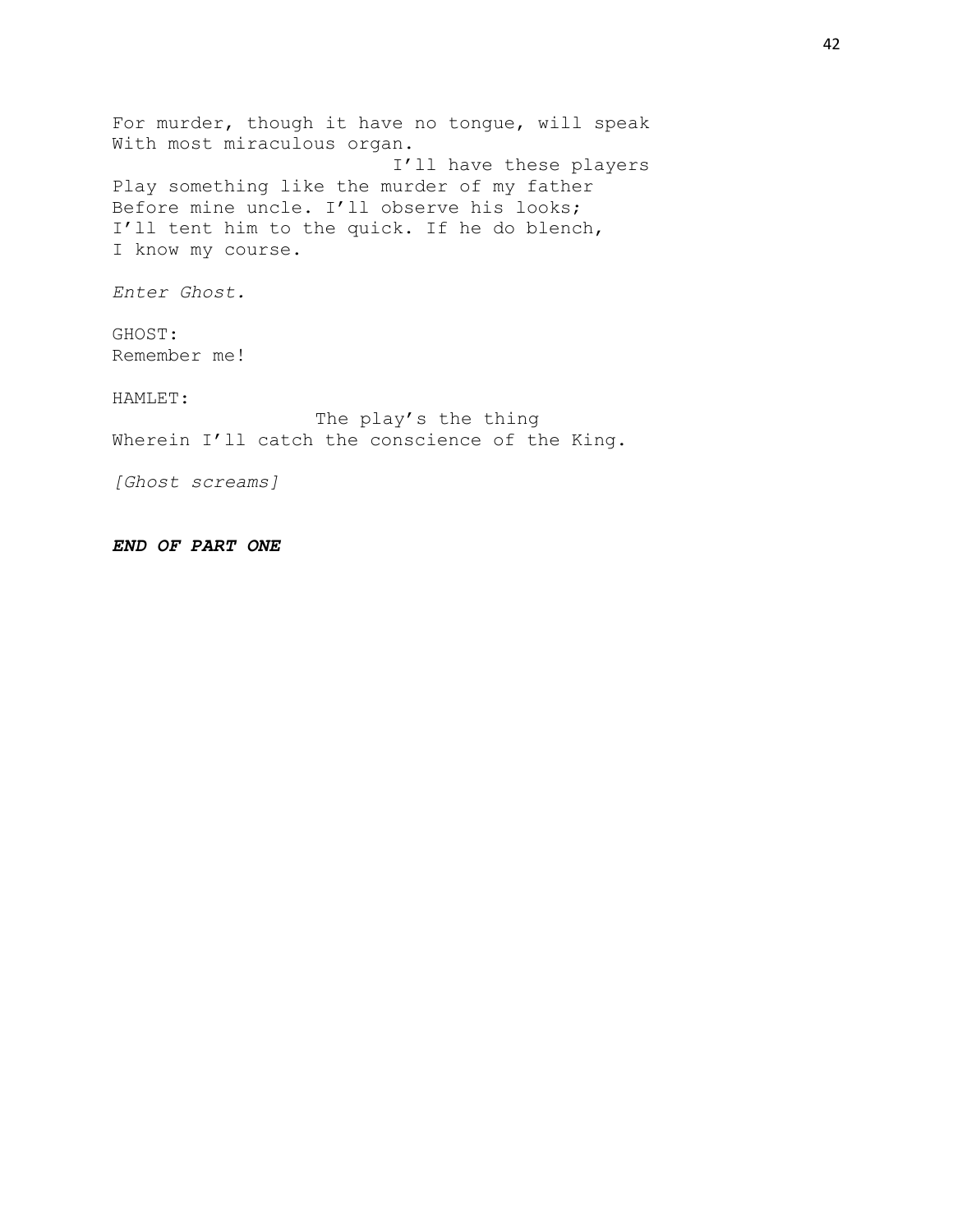For murder, though it have no tongue, will speak
With most miraculous organ.
                              I'll have these players
Play something like the murder of my father
Before mine uncle. I'll observe his looks;
I'll tent him to the quick. If he do blench,
I know my course.

*Enter Ghost.*

GHOST:
Remember me!

HAMLET:
                    The play's the thing
Wherein I'll catch the conscience of the King.

*[Ghost screams]*

***END OF PART ONE***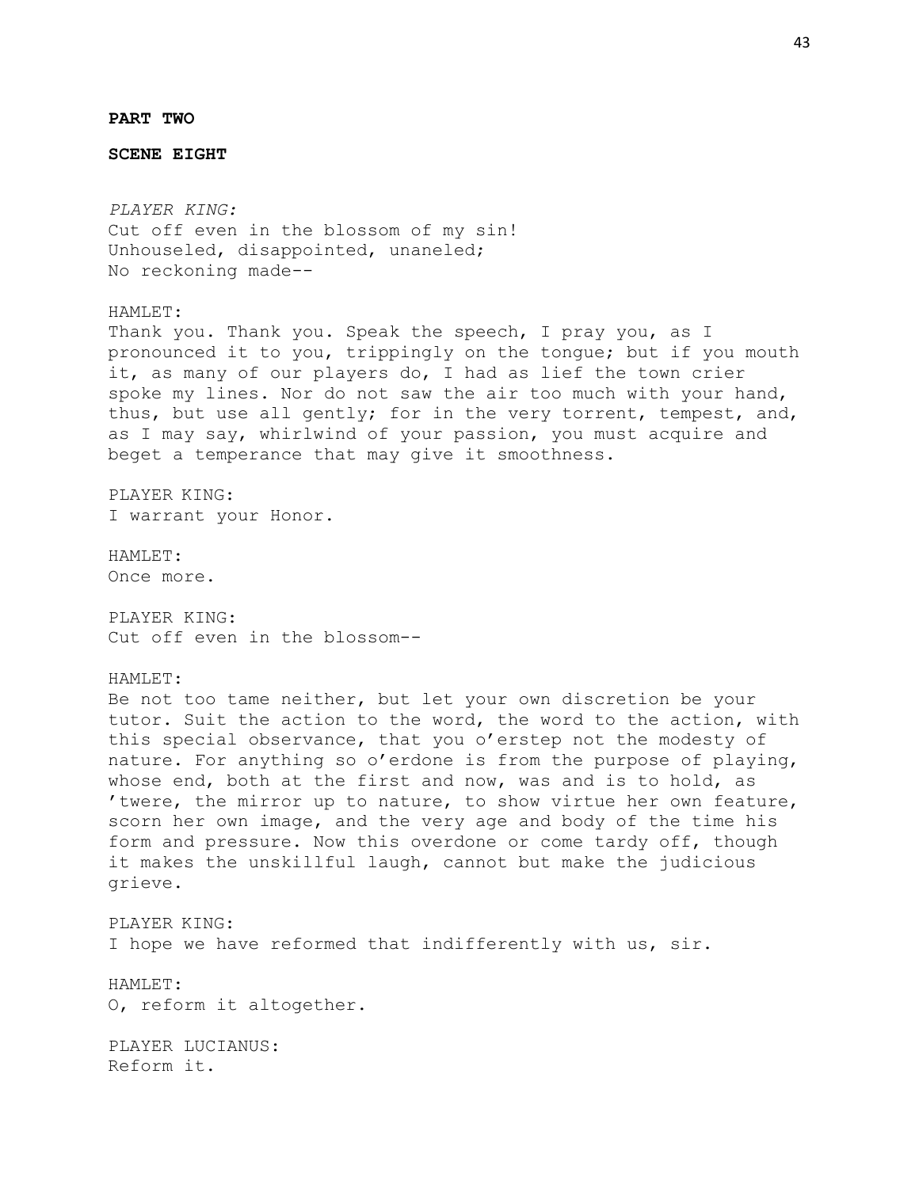**PART TWO**

**SCENE EIGHT**

*PLAYER KING:*
Cut off even in the blossom of my sin!
Unhouseled, disappointed, unaneled;
No reckoning made--

HAMLET:
Thank you. Thank you. Speak the speech, I pray you, as I pronounced it to you, trippingly on the tongue; but if you mouth it, as many of our players do, I had as lief the town crier spoke my lines. Nor do not saw the air too much with your hand, thus, but use all gently; for in the very torrent, tempest, and, as I may say, whirlwind of your passion, you must acquire and beget a temperance that may give it smoothness.

PLAYER KING:
I warrant your Honor.

HAMLET:
Once more.

PLAYER KING:
Cut off even in the blossom--

HAMLET:
Be not too tame neither, but let your own discretion be your tutor. Suit the action to the word, the word to the action, with this special observance, that you o'erstep not the modesty of nature. For anything so o'erdone is from the purpose of playing, whose end, both at the first and now, was and is to hold, as 'twere, the mirror up to nature, to show virtue her own feature, scorn her own image, and the very age and body of the time his form and pressure. Now this overdone or come tardy off, though it makes the unskillful laugh, cannot but make the judicious grieve.

PLAYER KING:
I hope we have reformed that indifferently with us, sir.

HAMLET:
O, reform it altogether.

PLAYER LUCIANUS:
Reform it.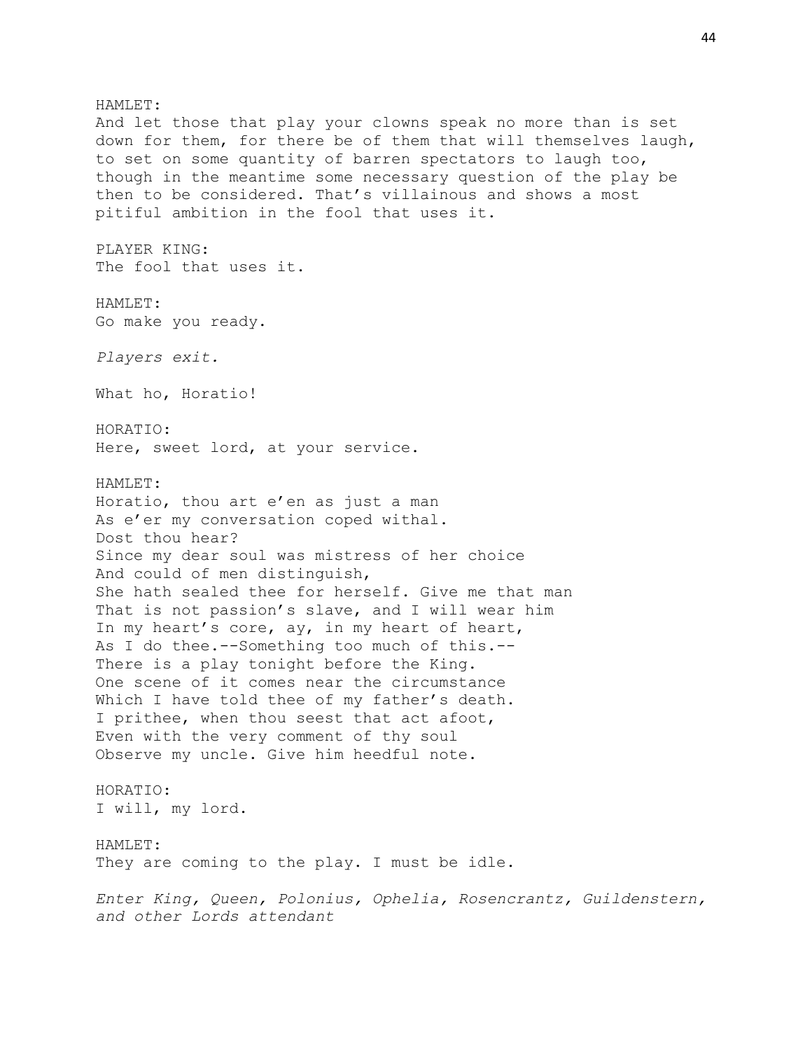HAMLET:
And let those that play your clowns speak no more than is set down for them, for there be of them that will themselves laugh, to set on some quantity of barren spectators to laugh too, though in the meantime some necessary question of the play be then to be considered. That's villainous and shows a most pitiful ambition in the fool that uses it.

PLAYER KING:
The fool that uses it.

HAMLET:
Go make you ready.

*Players exit.*

What ho, Horatio!

HORATIO:
Here, sweet lord, at your service.

HAMLET:
Horatio, thou art e'en as just a man
As e'er my conversation coped withal.
Dost thou hear?
Since my dear soul was mistress of her choice
And could of men distinguish,
She hath sealed thee for herself. Give me that man
That is not passion's slave, and I will wear him
In my heart's core, ay, in my heart of heart,
As I do thee.--Something too much of this.--
There is a play tonight before the King.
One scene of it comes near the circumstance
Which I have told thee of my father's death.
I prithee, when thou seest that act afoot,
Even with the very comment of thy soul
Observe my uncle. Give him heedful note.

HORATIO:
I will, my lord.

HAMLET:
They are coming to the play. I must be idle.

*Enter King, Queen, Polonius, Ophelia, Rosencrantz, Guildenstern, and other Lords attendant*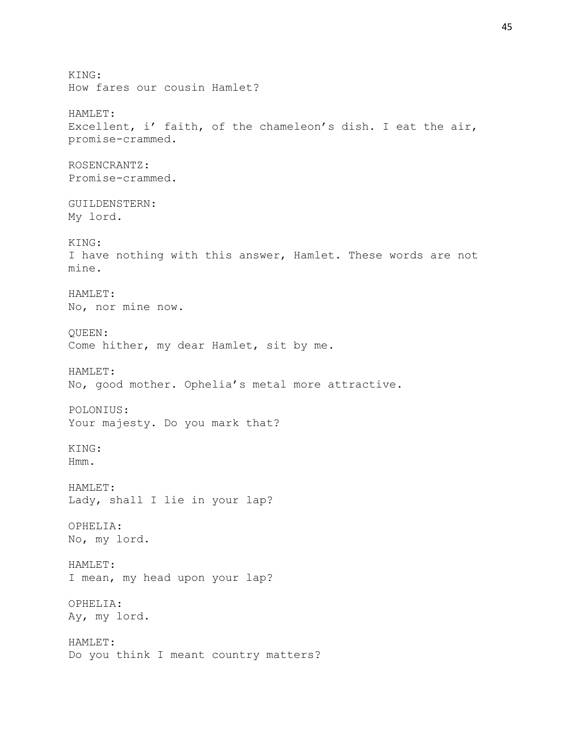KING:
How fares our cousin Hamlet?

HAMLET:
Excellent, i' faith, of the chameleon's dish. I eat the air, promise-crammed.

ROSENCRANTZ:
Promise-crammed.

GUILDENSTERN:
My lord.

KING:
I have nothing with this answer, Hamlet. These words are not mine.

HAMLET:
No, nor mine now.

QUEEN:
Come hither, my dear Hamlet, sit by me.

HAMLET:
No, good mother. Ophelia's metal more attractive.

POLONIUS:
Your majesty. Do you mark that?

KING:
Hmm.

HAMLET:
Lady, shall I lie in your lap?

OPHELIA:
No, my lord.

HAMLET:
I mean, my head upon your lap?

OPHELIA:
Ay, my lord.

HAMLET:
Do you think I meant country matters?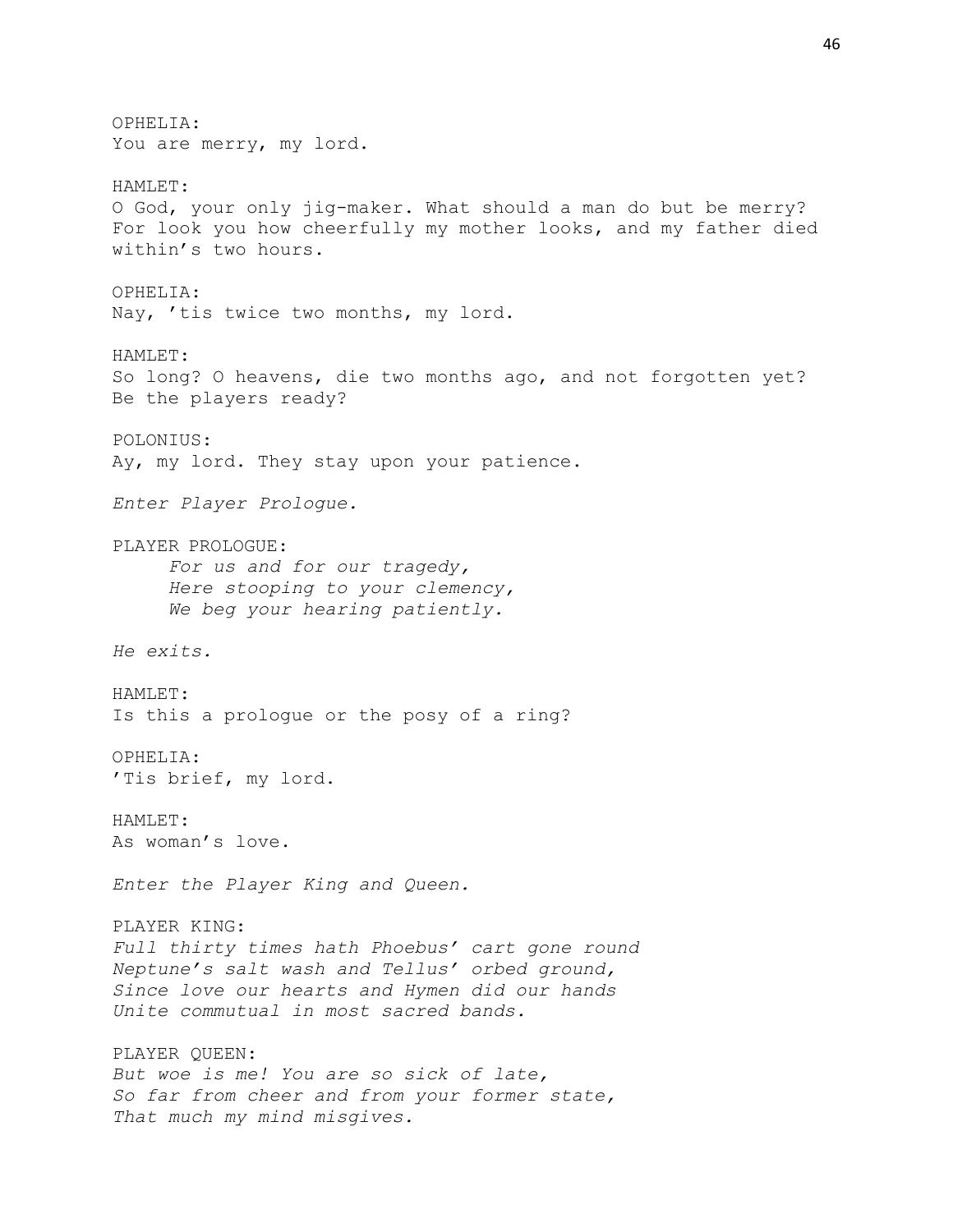OPHELIA:
You are merry, my lord.

HAMLET:
O God, your only jig-maker. What should a man do but be merry? For look you how cheerfully my mother looks, and my father died within's two hours.

OPHELIA:
Nay, 'tis twice two months, my lord.

HAMLET:
So long? O heavens, die two months ago, and not forgotten yet? Be the players ready?

POLONIUS:
Ay, my lord. They stay upon your patience.

*Enter Player Prologue.*

PLAYER PROLOGUE:

> *For us and for our tragedy,*
> *Here stooping to your clemency,*
> *We beg your hearing patiently.*

*He exits.*

HAMLET:
Is this a prologue or the posy of a ring?

OPHELIA:
'Tis brief, my lord.

HAMLET:
As woman's love.

*Enter the Player King and Queen.*

PLAYER KING:
*Full thirty times hath Phoebus' cart gone round*
*Neptune's salt wash and Tellus' orbed ground,*
*Since love our hearts and Hymen did our hands*
*Unite commutual in most sacred bands.*

PLAYER QUEEN:
*But woe is me! You are so sick of late,*
*So far from cheer and from your former state,*
*That much my mind misgives.*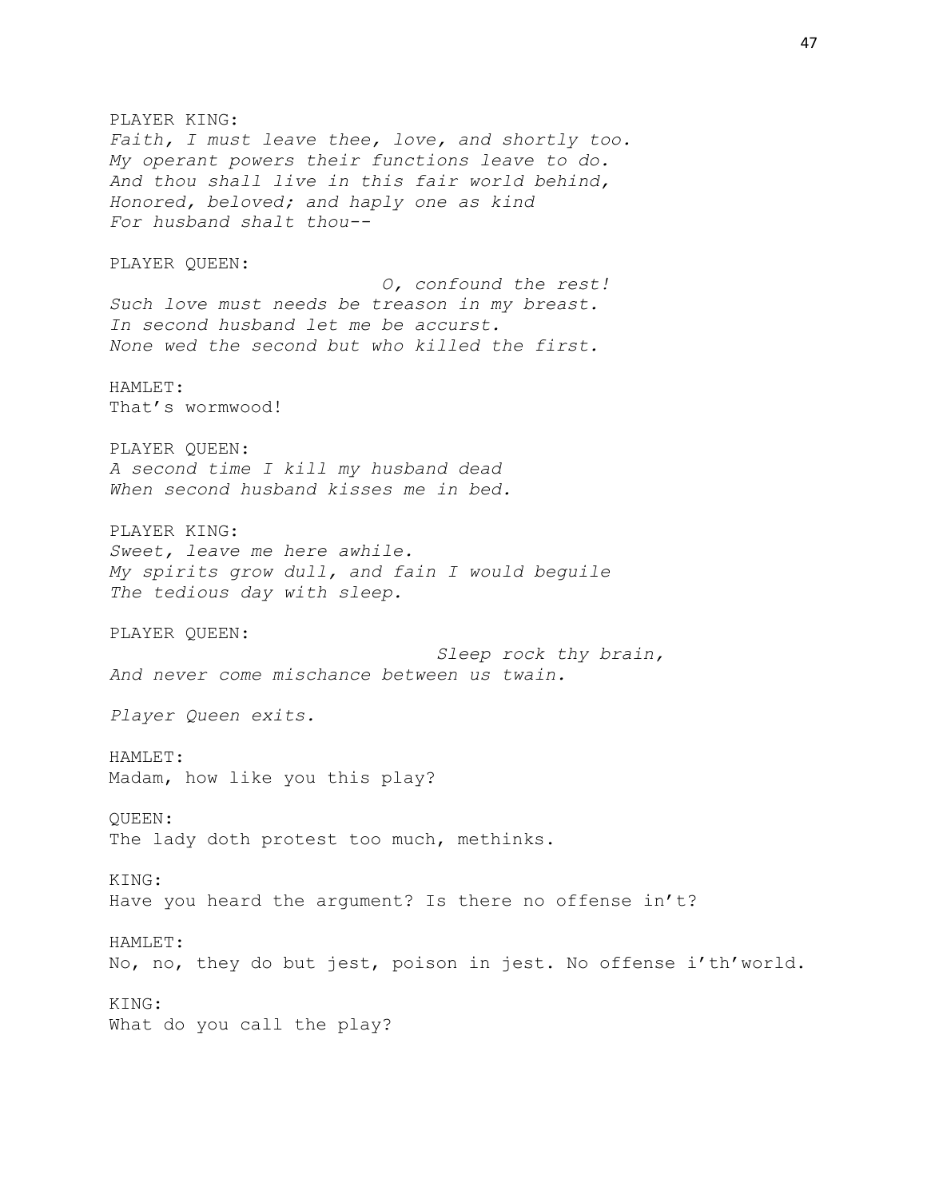PLAYER KING:
*Faith, I must leave thee, love, and shortly too.*
*My operant powers their functions leave to do.*
*And thou shall live in this fair world behind,*
*Honored, beloved; and haply one as kind*
*For husband shalt thou--*

PLAYER QUEEN:
*O, confound the rest!*
*Such love must needs be treason in my breast.*
*In second husband let me be accurst.*
*None wed the second but who killed the first.*

HAMLET:
That's wormwood!

PLAYER QUEEN:
*A second time I kill my husband dead*
*When second husband kisses me in bed.*

PLAYER KING:
*Sweet, leave me here awhile.*
*My spirits grow dull, and fain I would beguile*
*The tedious day with sleep.*

PLAYER QUEEN:
*Sleep rock thy brain,*
*And never come mischance between us twain.*

*Player Queen exits.*

HAMLET:
Madam, how like you this play?

QUEEN:
The lady doth protest too much, methinks.

KING:
Have you heard the argument? Is there no offense in't?

HAMLET:
No, no, they do but jest, poison in jest. No offense i'th'world.

KING:
What do you call the play?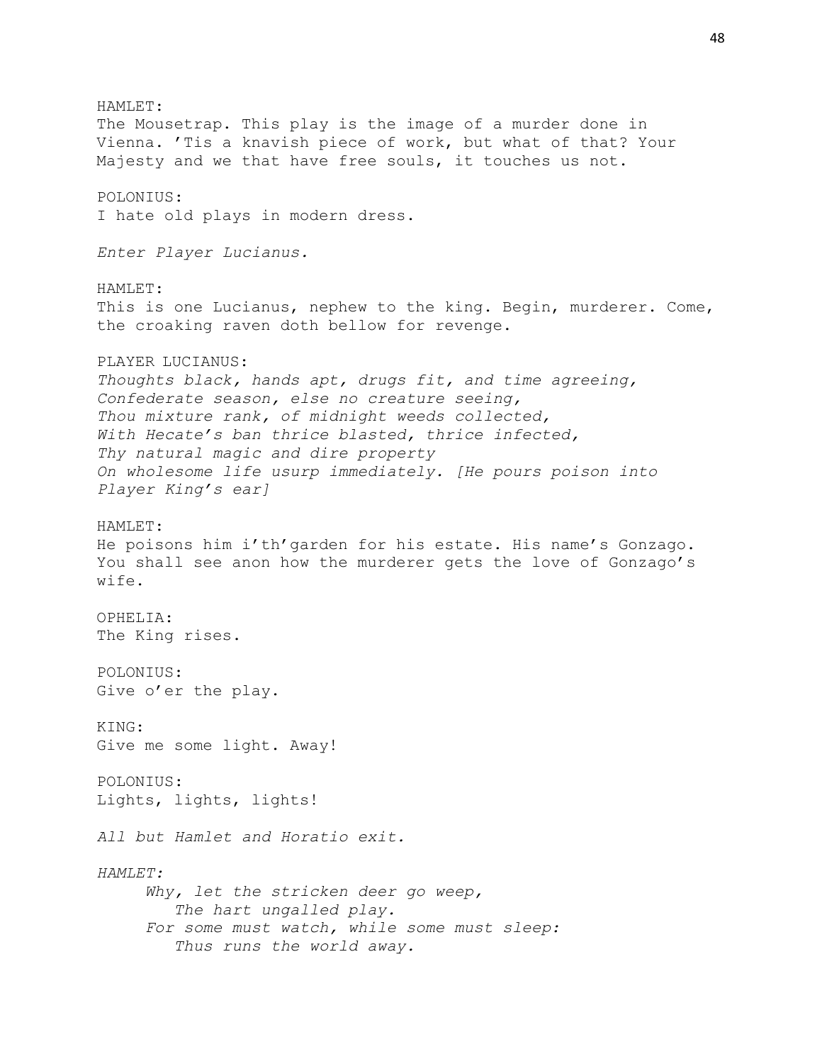HAMLET:
The Mousetrap. This play is the image of a murder done in Vienna. ’Tis a knavish piece of work, but what of that? Your Majesty and we that have free souls, it touches us not.

POLONIUS:
I hate old plays in modern dress.

*Enter Player Lucianus.*

HAMLET:
This is one Lucianus, nephew to the king. Begin, murderer. Come, the croaking raven doth bellow for revenge.

PLAYER LUCIANUS:
*Thoughts black, hands apt, drugs fit, and time agreeing,*
*Confederate season, else no creature seeing,*
*Thou mixture rank, of midnight weeds collected,*
*With Hecate’s ban thrice blasted, thrice infected,*
*Thy natural magic and dire property*
*On wholesome life usurp immediately. [He pours poison into Player King’s ear]*

HAMLET:
He poisons him i’th’garden for his estate. His name’s Gonzago. You shall see anon how the murderer gets the love of Gonzago’s wife.

OPHELIA:
The King rises.

POLONIUS:
Give o’er the play.

KING:
Give me some light. Away!

POLONIUS:
Lights, lights, lights!

*All but Hamlet and Horatio exit.*

*HAMLET:*
*Why, let the stricken deer go weep,*
*The hart ungalled play.*
*For some must watch, while some must sleep:*
*Thus runs the world away.*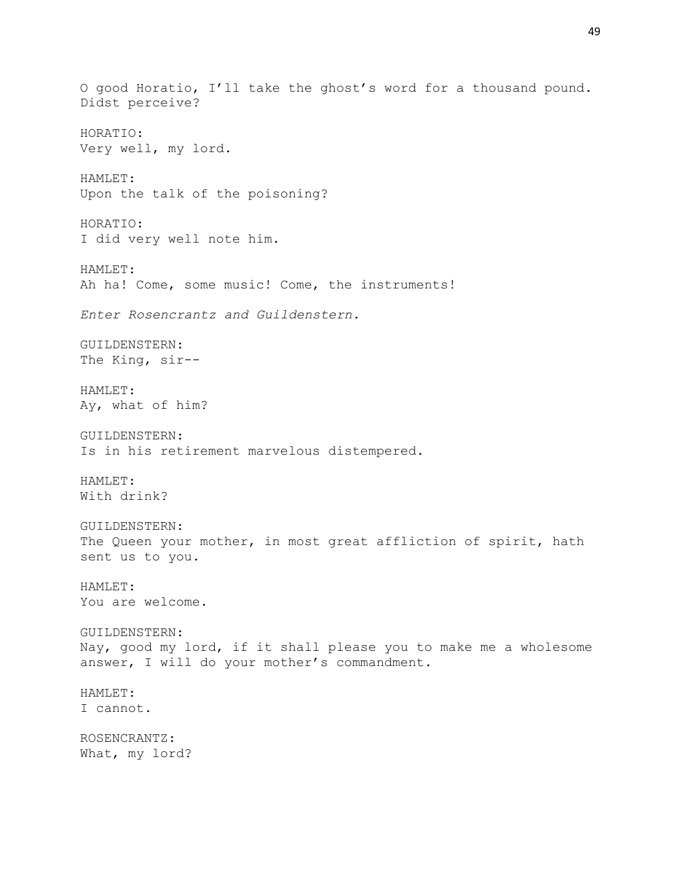O good Horatio, I'll take the ghost's word for a thousand pound. Didst perceive?

HORATIO:
Very well, my lord.

HAMLET:
Upon the talk of the poisoning?

HORATIO:
I did very well note him.

HAMLET:
Ah ha! Come, some music! Come, the instruments!

*Enter Rosencrantz and Guildenstern.*

GUILDENSTERN:
The King, sir--

HAMLET:
Ay, what of him?

GUILDENSTERN:
Is in his retirement marvelous distempered.

HAMLET:
With drink?

GUILDENSTERN:
The Queen your mother, in most great affliction of spirit, hath sent us to you.

HAMLET:
You are welcome.

GUILDENSTERN:
Nay, good my lord, if it shall please you to make me a wholesome answer, I will do your mother's commandment.

HAMLET:
I cannot.

ROSENCRANTZ:
What, my lord?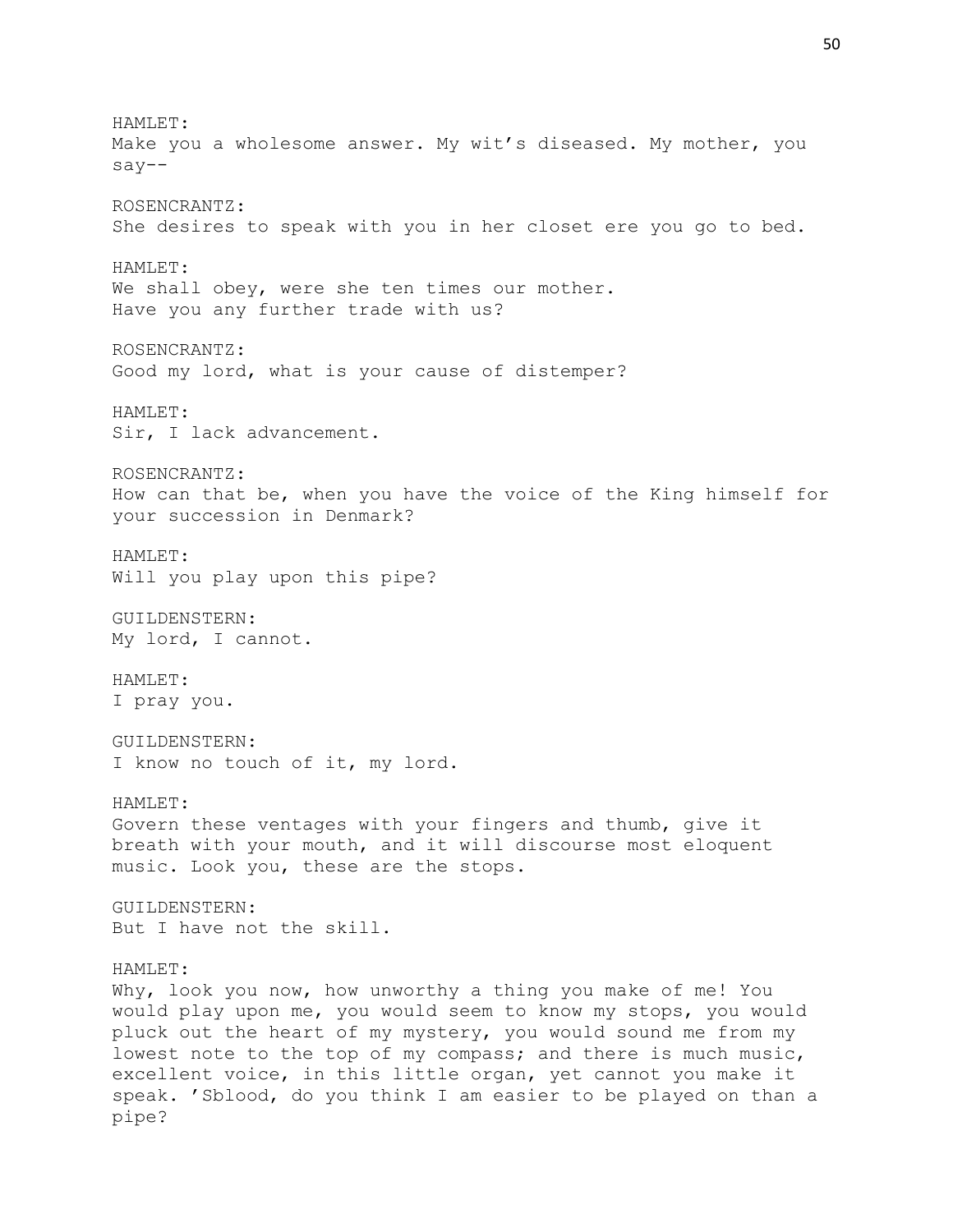HAMLET:
Make you a wholesome answer. My wit's diseased. My mother, you say--

ROSENCRANTZ:
She desires to speak with you in her closet ere you go to bed.

HAMLET:
We shall obey, were she ten times our mother.
Have you any further trade with us?

ROSENCRANTZ:
Good my lord, what is your cause of distemper?

HAMLET:
Sir, I lack advancement.

ROSENCRANTZ:
How can that be, when you have the voice of the King himself for your succession in Denmark?

HAMLET:
Will you play upon this pipe?

GUILDENSTERN:
My lord, I cannot.

HAMLET:
I pray you.

GUILDENSTERN:
I know no touch of it, my lord.

HAMLET:
Govern these ventages with your fingers and thumb, give it breath with your mouth, and it will discourse most eloquent music. Look you, these are the stops.

GUILDENSTERN:
But I have not the skill.

HAMLET:
Why, look you now, how unworthy a thing you make of me! You would play upon me, you would seem to know my stops, you would pluck out the heart of my mystery, you would sound me from my lowest note to the top of my compass; and there is much music, excellent voice, in this little organ, yet cannot you make it speak. 'Sblood, do you think I am easier to be played on than a pipe?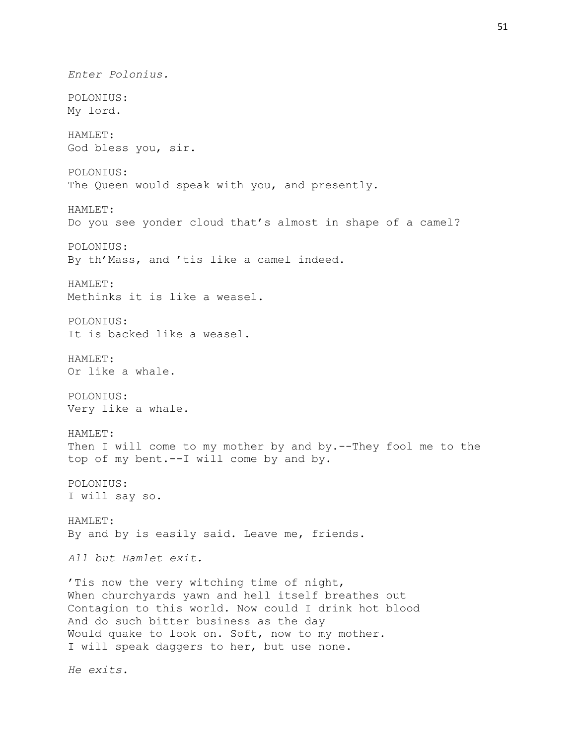*Enter Polonius.*

POLONIUS:
My lord.

HAMLET:
God bless you, sir.

POLONIUS:
The Queen would speak with you, and presently.

HAMLET:
Do you see yonder cloud that's almost in shape of a camel?

POLONIUS:
By th'Mass, and 'tis like a camel indeed.

HAMLET:
Methinks it is like a weasel.

POLONIUS:
It is backed like a weasel.

HAMLET:
Or like a whale.

POLONIUS:
Very like a whale.

HAMLET:
Then I will come to my mother by and by.--They fool me to the top of my bent.--I will come by and by.

POLONIUS:
I will say so.

HAMLET:
By and by is easily said. Leave me, friends.

*All but Hamlet exit.*

'Tis now the very witching time of night,
When churchyards yawn and hell itself breathes out
Contagion to this world. Now could I drink hot blood
And do such bitter business as the day
Would quake to look on. Soft, now to my mother.
I will speak daggers to her, but use none.

*He exits.*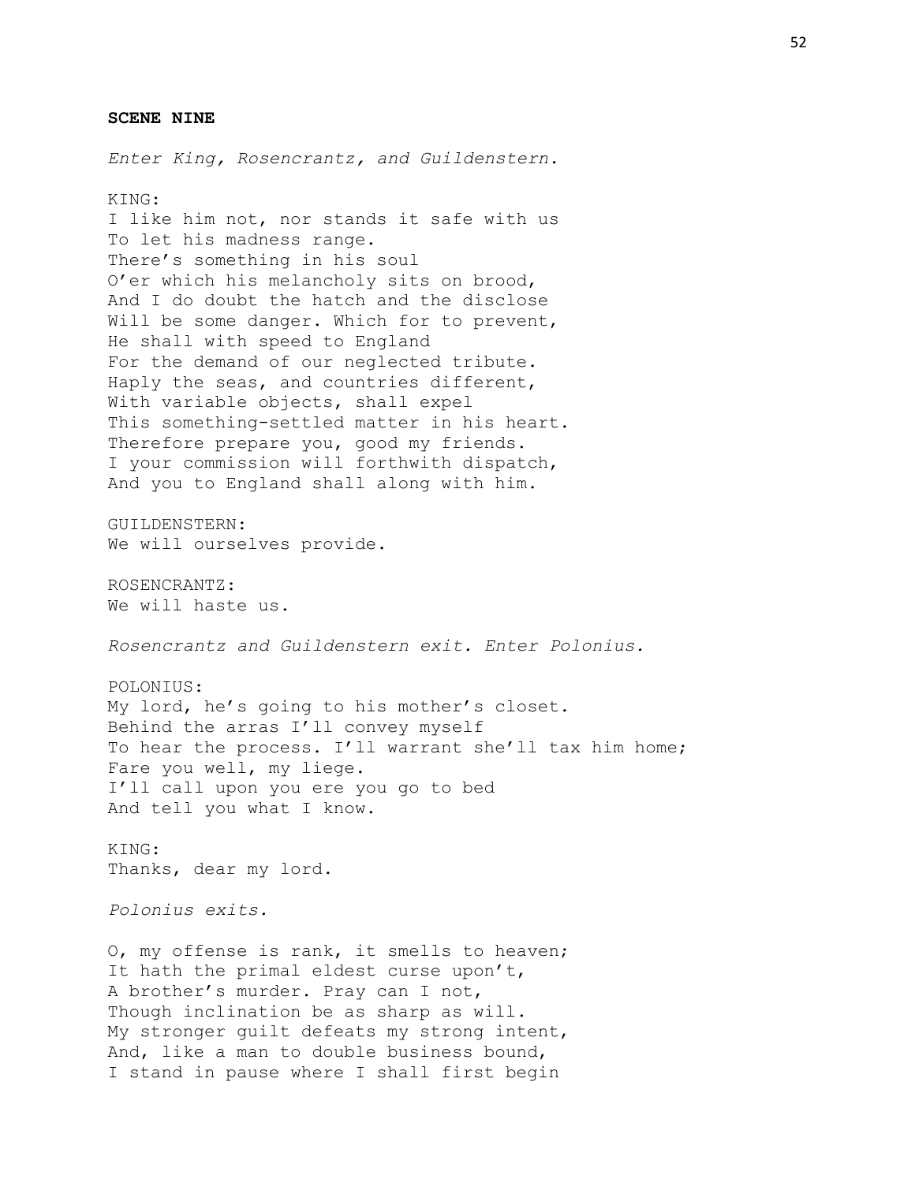**SCENE NINE**

*Enter King, Rosencrantz, and Guildenstern.*

KING:
I like him not, nor stands it safe with us
To let his madness range.
There's something in his soul
O'er which his melancholy sits on brood,
And I do doubt the hatch and the disclose
Will be some danger. Which for to prevent,
He shall with speed to England
For the demand of our neglected tribute.
Haply the seas, and countries different,
With variable objects, shall expel
This something-settled matter in his heart.
Therefore prepare you, good my friends.
I your commission will forthwith dispatch,
And you to England shall along with him.

GUILDENSTERN:
We will ourselves provide.

ROSENCRANTZ:
We will haste us.

*Rosencrantz and Guildenstern exit. Enter Polonius.*

POLONIUS:
My lord, he's going to his mother's closet.
Behind the arras I'll convey myself
To hear the process. I'll warrant she'll tax him home;
Fare you well, my liege.
I'll call upon you ere you go to bed
And tell you what I know.

KING:
Thanks, dear my lord.

*Polonius exits.*

O, my offense is rank, it smells to heaven;
It hath the primal eldest curse upon't,
A brother's murder. Pray can I not,
Though inclination be as sharp as will.
My stronger guilt defeats my strong intent,
And, like a man to double business bound,
I stand in pause where I shall first begin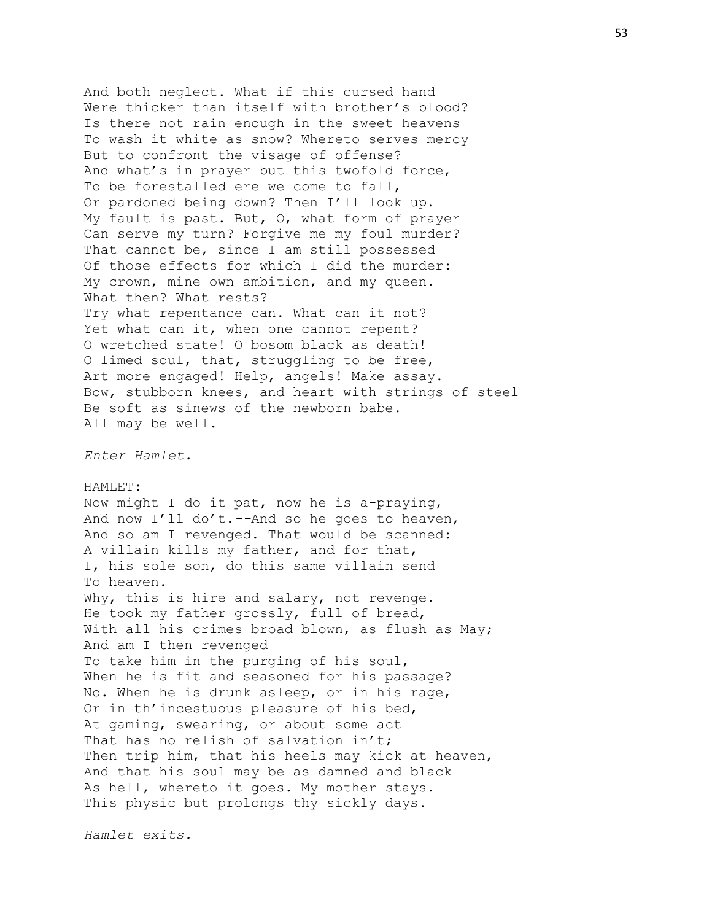And both neglect. What if this cursed hand  
Were thicker than itself with brother's blood?  
Is there not rain enough in the sweet heavens  
To wash it white as snow? Whereto serves mercy  
But to confront the visage of offense?  
And what's in prayer but this twofold force,  
To be forestalled ere we come to fall,  
Or pardoned being down? Then I'll look up.  
My fault is past. But, O, what form of prayer  
Can serve my turn? Forgive me my foul murder?  
That cannot be, since I am still possessed  
Of those effects for which I did the murder:  
My crown, mine own ambition, and my queen.  
What then? What rests?  
Try what repentance can. What can it not?  
Yet what can it, when one cannot repent?  
O wretched state! O bosom black as death!  
O limed soul, that, struggling to be free,  
Art more engaged! Help, angels! Make assay.  
Bow, stubborn knees, and heart with strings of steel  
Be soft as sinews of the newborn babe.  
All may be well.

*Enter Hamlet.*

HAMLET:  
Now might I do it pat, now he is a-praying,  
And now I'll do't.--And so he goes to heaven,  
And so am I revenged. That would be scanned:  
A villain kills my father, and for that,  
I, his sole son, do this same villain send  
To heaven.  
Why, this is hire and salary, not revenge.  
He took my father grossly, full of bread,  
With all his crimes broad blown, as flush as May;  
And am I then revenged  
To take him in the purging of his soul,  
When he is fit and seasoned for his passage?  
No. When he is drunk asleep, or in his rage,  
Or in th'incestuous pleasure of his bed,  
At gaming, swearing, or about some act  
That has no relish of salvation in't;  
Then trip him, that his heels may kick at heaven,  
And that his soul may be as damned and black  
As hell, whereto it goes. My mother stays.  
This physic but prolongs thy sickly days.

*Hamlet exits.*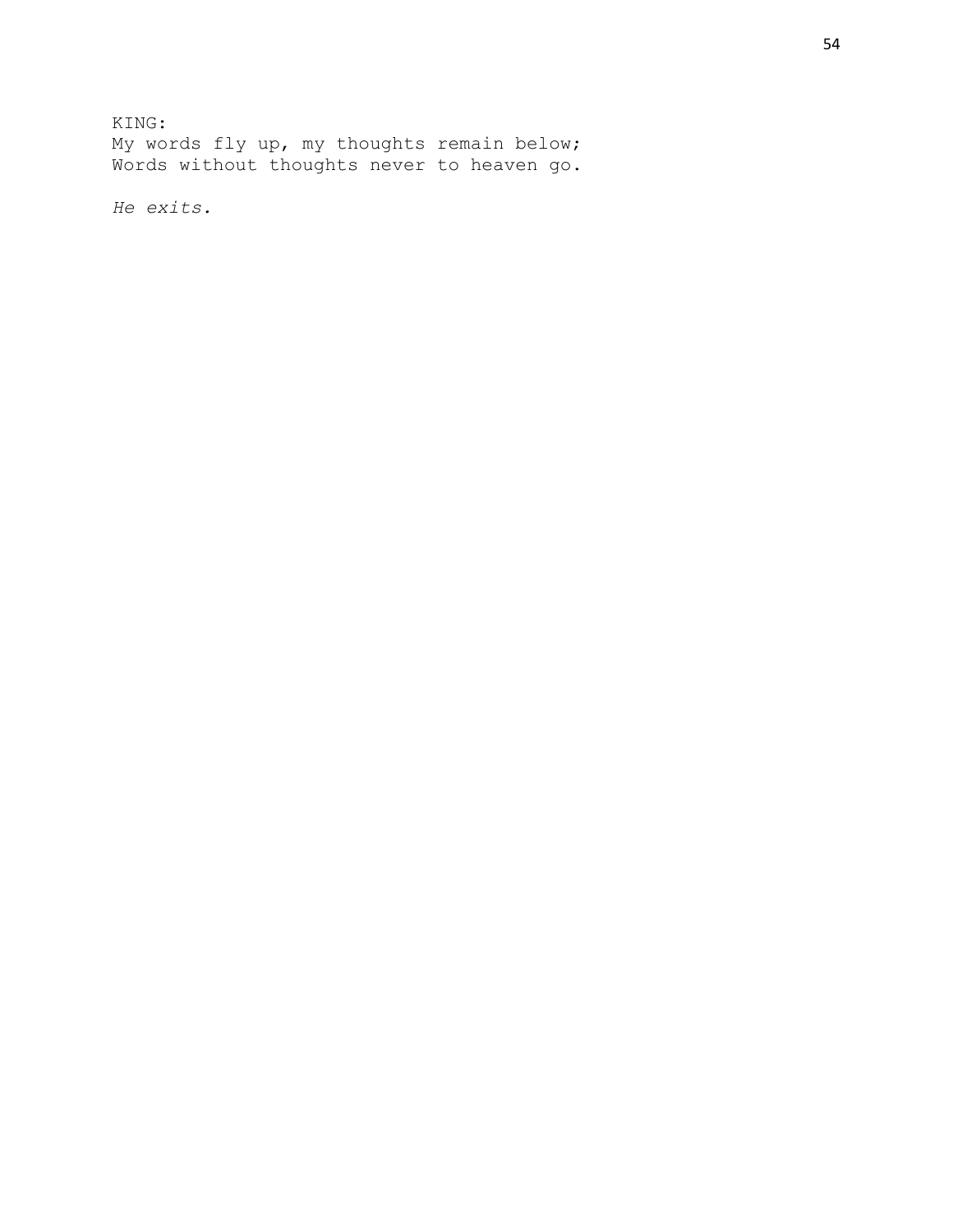KING:
My words fly up, my thoughts remain below;
Words without thoughts never to heaven go.

*He exits.*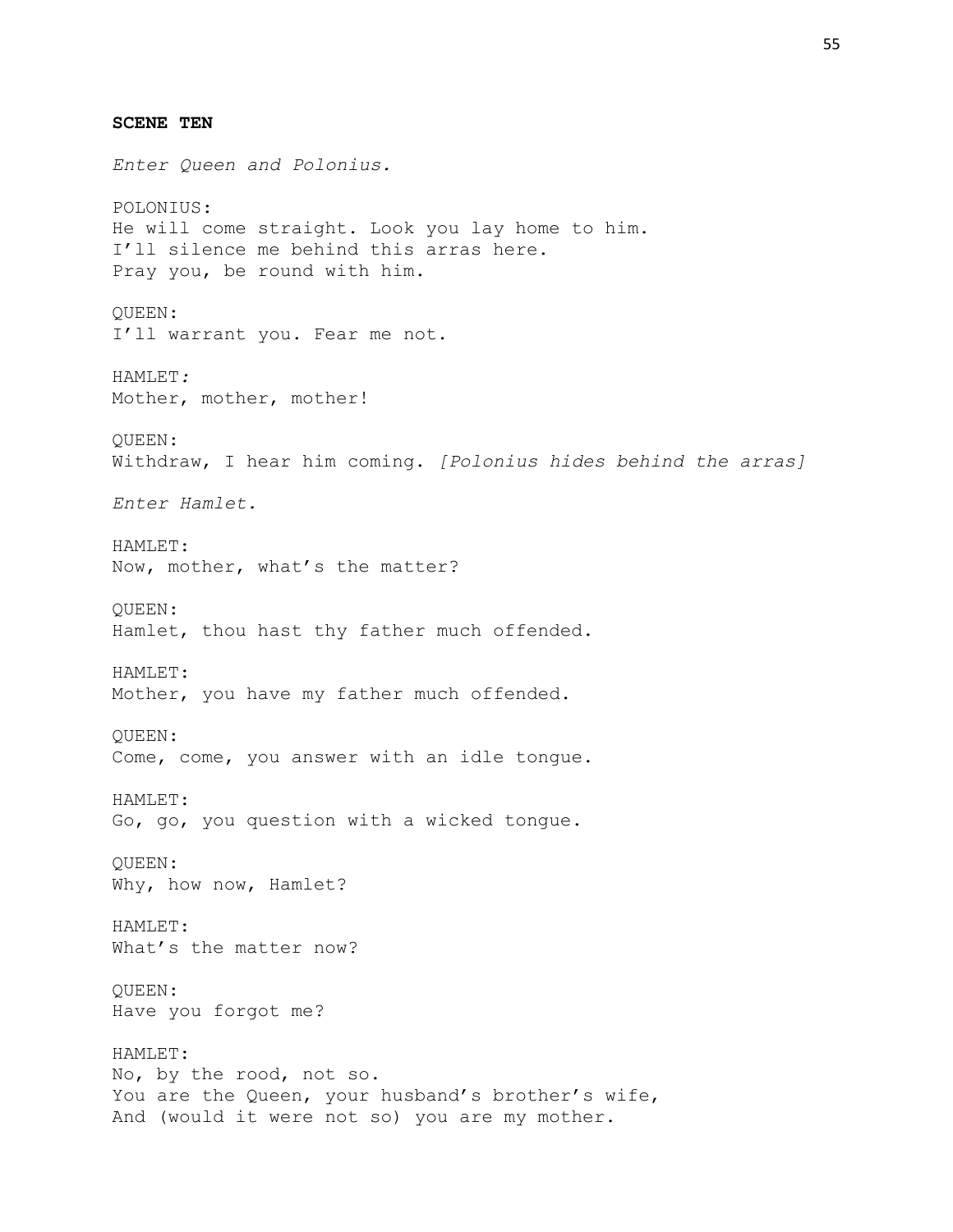**SCENE TEN**

*Enter Queen and Polonius.*

POLONIUS:
He will come straight. Look you lay home to him.
I'll silence me behind this arras here.
Pray you, be round with him.

QUEEN:
I'll warrant you. Fear me not.

HAMLET*:*
Mother, mother, mother!

QUEEN:
Withdraw, I hear him coming. *[Polonius hides behind the arras]*

*Enter Hamlet.*

HAMLET:
Now, mother, what's the matter?

QUEEN:
Hamlet, thou hast thy father much offended.

HAMLET:
Mother, you have my father much offended.

QUEEN:
Come, come, you answer with an idle tongue.

HAMLET:
Go, go, you question with a wicked tongue.

QUEEN:
Why, how now, Hamlet?

HAMLET:
What's the matter now?

QUEEN:
Have you forgot me?

HAMLET:
No, by the rood, not so.
You are the Queen, your husband's brother's wife,
And (would it were not so) you are my mother.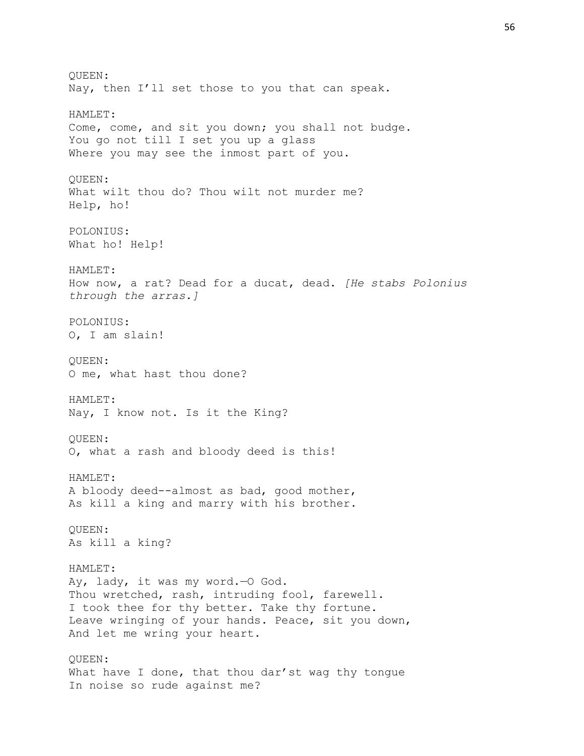QUEEN:
Nay, then I'll set those to you that can speak.

HAMLET:
Come, come, and sit you down; you shall not budge.
You go not till I set you up a glass
Where you may see the inmost part of you.

QUEEN:
What wilt thou do? Thou wilt not murder me?
Help, ho!

POLONIUS:
What ho! Help!

HAMLET:
How now, a rat? Dead for a ducat, dead. *[He stabs Polonius through the arras.]*

POLONIUS:
O, I am slain!

QUEEN:
O me, what hast thou done?

HAMLET:
Nay, I know not. Is it the King?

QUEEN:
O, what a rash and bloody deed is this!

HAMLET:
A bloody deed--almost as bad, good mother,
As kill a king and marry with his brother.

QUEEN:
As kill a king?

HAMLET:
Ay, lady, it was my word.—O God.
Thou wretched, rash, intruding fool, farewell.
I took thee for thy better. Take thy fortune.
Leave wringing of your hands. Peace, sit you down,
And let me wring your heart.

QUEEN:
What have I done, that thou dar'st wag thy tongue
In noise so rude against me?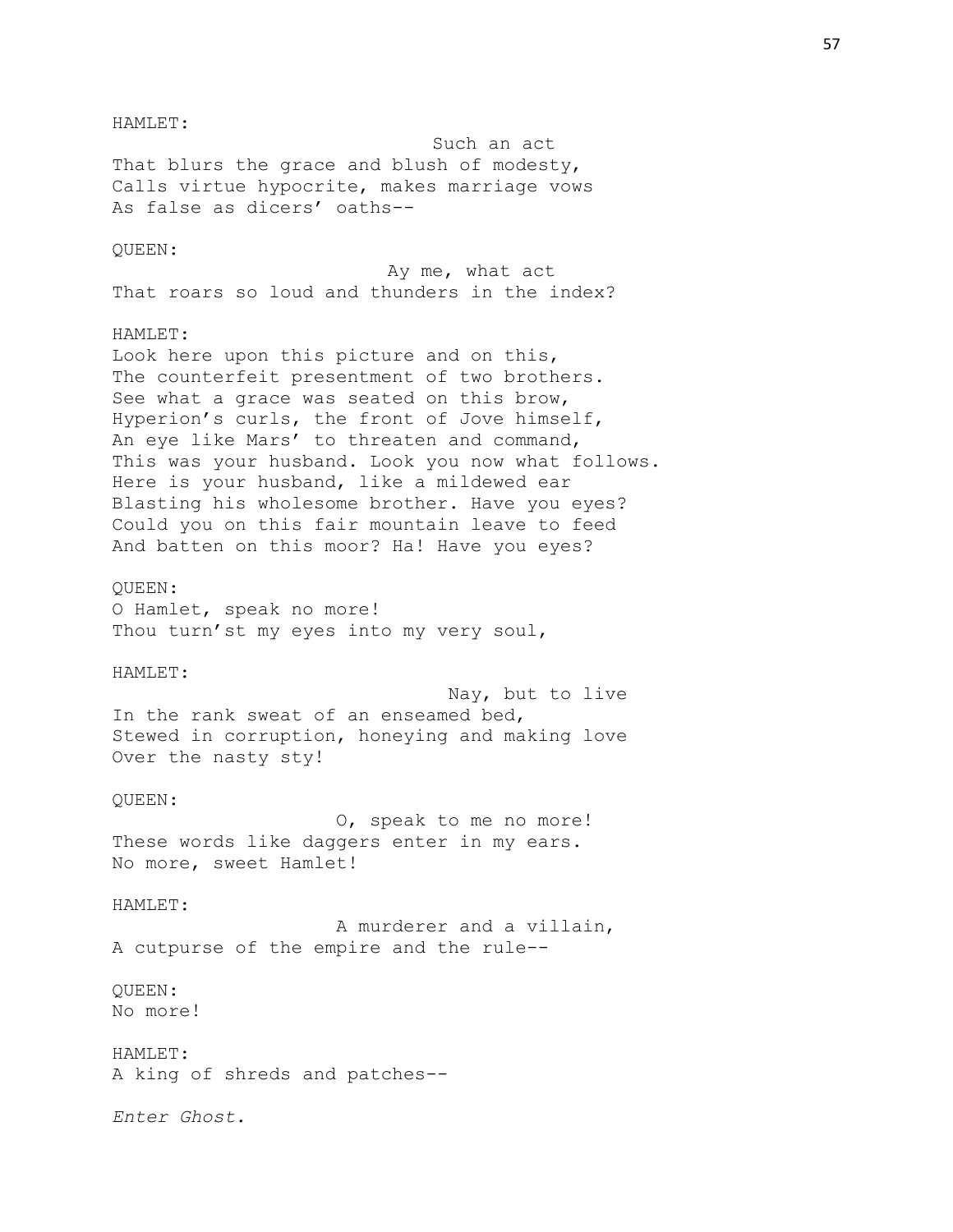HAMLET:

Such an act
That blurs the grace and blush of modesty,
Calls virtue hypocrite, makes marriage vows
As false as dicers' oaths--

QUEEN:

Ay me, what act
That roars so loud and thunders in the index?

HAMLET:

Look here upon this picture and on this,
The counterfeit presentment of two brothers.
See what a grace was seated on this brow,
Hyperion's curls, the front of Jove himself,
An eye like Mars' to threaten and command,
This was your husband. Look you now what follows.
Here is your husband, like a mildewed ear
Blasting his wholesome brother. Have you eyes?
Could you on this fair mountain leave to feed
And batten on this moor? Ha! Have you eyes?

QUEEN:

O Hamlet, speak no more!
Thou turn'st my eyes into my very soul,

HAMLET:

Nay, but to live
In the rank sweat of an enseamed bed,
Stewed in corruption, honeying and making love
Over the nasty sty!

QUEEN:

O, speak to me no more!
These words like daggers enter in my ears.
No more, sweet Hamlet!

HAMLET:

A murderer and a villain,
A cutpurse of the empire and the rule--

QUEEN:

No more!

HAMLET:

A king of shreds and patches--

*Enter Ghost.*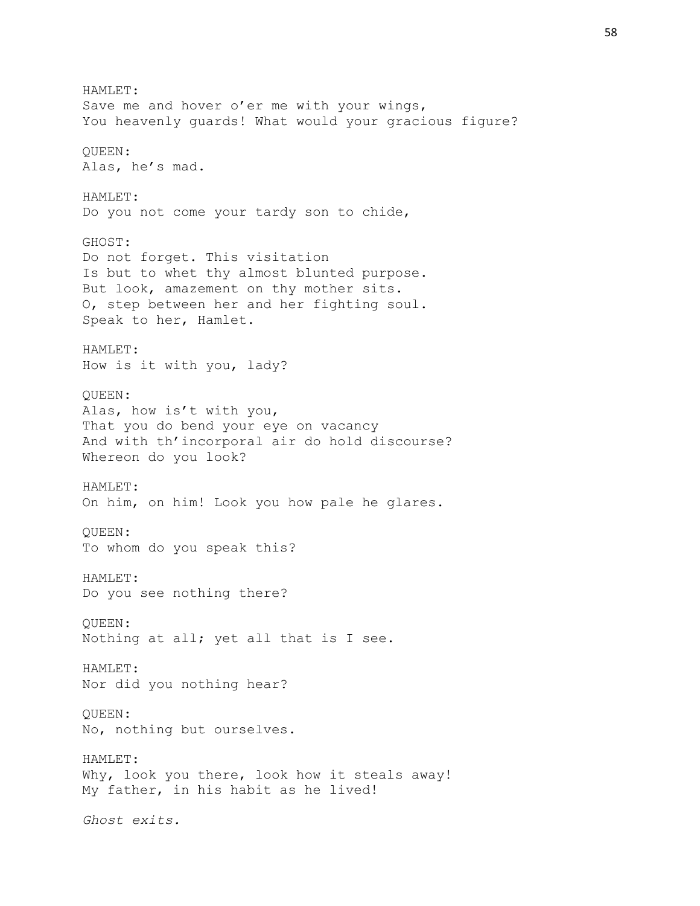HAMLET:
Save me and hover o'er me with your wings,
You heavenly guards! What would your gracious figure?

QUEEN:
Alas, he's mad.

HAMLET:
Do you not come your tardy son to chide,

GHOST:
Do not forget. This visitation
Is but to whet thy almost blunted purpose.
But look, amazement on thy mother sits.
O, step between her and her fighting soul.
Speak to her, Hamlet.

HAMLET:
How is it with you, lady?

QUEEN:
Alas, how is't with you,
That you do bend your eye on vacancy
And with th'incorporal air do hold discourse?
Whereon do you look?

HAMLET:
On him, on him! Look you how pale he glares.

QUEEN:
To whom do you speak this?

HAMLET:
Do you see nothing there?

QUEEN:
Nothing at all; yet all that is I see.

HAMLET:
Nor did you nothing hear?

QUEEN:
No, nothing but ourselves.

HAMLET:
Why, look you there, look how it steals away!
My father, in his habit as he lived!

*Ghost exits.*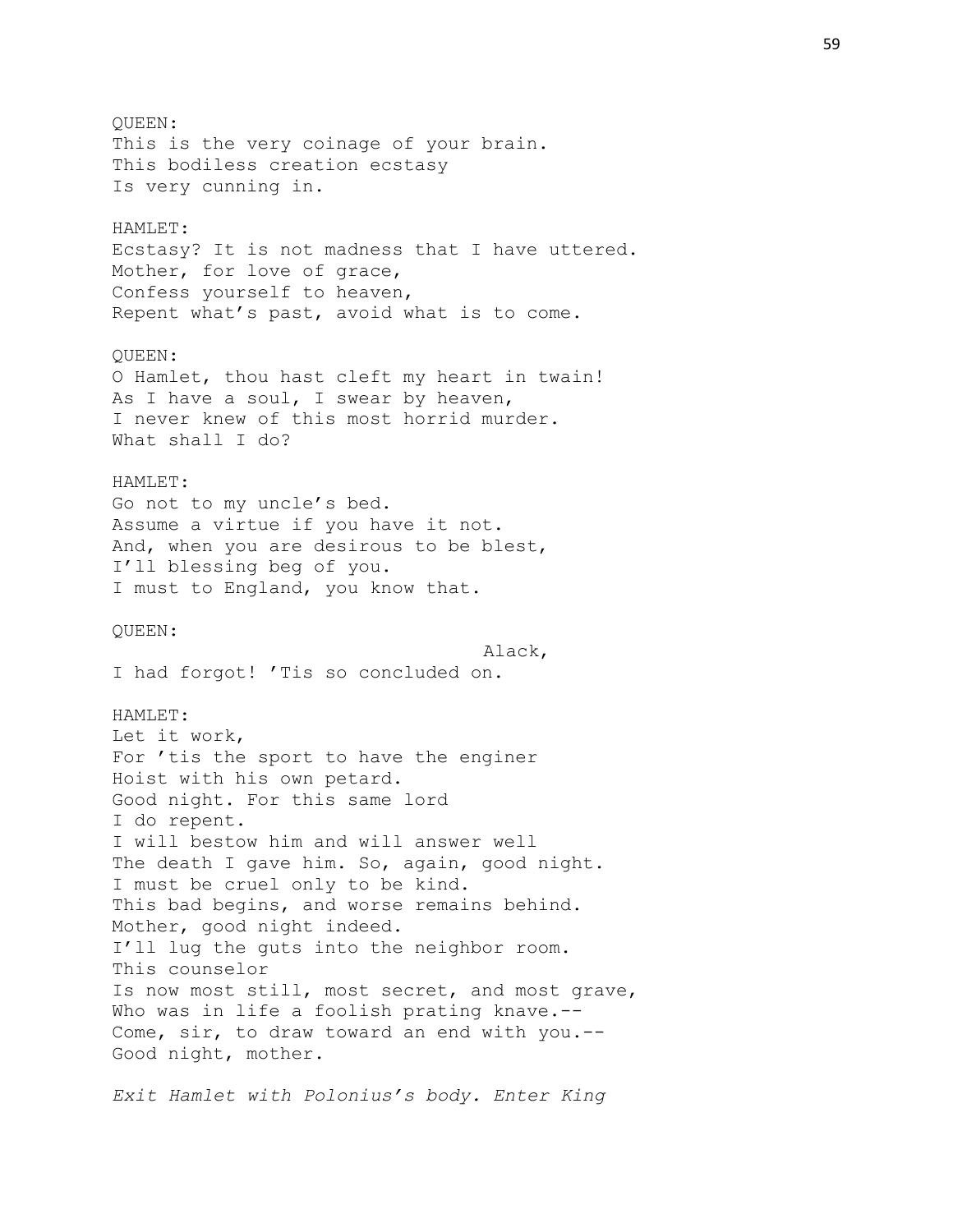QUEEN:
This is the very coinage of your brain.
This bodiless creation ecstasy
Is very cunning in.

HAMLET:
Ecstasy? It is not madness that I have uttered.
Mother, for love of grace,
Confess yourself to heaven,
Repent what's past, avoid what is to come.

QUEEN:
O Hamlet, thou hast cleft my heart in twain!
As I have a soul, I swear by heaven,
I never knew of this most horrid murder.
What shall I do?

HAMLET:
Go not to my uncle's bed.
Assume a virtue if you have it not.
And, when you are desirous to be blest,
I'll blessing beg of you.
I must to England, you know that.

QUEEN:
Alack,
I had forgot! 'Tis so concluded on.

HAMLET:
Let it work,
For 'tis the sport to have the enginer
Hoist with his own petard.
Good night. For this same lord
I do repent.
I will bestow him and will answer well
The death I gave him. So, again, good night.
I must be cruel only to be kind.
This bad begins, and worse remains behind.
Mother, good night indeed.
I'll lug the guts into the neighbor room.
This counselor
Is now most still, most secret, and most grave,
Who was in life a foolish prating knave.--
Come, sir, to draw toward an end with you.--
Good night, mother.

*Exit Hamlet with Polonius's body. Enter King*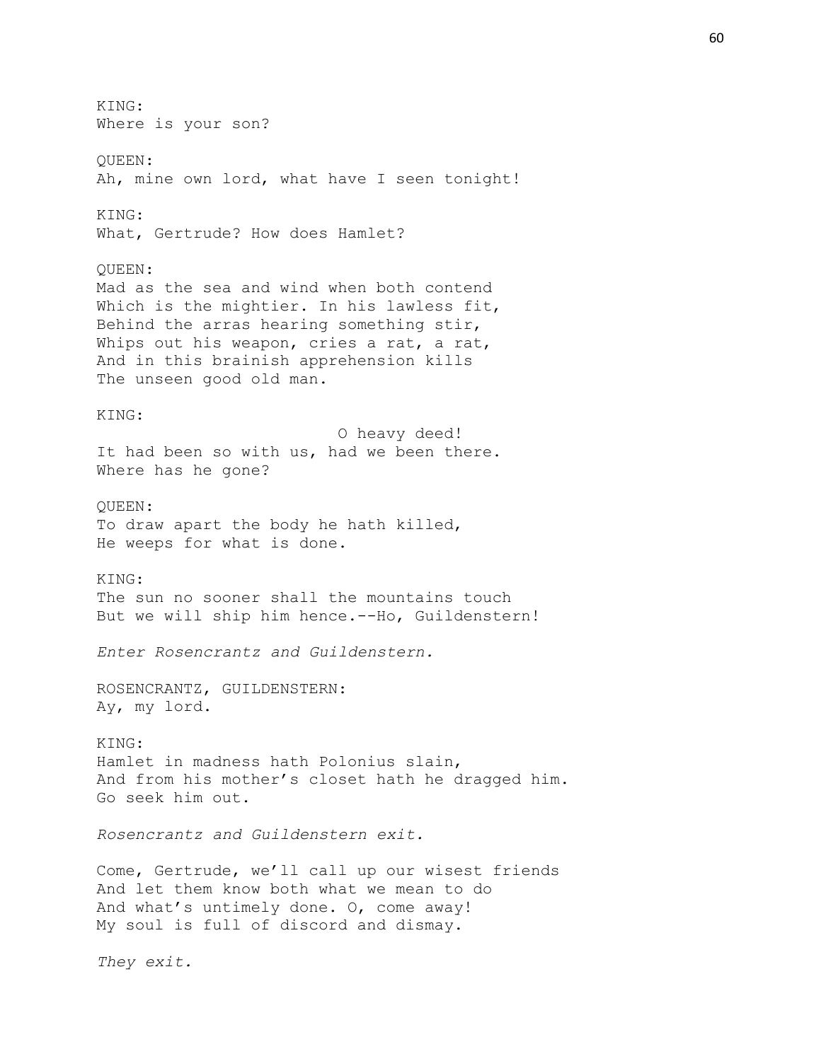KING:
Where is your son?

QUEEN:
Ah, mine own lord, what have I seen tonight!

KING:
What, Gertrude? How does Hamlet?

QUEEN:
Mad as the sea and wind when both contend
Which is the mightier. In his lawless fit,
Behind the arras hearing something stir,
Whips out his weapon, cries a rat, a rat,
And in this brainish apprehension kills
The unseen good old man.

KING:
O heavy deed!
It had been so with us, had we been there.
Where has he gone?

QUEEN:
To draw apart the body he hath killed,
He weeps for what is done.

KING:
The sun no sooner shall the mountains touch
But we will ship him hence.--Ho, Guildenstern!

*Enter Rosencrantz and Guildenstern.*

ROSENCRANTZ, GUILDENSTERN:
Ay, my lord.

KING:
Hamlet in madness hath Polonius slain,
And from his mother's closet hath he dragged him.
Go seek him out.

*Rosencrantz and Guildenstern exit.*

Come, Gertrude, we'll call up our wisest friends
And let them know both what we mean to do
And what's untimely done. O, come away!
My soul is full of discord and dismay.

*They exit.*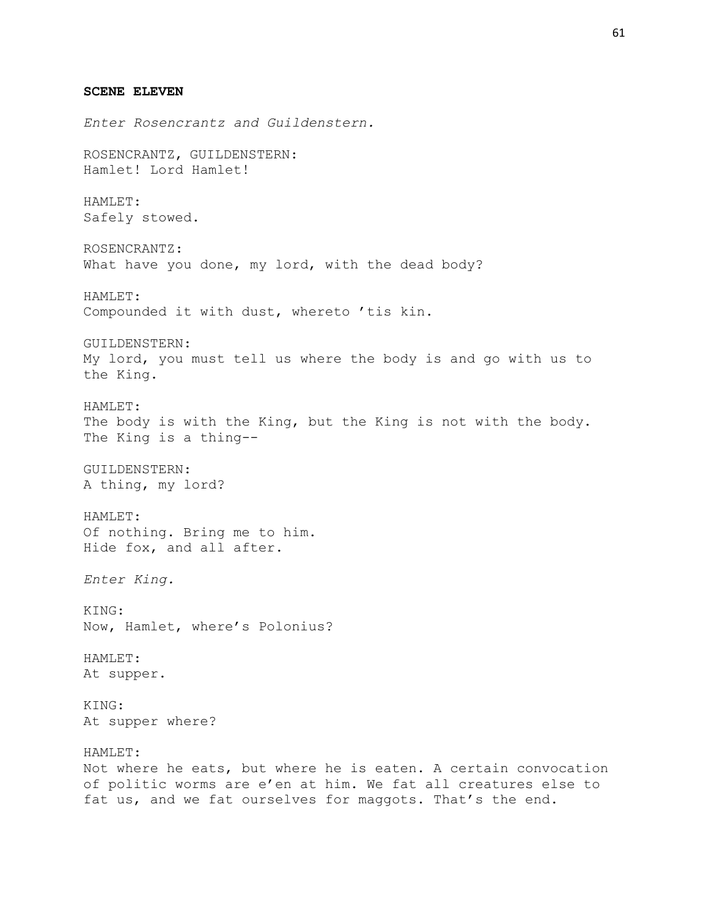**SCENE ELEVEN**

*Enter Rosencrantz and Guildenstern.*

ROSENCRANTZ, GUILDENSTERN:
Hamlet! Lord Hamlet!

HAMLET:
Safely stowed.

ROSENCRANTZ:
What have you done, my lord, with the dead body?

HAMLET:
Compounded it with dust, whereto 'tis kin.

GUILDENSTERN:
My lord, you must tell us where the body is and go with us to the King.

HAMLET:
The body is with the King, but the King is not with the body.
The King is a thing--

GUILDENSTERN:
A thing, my lord?

HAMLET:
Of nothing. Bring me to him.
Hide fox, and all after.

*Enter King.*

KING:
Now, Hamlet, where's Polonius?

HAMLET:
At supper.

KING:
At supper where?

HAMLET:
Not where he eats, but where he is eaten. A certain convocation of politic worms are e'en at him. We fat all creatures else to fat us, and we fat ourselves for maggots. That's the end.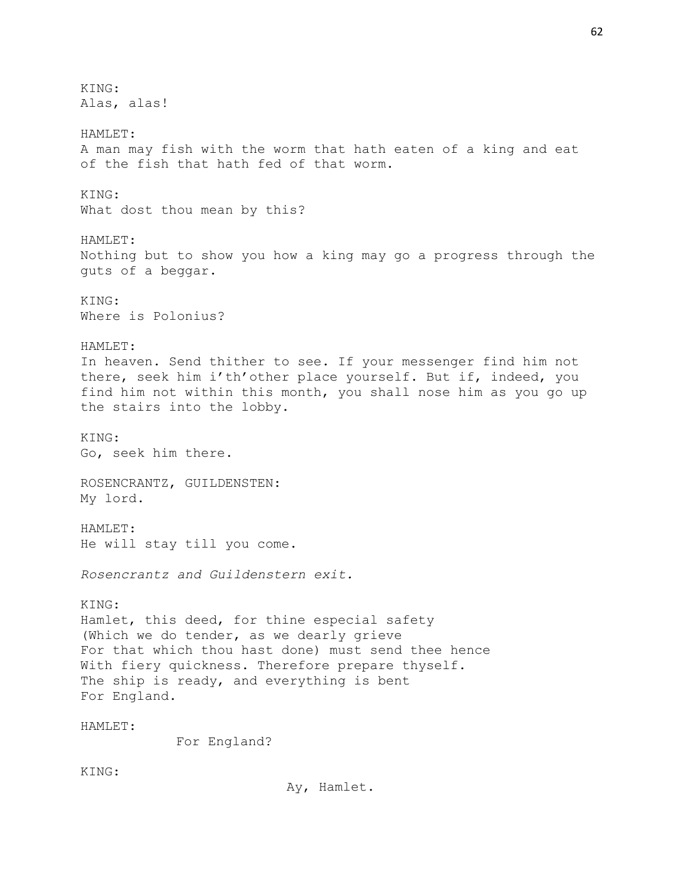KING:
Alas, alas!

HAMLET:
A man may fish with the worm that hath eaten of a king and eat of the fish that hath fed of that worm.

KING:
What dost thou mean by this?

HAMLET:
Nothing but to show you how a king may go a progress through the guts of a beggar.

KING:
Where is Polonius?

HAMLET:
In heaven. Send thither to see. If your messenger find him not there, seek him i'th'other place yourself. But if, indeed, you find him not within this month, you shall nose him as you go up the stairs into the lobby.

KING:
Go, seek him there.

ROSENCRANTZ, GUILDENSTEN:
My lord.

HAMLET:
He will stay till you come.

*Rosencrantz and Guildenstern exit.*

KING:
Hamlet, this deed, for thine especial safety
(Which we do tender, as we dearly grieve
For that which thou hast done) must send thee hence
With fiery quickness. Therefore prepare thyself.
The ship is ready, and everything is bent
For England.

HAMLET:
For England?

KING:
Ay, Hamlet.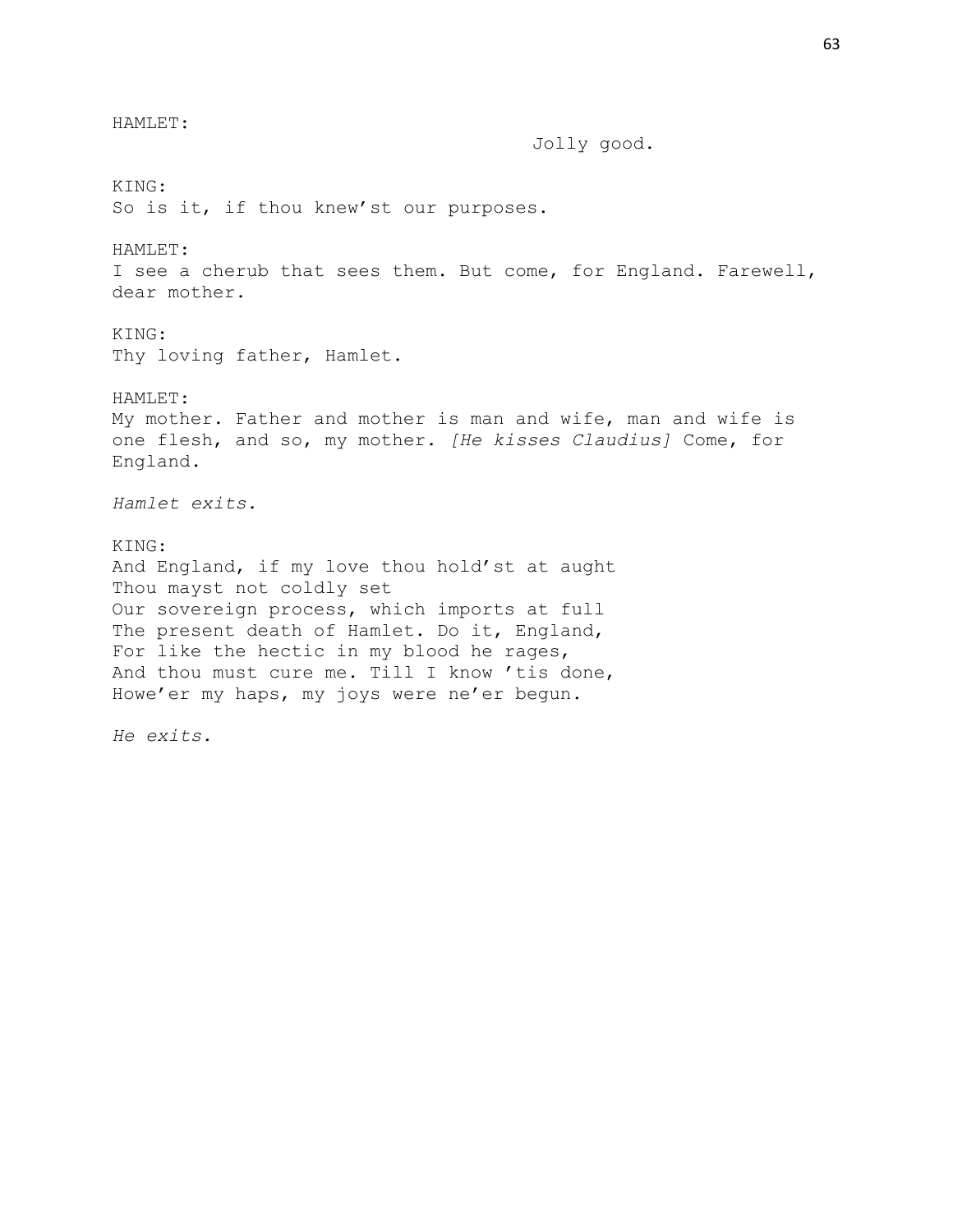HAMLET:
Jolly good.

KING:
So is it, if thou knew'st our purposes.

HAMLET:
I see a cherub that sees them. But come, for England. Farewell, dear mother.

KING:
Thy loving father, Hamlet.

HAMLET:
My mother. Father and mother is man and wife, man and wife is one flesh, and so, my mother. *[He kisses Claudius]* Come, for England.

*Hamlet exits.*

KING:
And England, if my love thou hold'st at aught
Thou mayst not coldly set
Our sovereign process, which imports at full
The present death of Hamlet. Do it, England,
For like the hectic in my blood he rages,
And thou must cure me. Till I know 'tis done,
Howe'er my haps, my joys were ne'er begun.

*He exits.*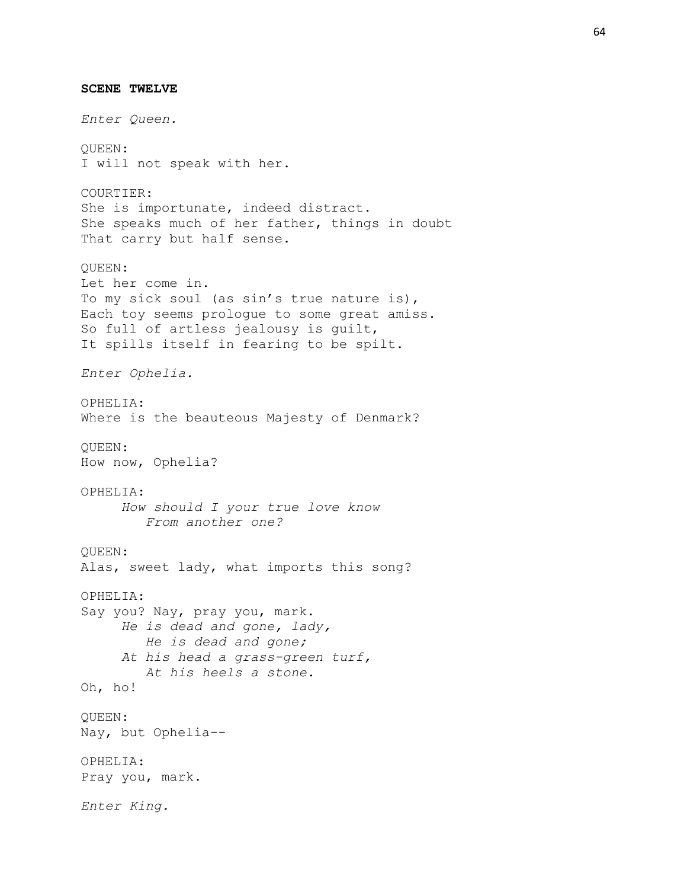**SCENE TWELVE**

*Enter Queen.*

QUEEN:
I will not speak with her.

COURTIER:
She is importunate, indeed distract.
She speaks much of her father, things in doubt
That carry but half sense.

QUEEN:
Let her come in.
To my sick soul (as sin's true nature is),
Each toy seems prologue to some great amiss.
So full of artless jealousy is guilt,
It spills itself in fearing to be spilt.

*Enter Ophelia.*

OPHELIA:
Where is the beauteous Majesty of Denmark?

QUEEN:
How now, Ophelia?

OPHELIA:
*How should I your true love know*
*From another one?*

QUEEN:
Alas, sweet lady, what imports this song?

OPHELIA:
Say you? Nay, pray you, mark.
*He is dead and gone, lady,*
*He is dead and gone;*
*At his head a grass-green turf,*
*At his heels a stone.*
Oh, ho!

QUEEN:
Nay, but Ophelia--

OPHELIA:
Pray you, mark.

*Enter King.*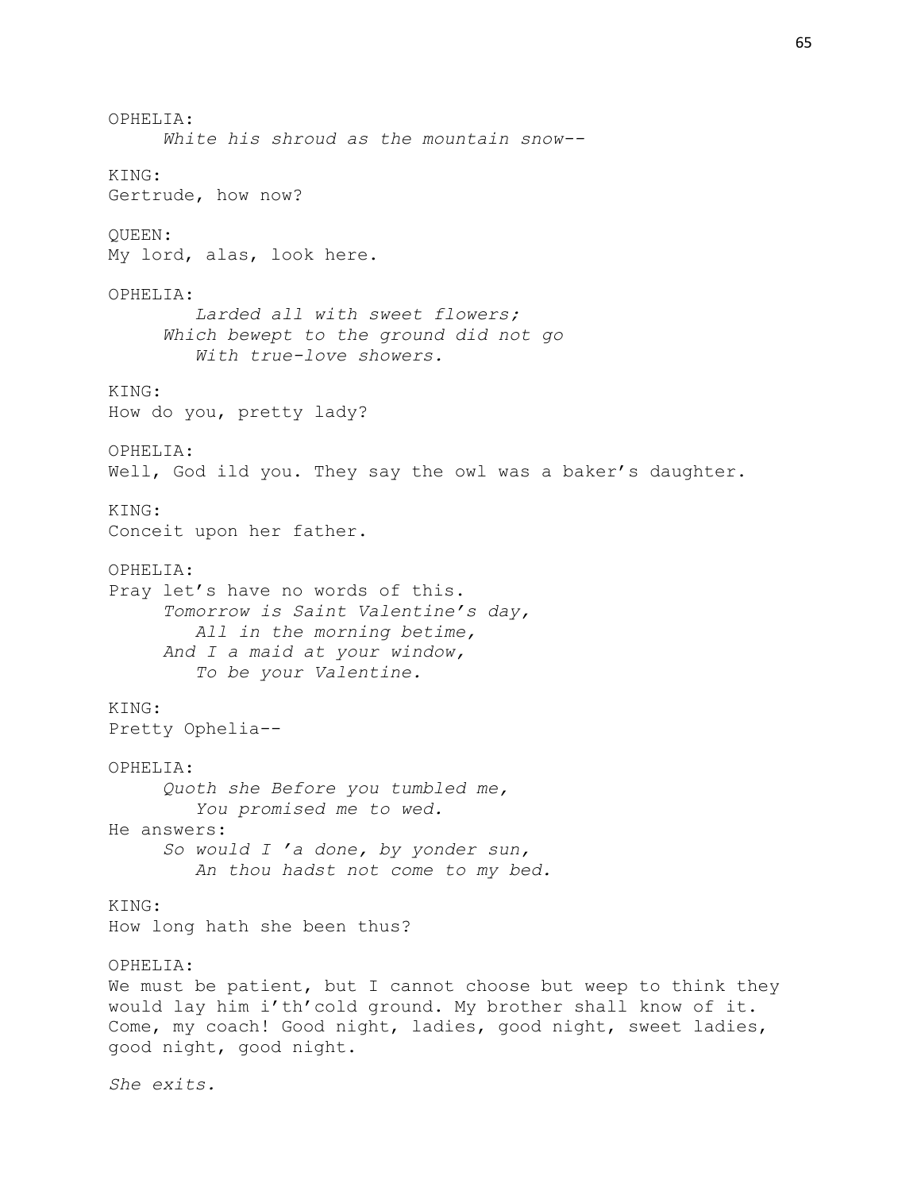OPHELIA:

*White his shroud as the mountain snow--*

KING:

Gertrude, how now?

QUEEN:

My lord, alas, look here.

OPHELIA:

*Larded all with sweet flowers;*
*Which bewept to the ground did not go*
*With true-love showers.*

KING:

How do you, pretty lady?

OPHELIA:

Well, God ild you. They say the owl was a baker's daughter.

KING:

Conceit upon her father.

OPHELIA:

Pray let's have no words of this.

*Tomorrow is Saint Valentine's day,*
*All in the morning betime,*
*And I a maid at your window,*
*To be your Valentine.*

KING:

Pretty Ophelia--

OPHELIA:

*Quoth she Before you tumbled me,*
*You promised me to wed.*

He answers:

*So would I 'a done, by yonder sun,*
*An thou hadst not come to my bed.*

KING:

How long hath she been thus?

OPHELIA:

We must be patient, but I cannot choose but weep to think they would lay him i'th'cold ground. My brother shall know of it. Come, my coach! Good night, ladies, good night, sweet ladies, good night, good night.

*She exits.*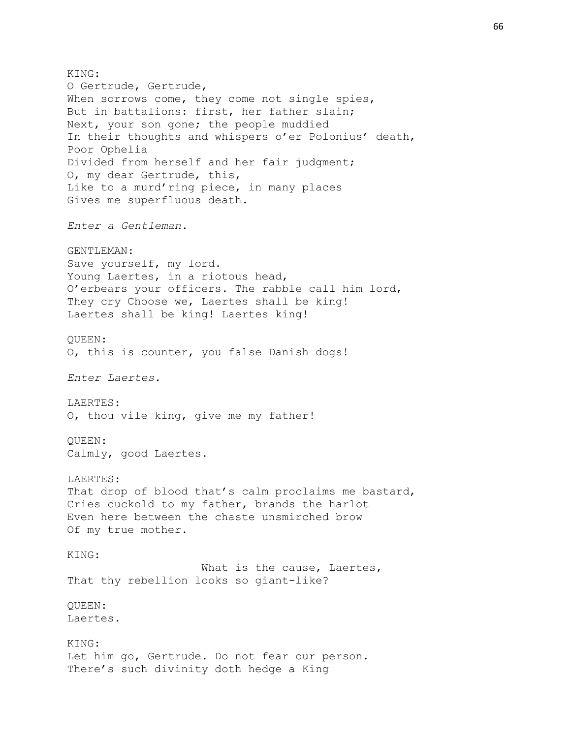KING:
O Gertrude, Gertrude,
When sorrows come, they come not single spies,
But in battalions: first, her father slain;
Next, your son gone; the people muddied
In their thoughts and whispers o'er Polonius' death,
Poor Ophelia
Divided from herself and her fair judgment;
O, my dear Gertrude, this,
Like to a murd'ring piece, in many places
Gives me superfluous death.

*Enter a Gentleman.*

GENTLEMAN:
Save yourself, my lord.
Young Laertes, in a riotous head,
O'erbears your officers. The rabble call him lord,
They cry Choose we, Laertes shall be king!
Laertes shall be king! Laertes king!

QUEEN:
O, this is counter, you false Danish dogs!

*Enter Laertes.*

LAERTES:
O, thou vile king, give me my father!

QUEEN:
Calmly, good Laertes.

LAERTES:
That drop of blood that's calm proclaims me bastard,
Cries cuckold to my father, brands the harlot
Even here between the chaste unsmirched brow
Of my true mother.

KING:
What is the cause, Laertes,
That thy rebellion looks so giant-like?

QUEEN:
Laertes.

KING:
Let him go, Gertrude. Do not fear our person.
There's such divinity doth hedge a King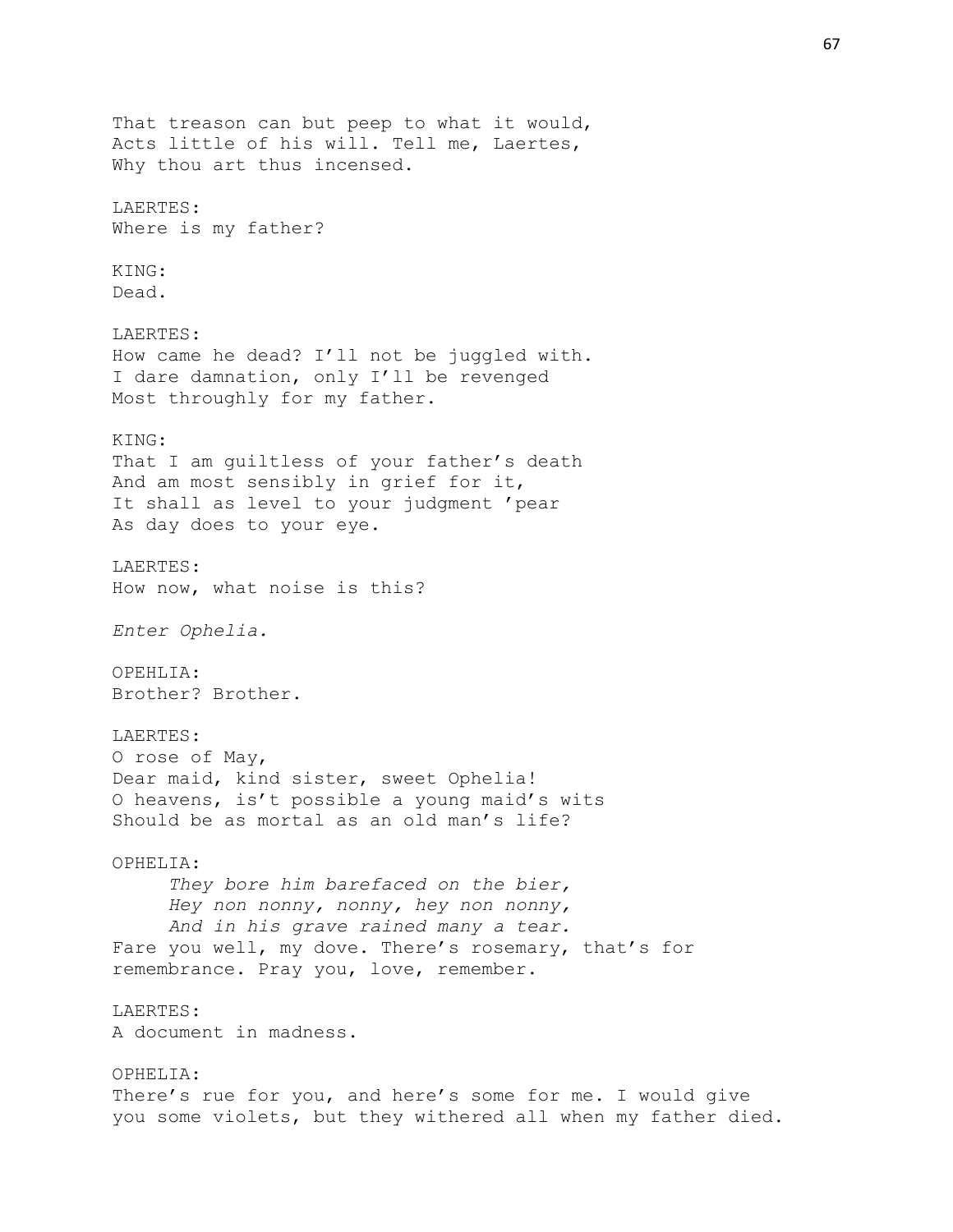That treason can but peep to what it would,
Acts little of his will. Tell me, Laertes,
Why thou art thus incensed.

LAERTES:
Where is my father?

KING:
Dead.

LAERTES:
How came he dead? I'll not be juggled with.
I dare damnation, only I'll be revenged
Most throughly for my father.

KING:
That I am guiltless of your father's death
And am most sensibly in grief for it,
It shall as level to your judgment 'pear
As day does to your eye.

LAERTES:
How now, what noise is this?

*Enter Ophelia.*

OPEHLIA:
Brother? Brother.

LAERTES:
O rose of May,
Dear maid, kind sister, sweet Ophelia!
O heavens, is't possible a young maid's wits
Should be as mortal as an old man's life?

OPHELIA:
*They bore him barefaced on the bier,*
*Hey non nonny, nonny, hey non nonny,*
*And in his grave rained many a tear.*
Fare you well, my dove. There's rosemary, that's for remembrance. Pray you, love, remember.

LAERTES:
A document in madness.

OPHELIA:
There's rue for you, and here's some for me. I would give you some violets, but they withered all when my father died.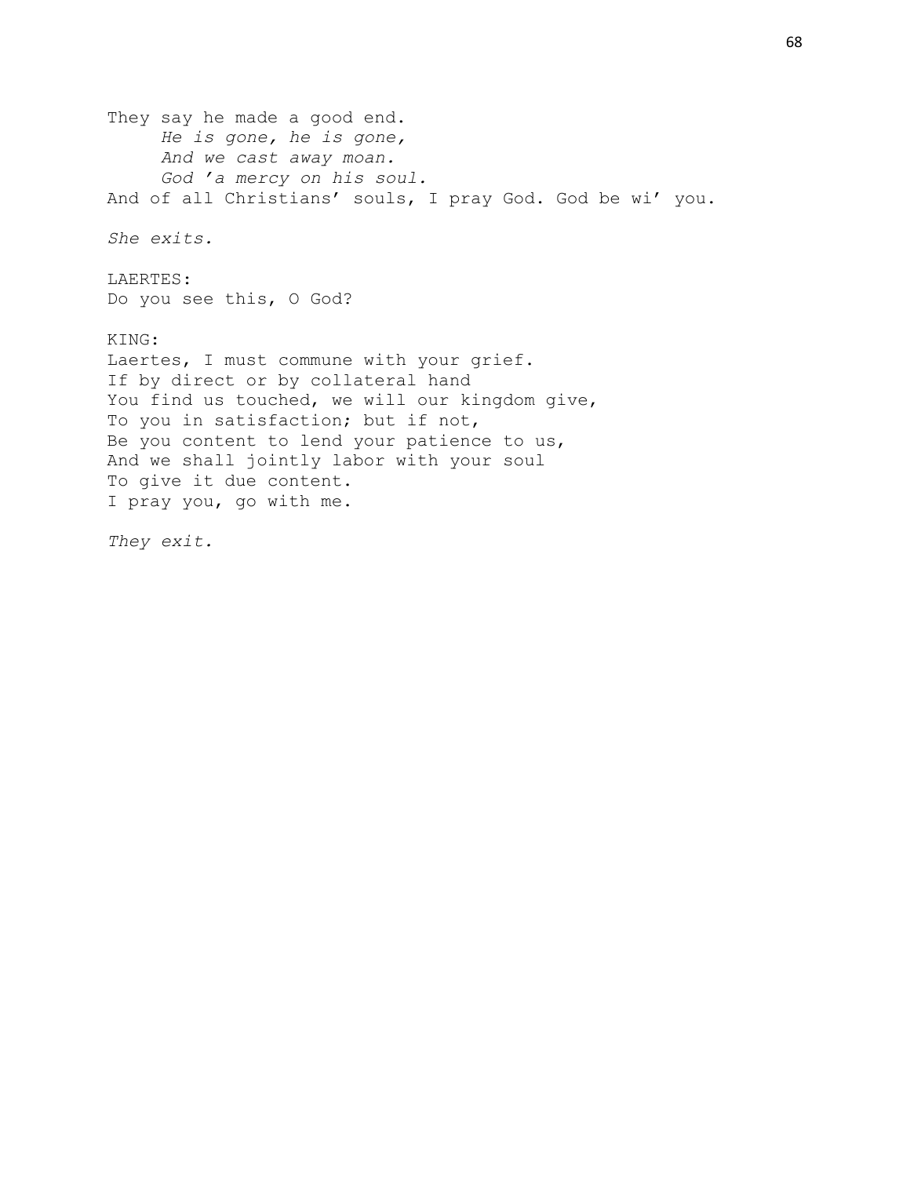They say he made a good end.

*He is gone, he is gone,*
*And we cast away moan.*
*God 'a mercy on his soul.*

And of all Christians' souls, I pray God. God be wi' you.

*She exits.*

LAERTES:
Do you see this, O God?

KING:
Laertes, I must commune with your grief.
If by direct or by collateral hand
You find us touched, we will our kingdom give,
To you in satisfaction; but if not,
Be you content to lend your patience to us,
And we shall jointly labor with your soul
To give it due content.
I pray you, go with me.

*They exit.*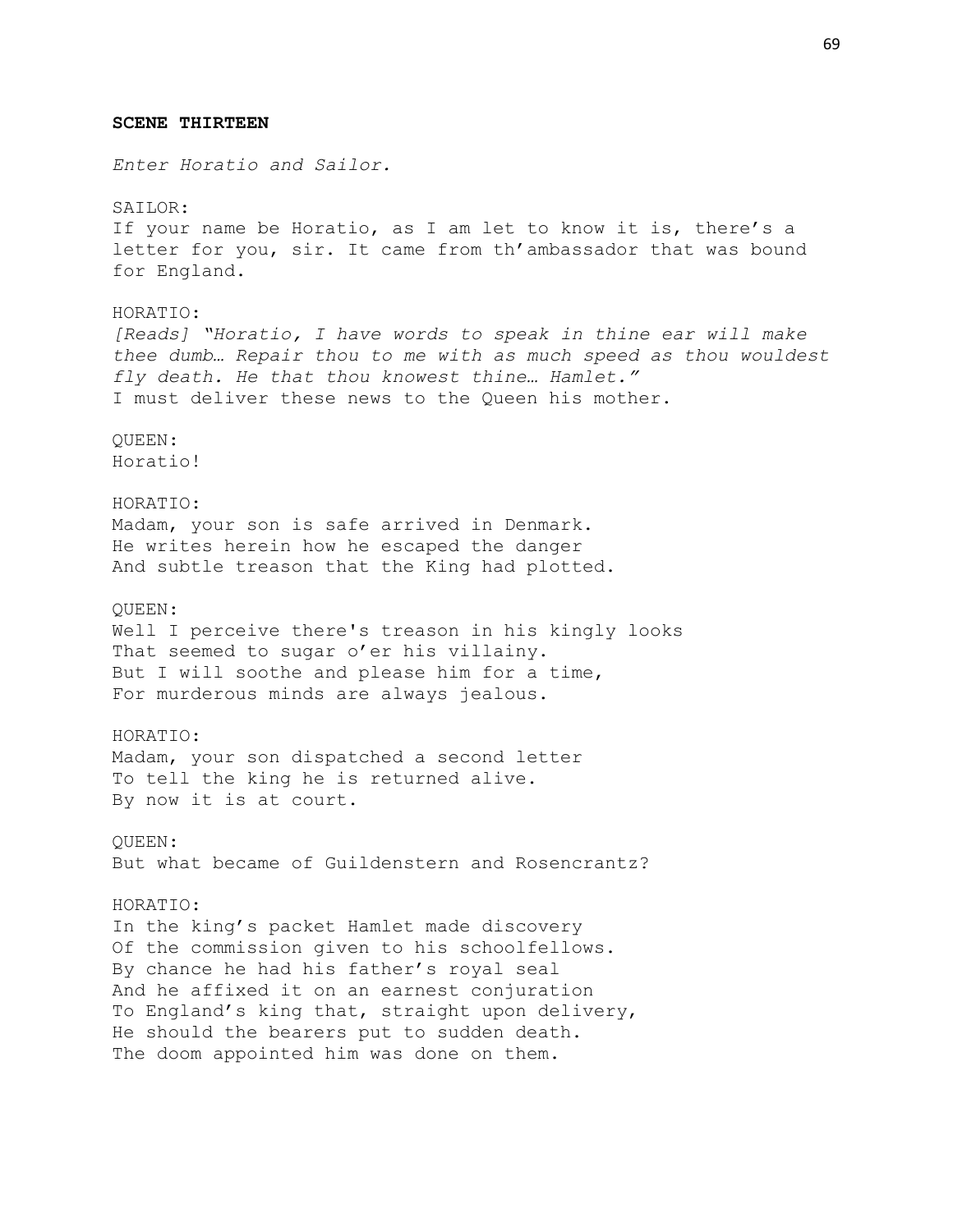**SCENE THIRTEEN**

*Enter Horatio and Sailor.*

SAILOR:
If your name be Horatio, as I am let to know it is, there's a letter for you, sir. It came from th'ambassador that was bound for England.

HORATIO:
*[Reads] "Horatio, I have words to speak in thine ear will make thee dumb… Repair thou to me with as much speed as thou wouldest fly death. He that thou knowest thine… Hamlet."*
I must deliver these news to the Queen his mother.

QUEEN:
Horatio!

HORATIO:
Madam, your son is safe arrived in Denmark.
He writes herein how he escaped the danger
And subtle treason that the King had plotted.

QUEEN:
Well I perceive there's treason in his kingly looks
That seemed to sugar o'er his villainy.
But I will soothe and please him for a time,
For murderous minds are always jealous.

HORATIO:
Madam, your son dispatched a second letter
To tell the king he is returned alive.
By now it is at court.

QUEEN:
But what became of Guildenstern and Rosencrantz?

HORATIO:
In the king's packet Hamlet made discovery
Of the commission given to his schoolfellows.
By chance he had his father's royal seal
And he affixed it on an earnest conjuration
To England's king that, straight upon delivery,
He should the bearers put to sudden death.
The doom appointed him was done on them.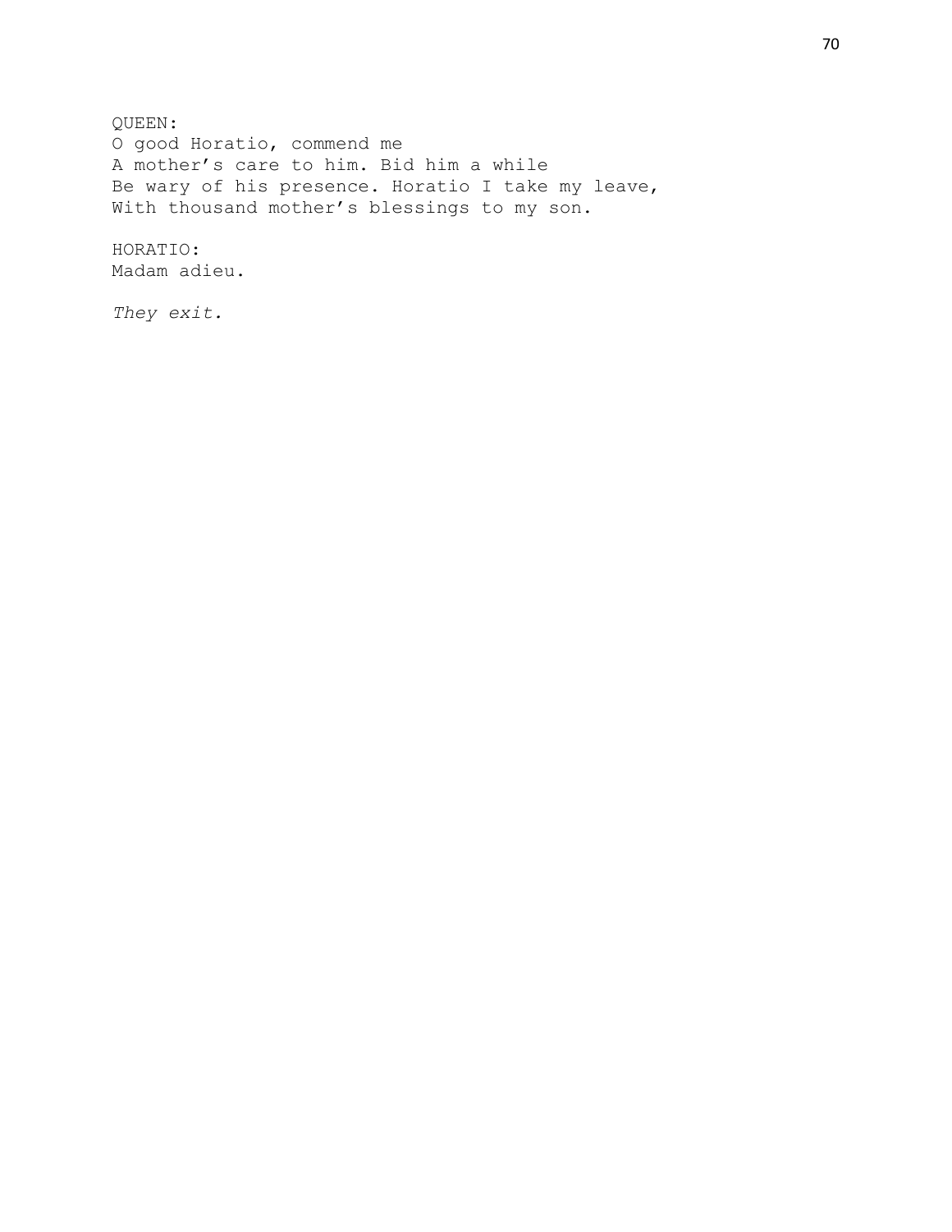QUEEN:
O good Horatio, commend me
A mother's care to him. Bid him a while
Be wary of his presence. Horatio I take my leave,
With thousand mother's blessings to my son.

HORATIO:
Madam adieu.

*They exit.*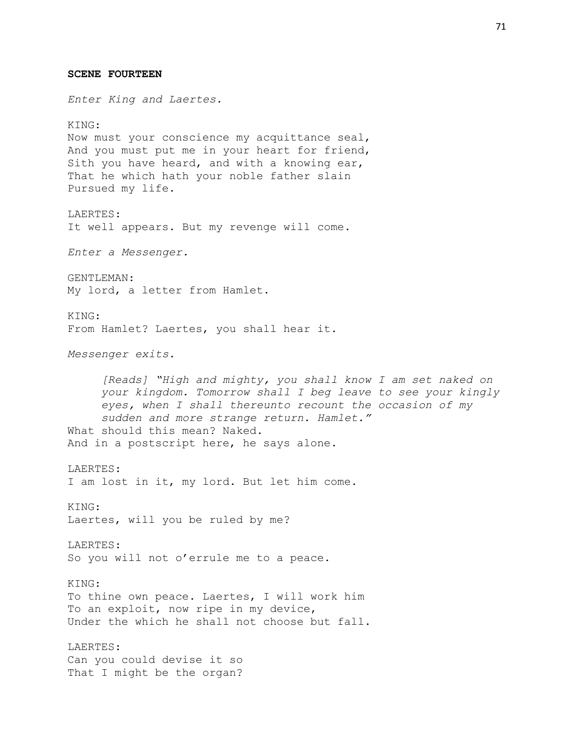**SCENE FOURTEEN**

*Enter King and Laertes.*

KING:
Now must your conscience my acquittance seal,
And you must put me in your heart for friend,
Sith you have heard, and with a knowing ear,
That he which hath your noble father slain
Pursued my life.

LAERTES:
It well appears. But my revenge will come.

*Enter a Messenger.*

GENTLEMAN:
My lord, a letter from Hamlet.

KING:
From Hamlet? Laertes, you shall hear it.

*Messenger exits.*

> *[Reads] "High and mighty, you shall know I am set naked on your kingdom. Tomorrow shall I beg leave to see your kingly eyes, when I shall thereunto recount the occasion of my sudden and more strange return. Hamlet."*

What should this mean? Naked.
And in a postscript here, he says alone.

LAERTES:
I am lost in it, my lord. But let him come.

KING:
Laertes, will you be ruled by me?

LAERTES:
So you will not o'errule me to a peace.

KING:
To thine own peace. Laertes, I will work him
To an exploit, now ripe in my device,
Under the which he shall not choose but fall.

LAERTES:
Can you could devise it so
That I might be the organ?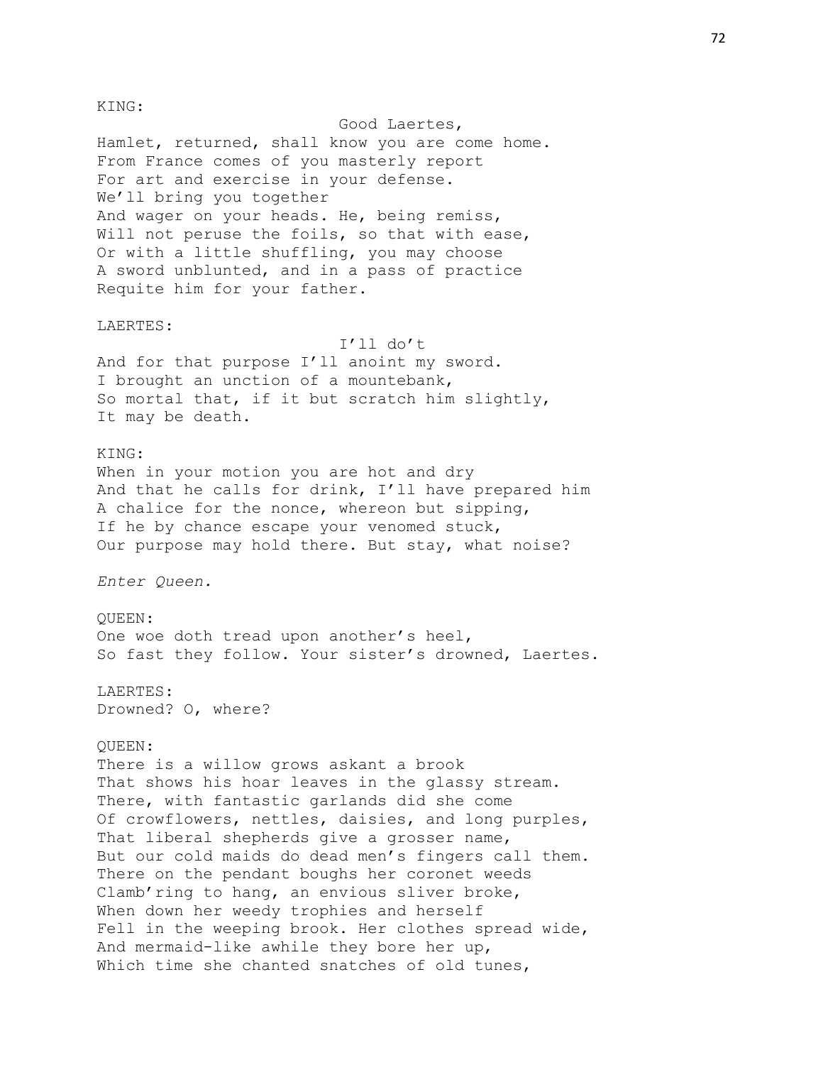KING:

Good Laertes,
Hamlet, returned, shall know you are come home.
From France comes of you masterly report
For art and exercise in your defense.
We'll bring you together
And wager on your heads. He, being remiss,
Will not peruse the foils, so that with ease,
Or with a little shuffling, you may choose
A sword unblunted, and in a pass of practice
Requite him for your father.

LAERTES:

I'll do't
And for that purpose I'll anoint my sword.
I brought an unction of a mountebank,
So mortal that, if it but scratch him slightly,
It may be death.

KING:
When in your motion you are hot and dry
And that he calls for drink, I'll have prepared him
A chalice for the nonce, whereon but sipping,
If he by chance escape your venomed stuck,
Our purpose may hold there. But stay, what noise?

*Enter Queen.*

QUEEN:
One woe doth tread upon another's heel,
So fast they follow. Your sister's drowned, Laertes.

LAERTES:
Drowned? O, where?

QUEEN:
There is a willow grows askant a brook
That shows his hoar leaves in the glassy stream.
There, with fantastic garlands did she come
Of crowflowers, nettles, daisies, and long purples,
That liberal shepherds give a grosser name,
But our cold maids do dead men's fingers call them.
There on the pendant boughs her coronet weeds
Clamb'ring to hang, an envious sliver broke,
When down her weedy trophies and herself
Fell in the weeping brook. Her clothes spread wide,
And mermaid-like awhile they bore her up,
Which time she chanted snatches of old tunes,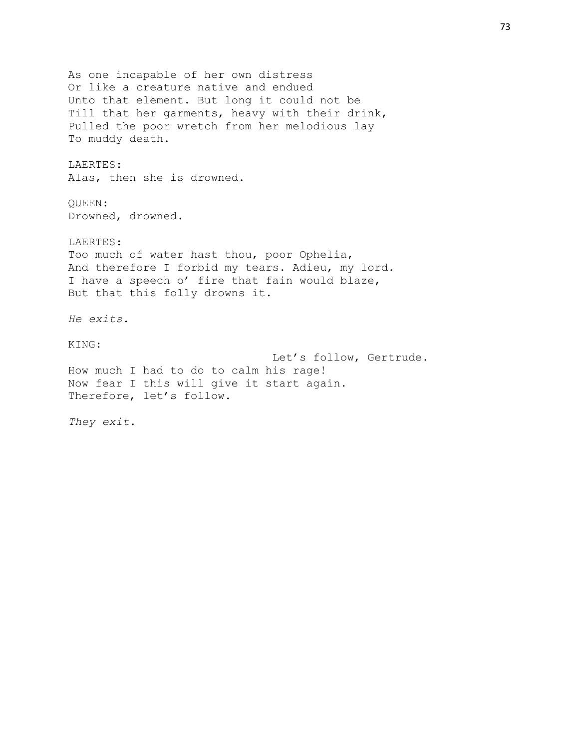As one incapable of her own distress
Or like a creature native and endued
Unto that element. But long it could not be
Till that her garments, heavy with their drink,
Pulled the poor wretch from her melodious lay
To muddy death.

LAERTES:
Alas, then she is drowned.

QUEEN:
Drowned, drowned.

LAERTES:
Too much of water hast thou, poor Ophelia,
And therefore I forbid my tears. Adieu, my lord.
I have a speech o' fire that fain would blaze,
But that this folly drowns it.

*He exits.*

KING:
Let's follow, Gertrude.
How much I had to do to calm his rage!
Now fear I this will give it start again.
Therefore, let's follow.

*They exit.*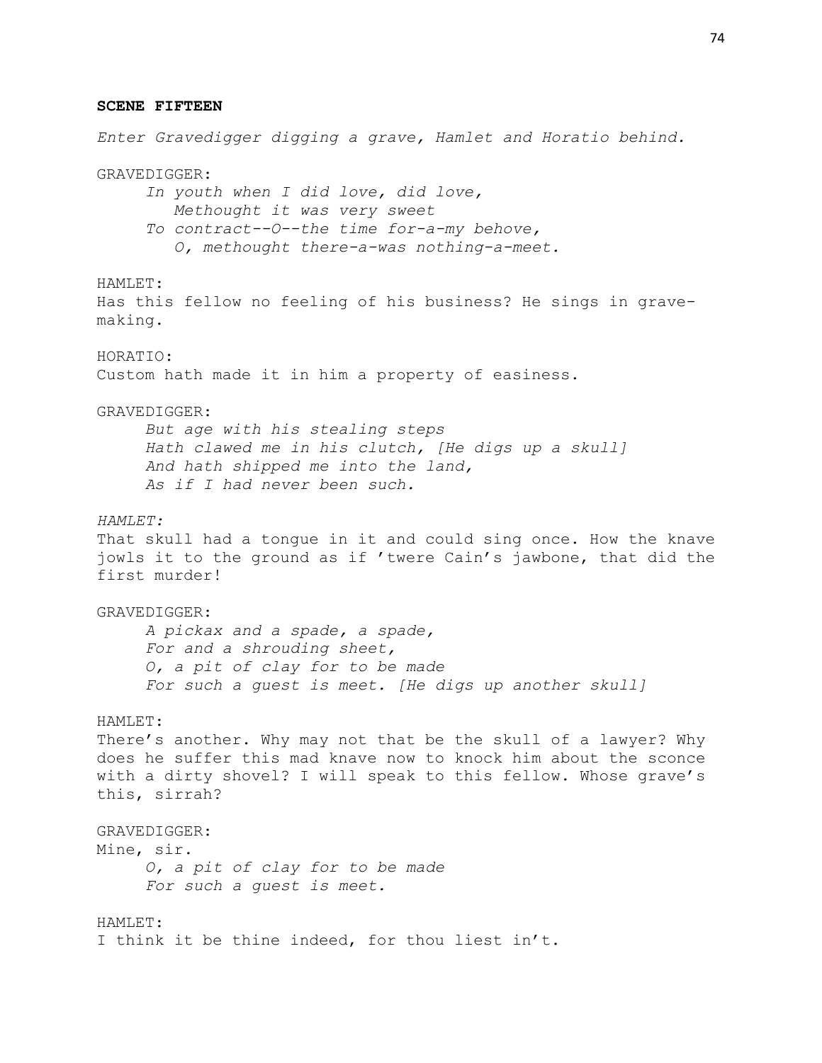**SCENE FIFTEEN**

*Enter Gravedigger digging a grave, Hamlet and Horatio behind.*

GRAVEDIGGER:

*In youth when I did love, did love,*
*Methought it was very sweet*
*To contract--O--the time for-a-my behove,*
*O, methought there-a-was nothing-a-meet.*

HAMLET:
Has this fellow no feeling of his business? He sings in grave-making.

HORATIO:
Custom hath made it in him a property of easiness.

GRAVEDIGGER:

*But age with his stealing steps*
*Hath clawed me in his clutch, [He digs up a skull]*
*And hath shipped me into the land,*
*As if I had never been such.*

*HAMLET:*
That skull had a tongue in it and could sing once. How the knave jowls it to the ground as if 'twere Cain's jawbone, that did the first murder!

GRAVEDIGGER:

*A pickax and a spade, a spade,*
*For and a shrouding sheet,*
*O, a pit of clay for to be made*
*For such a guest is meet. [He digs up another skull]*

HAMLET:
There's another. Why may not that be the skull of a lawyer? Why does he suffer this mad knave now to knock him about the sconce with a dirty shovel? I will speak to this fellow. Whose grave's this, sirrah?

GRAVEDIGGER:
Mine, sir.

*O, a pit of clay for to be made*
*For such a guest is meet.*

HAMLET:
I think it be thine indeed, for thou liest in't.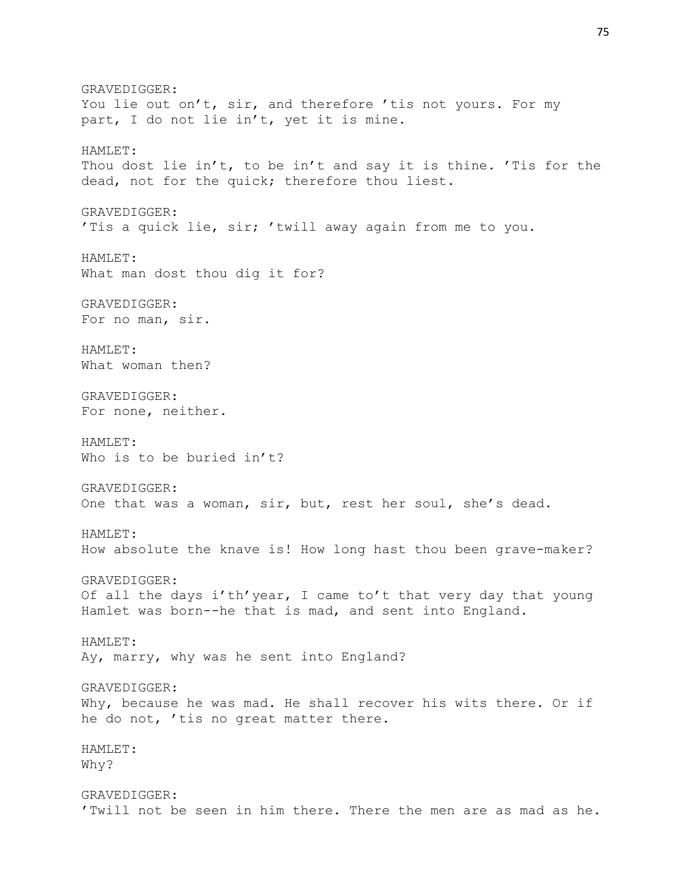GRAVEDIGGER:
You lie out on’t, sir, and therefore ’tis not yours. For my part, I do not lie in’t, yet it is mine.

HAMLET:
Thou dost lie in’t, to be in’t and say it is thine. ’Tis for the dead, not for the quick; therefore thou liest.

GRAVEDIGGER:
’Tis a quick lie, sir; ’twill away again from me to you.

HAMLET:
What man dost thou dig it for?

GRAVEDIGGER:
For no man, sir.

HAMLET:
What woman then?

GRAVEDIGGER:
For none, neither.

HAMLET:
Who is to be buried in’t?

GRAVEDIGGER:
One that was a woman, sir, but, rest her soul, she’s dead.

HAMLET:
How absolute the knave is! How long hast thou been grave-maker?

GRAVEDIGGER:
Of all the days i’th’year, I came to’t that very day that young Hamlet was born--he that is mad, and sent into England.

HAMLET:
Ay, marry, why was he sent into England?

GRAVEDIGGER:
Why, because he was mad. He shall recover his wits there. Or if he do not, ’tis no great matter there.

HAMLET:
Why?

GRAVEDIGGER:
’Twill not be seen in him there. There the men are as mad as he.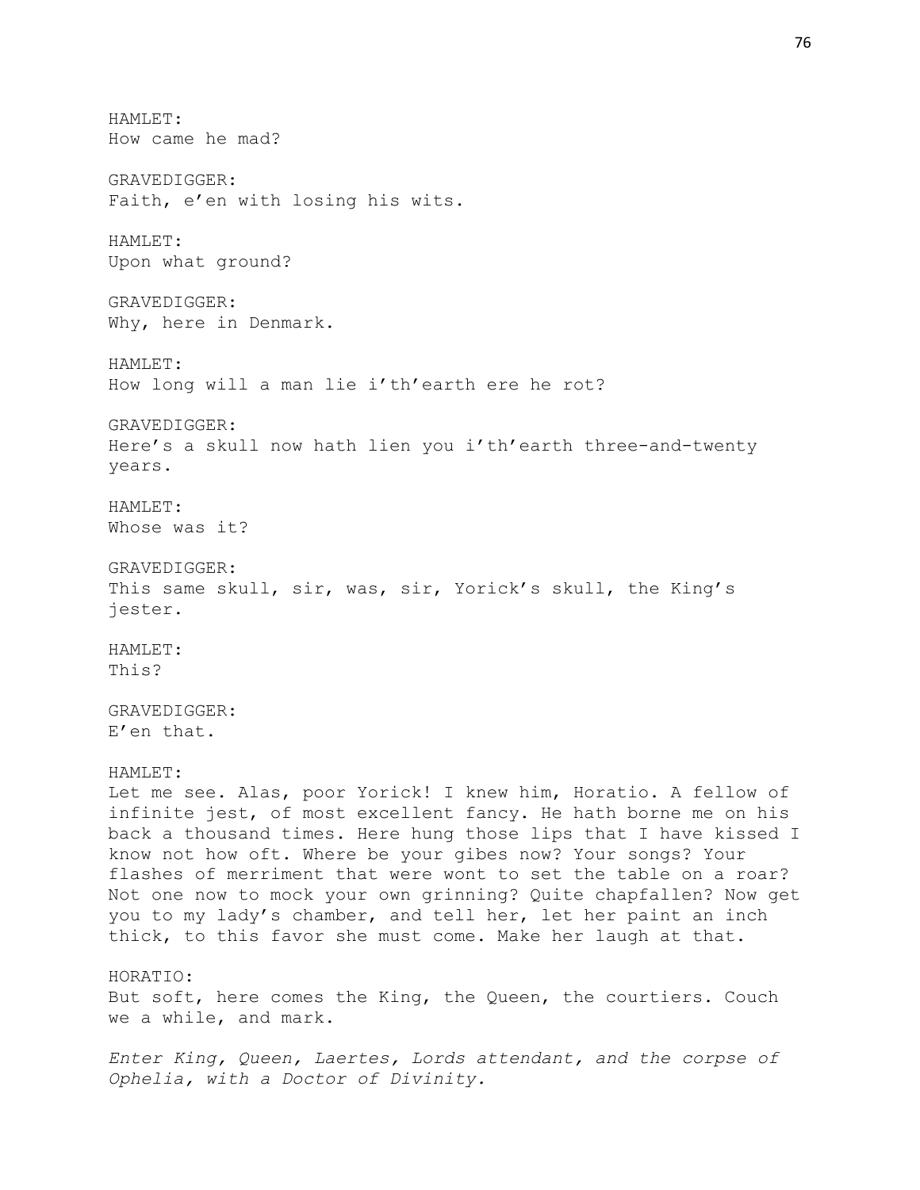HAMLET:
How came he mad?

GRAVEDIGGER:
Faith, e'en with losing his wits.

HAMLET:
Upon what ground?

GRAVEDIGGER:
Why, here in Denmark.

HAMLET:
How long will a man lie i'th'earth ere he rot?

GRAVEDIGGER:
Here's a skull now hath lien you i'th'earth three-and-twenty years.

HAMLET:
Whose was it?

GRAVEDIGGER:
This same skull, sir, was, sir, Yorick's skull, the King's jester.

HAMLET:
This?

GRAVEDIGGER:
E'en that.

HAMLET:
Let me see. Alas, poor Yorick! I knew him, Horatio. A fellow of infinite jest, of most excellent fancy. He hath borne me on his back a thousand times. Here hung those lips that I have kissed I know not how oft. Where be your gibes now? Your songs? Your flashes of merriment that were wont to set the table on a roar? Not one now to mock your own grinning? Quite chapfallen? Now get you to my lady's chamber, and tell her, let her paint an inch thick, to this favor she must come. Make her laugh at that.

HORATIO:
But soft, here comes the King, the Queen, the courtiers. Couch we a while, and mark.

*Enter King, Queen, Laertes, Lords attendant, and the corpse of Ophelia, with a Doctor of Divinity.*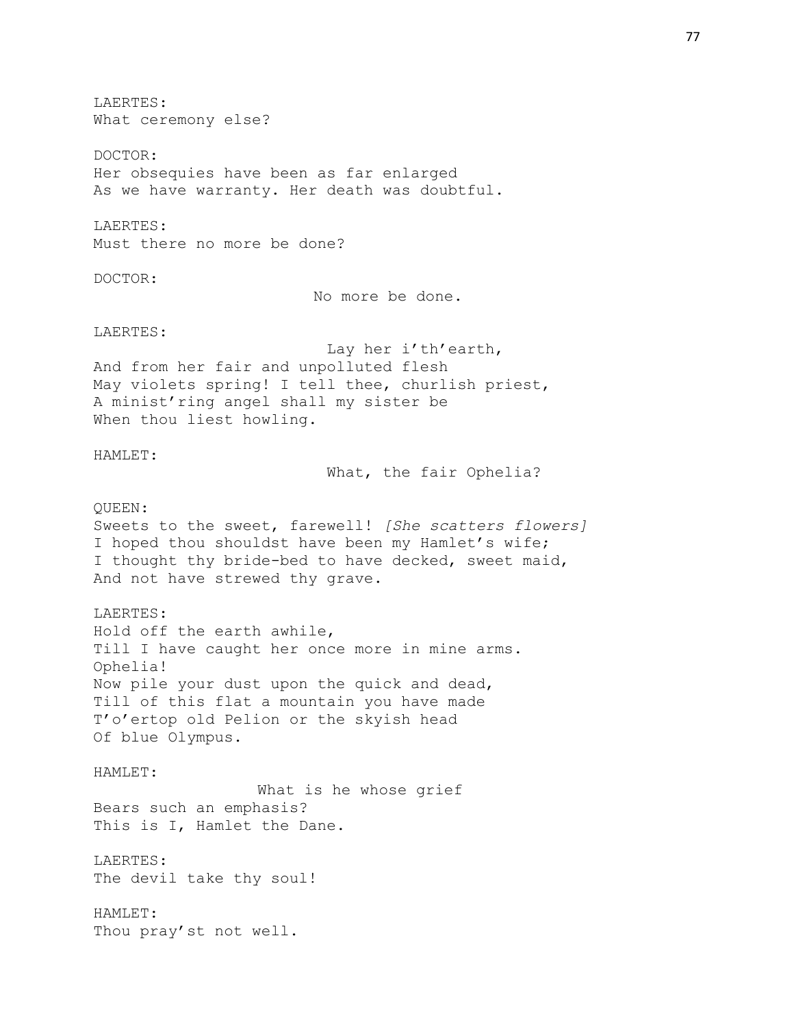LAERTES:
What ceremony else?

DOCTOR:
Her obsequies have been as far enlarged
As we have warranty. Her death was doubtful.

LAERTES:
Must there no more be done?

DOCTOR:
No more be done.

LAERTES:
Lay her i'th'earth,
And from her fair and unpolluted flesh
May violets spring! I tell thee, churlish priest,
A minist'ring angel shall my sister be
When thou liest howling.

HAMLET:
What, the fair Ophelia?

QUEEN:
Sweets to the sweet, farewell! *[She scatters flowers]*
I hoped thou shouldst have been my Hamlet's wife;
I thought thy bride-bed to have decked, sweet maid,
And not have strewed thy grave.

LAERTES:
Hold off the earth awhile,
Till I have caught her once more in mine arms.
Ophelia!
Now pile your dust upon the quick and dead,
Till of this flat a mountain you have made
T'o'ertop old Pelion or the skyish head
Of blue Olympus.

HAMLET:
What is he whose grief
Bears such an emphasis?
This is I, Hamlet the Dane.

LAERTES:
The devil take thy soul!

HAMLET:
Thou pray'st not well.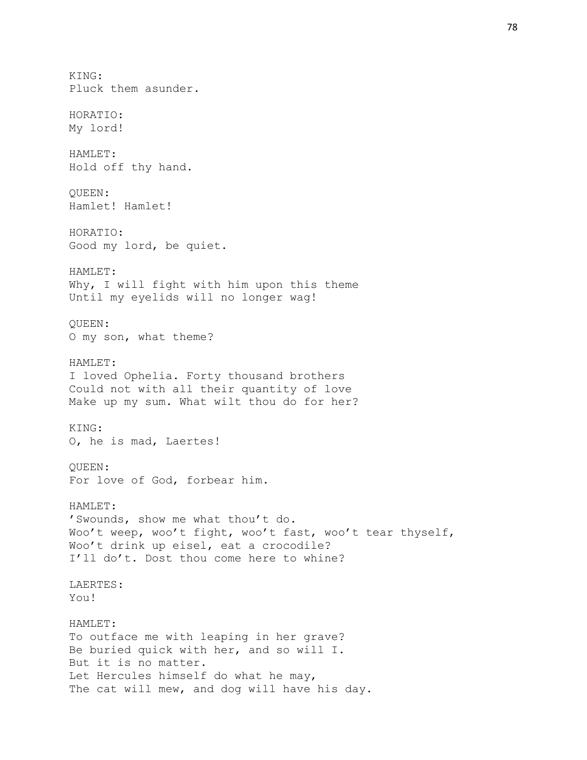KING:
Pluck them asunder.

HORATIO:
My lord!

HAMLET:
Hold off thy hand.

QUEEN:
Hamlet! Hamlet!

HORATIO:
Good my lord, be quiet.

HAMLET:
Why, I will fight with him upon this theme
Until my eyelids will no longer wag!

QUEEN:
O my son, what theme?

HAMLET:
I loved Ophelia. Forty thousand brothers
Could not with all their quantity of love
Make up my sum. What wilt thou do for her?

KING:
O, he is mad, Laertes!

QUEEN:
For love of God, forbear him.

HAMLET:
’Swounds, show me what thou’t do.
Woo’t weep, woo’t fight, woo’t fast, woo’t tear thyself,
Woo’t drink up eisel, eat a crocodile?
I’ll do’t. Dost thou come here to whine?

LAERTES:
You!

HAMLET:
To outface me with leaping in her grave?
Be buried quick with her, and so will I.
But it is no matter.
Let Hercules himself do what he may,
The cat will mew, and dog will have his day.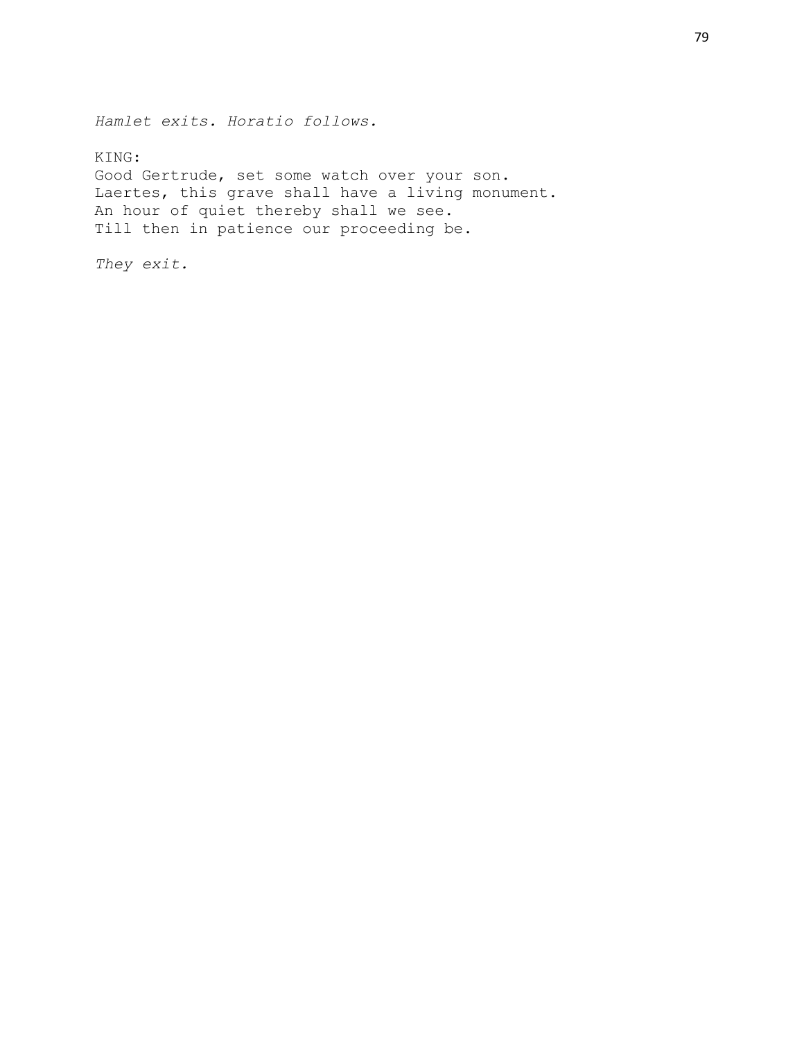*Hamlet exits. Horatio follows.*

KING:
Good Gertrude, set some watch over your son.
Laertes, this grave shall have a living monument.
An hour of quiet thereby shall we see.
Till then in patience our proceeding be.

*They exit.*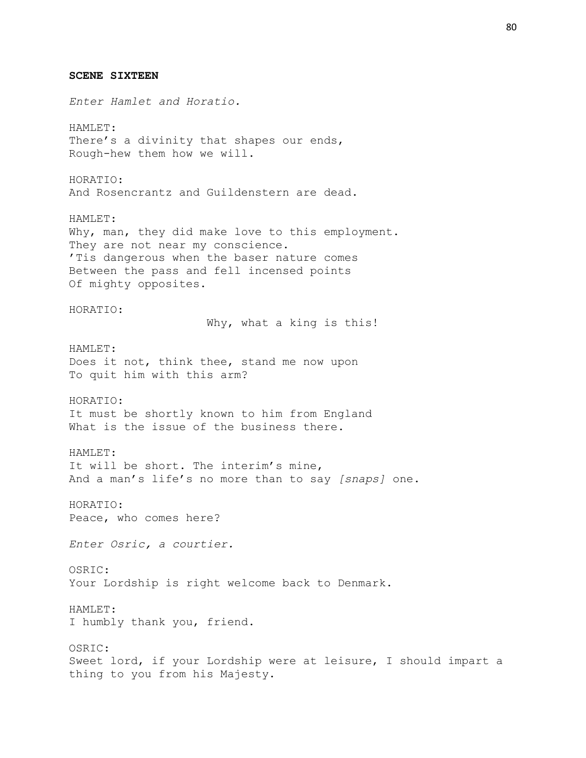**SCENE SIXTEEN**

*Enter Hamlet and Horatio.*

HAMLET:
There's a divinity that shapes our ends,
Rough-hew them how we will.

HORATIO:
And Rosencrantz and Guildenstern are dead.

HAMLET:
Why, man, they did make love to this employment.
They are not near my conscience.
'Tis dangerous when the baser nature comes
Between the pass and fell incensed points
Of mighty opposites.

HORATIO:
Why, what a king is this!

HAMLET:
Does it not, think thee, stand me now upon
To quit him with this arm?

HORATIO:
It must be shortly known to him from England
What is the issue of the business there.

HAMLET:
It will be short. The interim's mine,
And a man's life's no more than to say *[snaps]* one.

HORATIO:
Peace, who comes here?

*Enter Osric, a courtier.*

OSRIC:
Your Lordship is right welcome back to Denmark.

HAMLET:
I humbly thank you, friend.

OSRIC:
Sweet lord, if your Lordship were at leisure, I should impart a thing to you from his Majesty.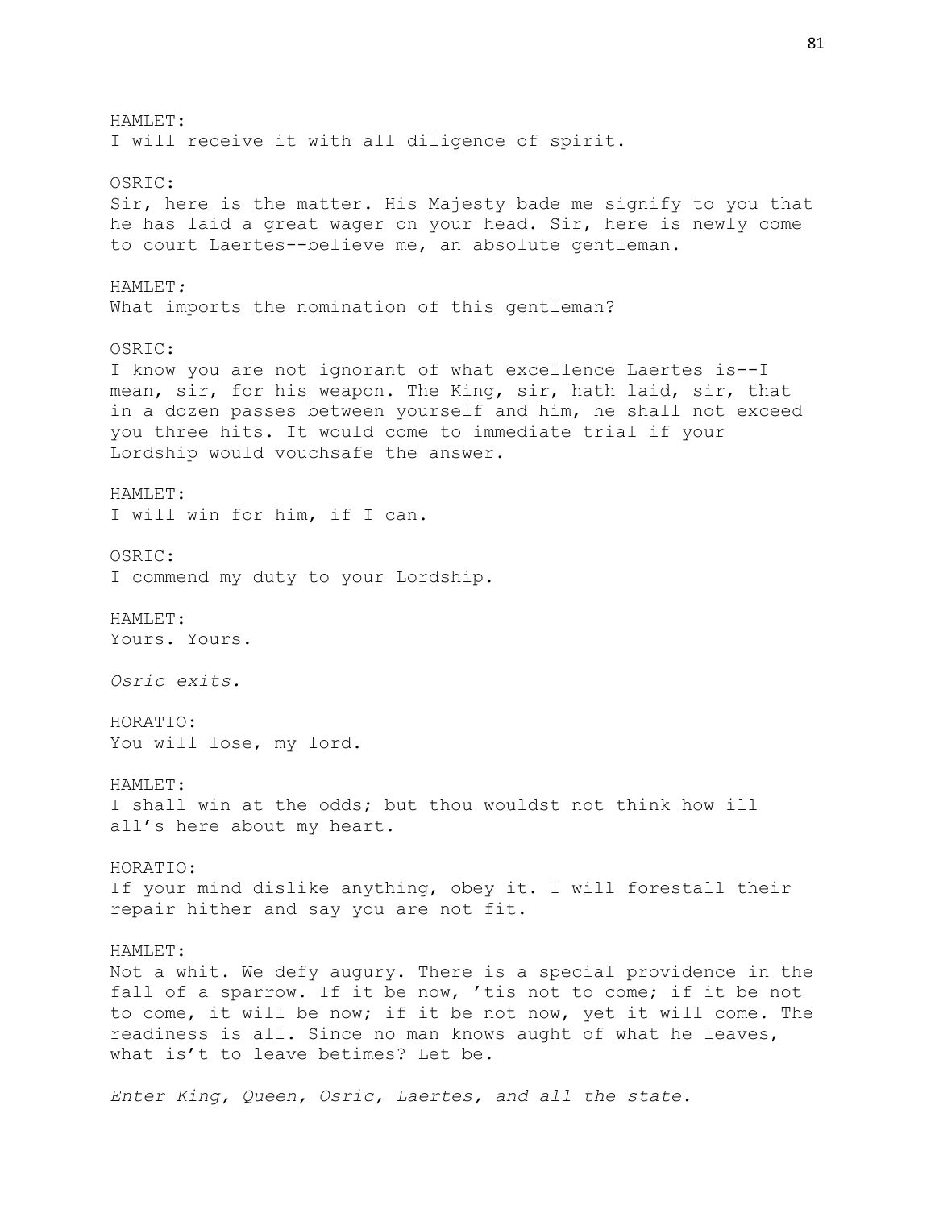HAMLET:
I will receive it with all diligence of spirit.

OSRIC:
Sir, here is the matter. His Majesty bade me signify to you that he has laid a great wager on your head. Sir, here is newly come to court Laertes--believe me, an absolute gentleman.

HAMLET*:*
What imports the nomination of this gentleman?

OSRIC:
I know you are not ignorant of what excellence Laertes is--I mean, sir, for his weapon. The King, sir, hath laid, sir, that in a dozen passes between yourself and him, he shall not exceed you three hits. It would come to immediate trial if your Lordship would vouchsafe the answer.

HAMLET:
I will win for him, if I can.

OSRIC:
I commend my duty to your Lordship.

HAMLET:
Yours. Yours.

*Osric exits.*

HORATIO:
You will lose, my lord.

HAMLET:
I shall win at the odds; but thou wouldst not think how ill all's here about my heart.

HORATIO:
If your mind dislike anything, obey it. I will forestall their repair hither and say you are not fit.

HAMLET:
Not a whit. We defy augury. There is a special providence in the fall of a sparrow. If it be now, 'tis not to come; if it be not to come, it will be now; if it be not now, yet it will come. The readiness is all. Since no man knows aught of what he leaves, what is't to leave betimes? Let be.

*Enter King, Queen, Osric, Laertes, and all the state.*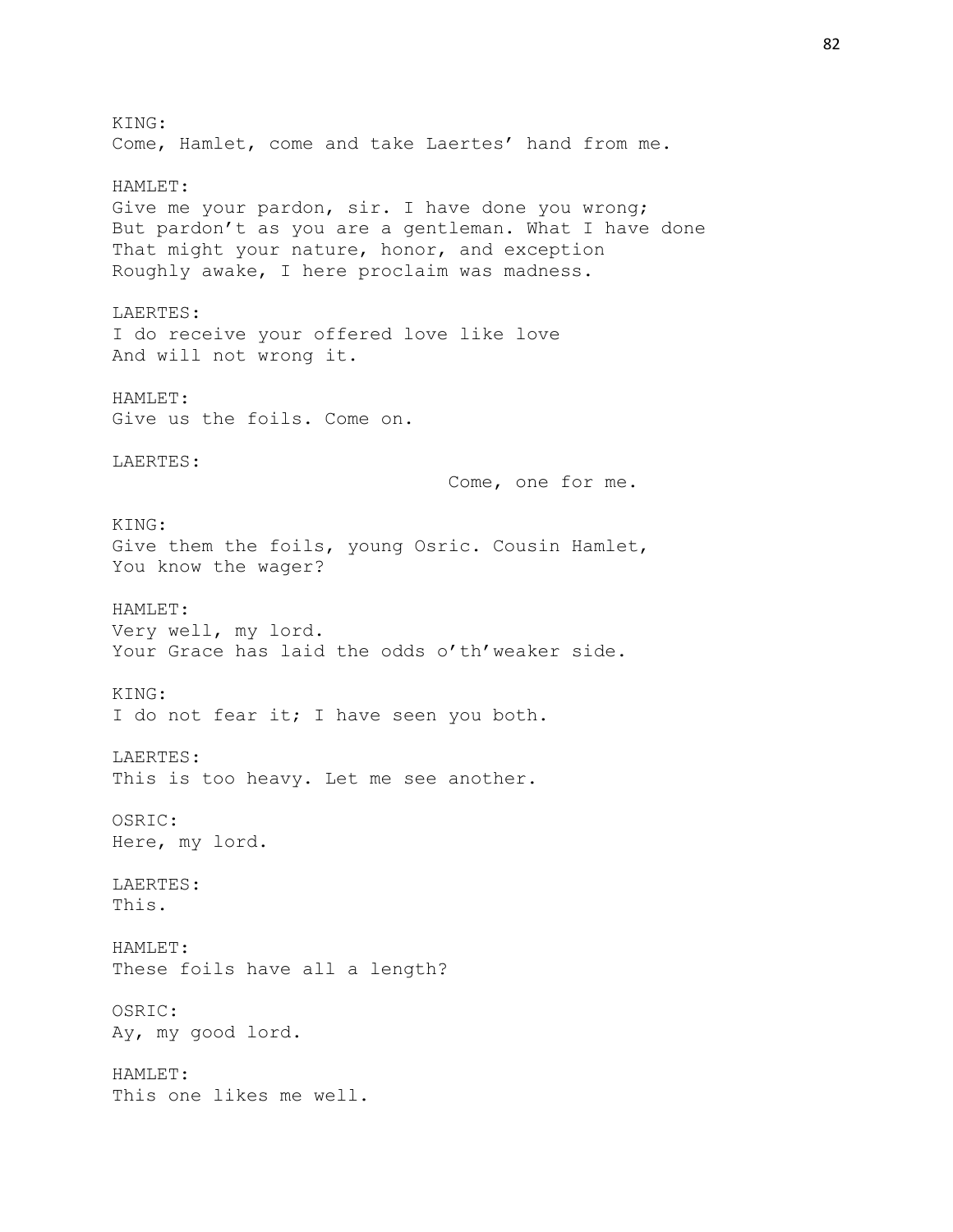KING:
Come, Hamlet, come and take Laertes' hand from me.

HAMLET:
Give me your pardon, sir. I have done you wrong;
But pardon't as you are a gentleman. What I have done
That might your nature, honor, and exception
Roughly awake, I here proclaim was madness.

LAERTES:
I do receive your offered love like love
And will not wrong it.

HAMLET:
Give us the foils. Come on.

LAERTES:
Come, one for me.

KING:
Give them the foils, young Osric. Cousin Hamlet,
You know the wager?

HAMLET:
Very well, my lord.
Your Grace has laid the odds o'th'weaker side.

KING:
I do not fear it; I have seen you both.

LAERTES:
This is too heavy. Let me see another.

OSRIC:
Here, my lord.

LAERTES:
This.

HAMLET:
These foils have all a length?

OSRIC:
Ay, my good lord.

HAMLET:
This one likes me well.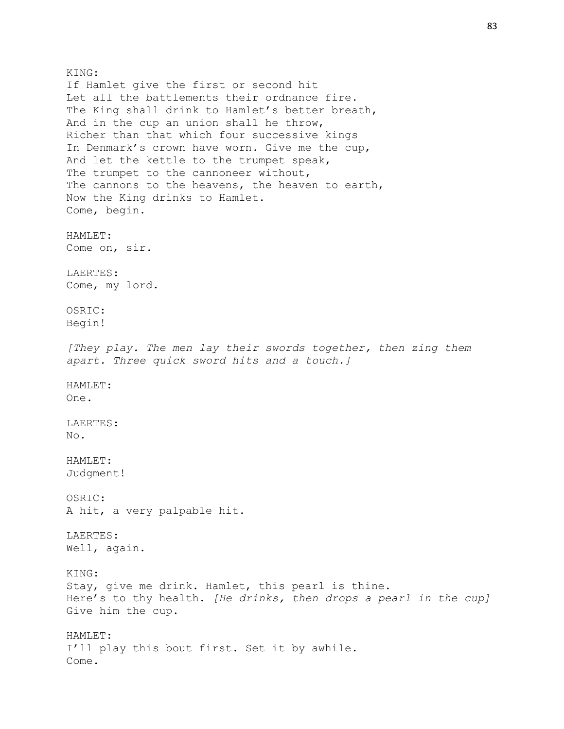KING:  
If Hamlet give the first or second hit  
Let all the battlements their ordnance fire.  
The King shall drink to Hamlet's better breath,  
And in the cup an union shall he throw,  
Richer than that which four successive kings  
In Denmark's crown have worn. Give me the cup,  
And let the kettle to the trumpet speak,  
The trumpet to the cannoneer without,  
The cannons to the heavens, the heaven to earth,  
Now the King drinks to Hamlet.  
Come, begin.

HAMLET:  
Come on, sir.

LAERTES:  
Come, my lord.

OSRIC:  
Begin!

*[They play. The men lay their swords together, then zing them apart. Three quick sword hits and a touch.]*

HAMLET:  
One.

LAERTES:  
No.

HAMLET:  
Judgment!

OSRIC:  
A hit, a very palpable hit.

LAERTES:  
Well, again.

KING:  
Stay, give me drink. Hamlet, this pearl is thine.  
Here's to thy health. *[He drinks, then drops a pearl in the cup]*  
Give him the cup.

HAMLET:  
I'll play this bout first. Set it by awhile.  
Come.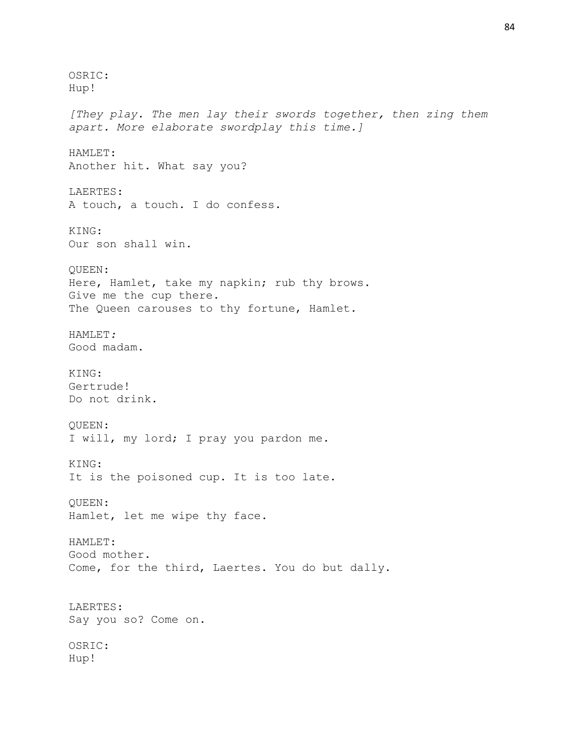OSRIC:
Hup!

*[They play. The men lay their swords together, then zing them apart. More elaborate swordplay this time.]*

HAMLET:
Another hit. What say you?

LAERTES:
A touch, a touch. I do confess.

KING:
Our son shall win.

QUEEN:
Here, Hamlet, take my napkin; rub thy brows.
Give me the cup there.
The Queen carouses to thy fortune, Hamlet.

HAMLET:
Good madam.

KING:
Gertrude!
Do not drink.

QUEEN:
I will, my lord; I pray you pardon me.

KING:
It is the poisoned cup. It is too late.

QUEEN:
Hamlet, let me wipe thy face.

HAMLET:
Good mother.
Come, for the third, Laertes. You do but dally.

LAERTES:
Say you so? Come on.

OSRIC:
Hup!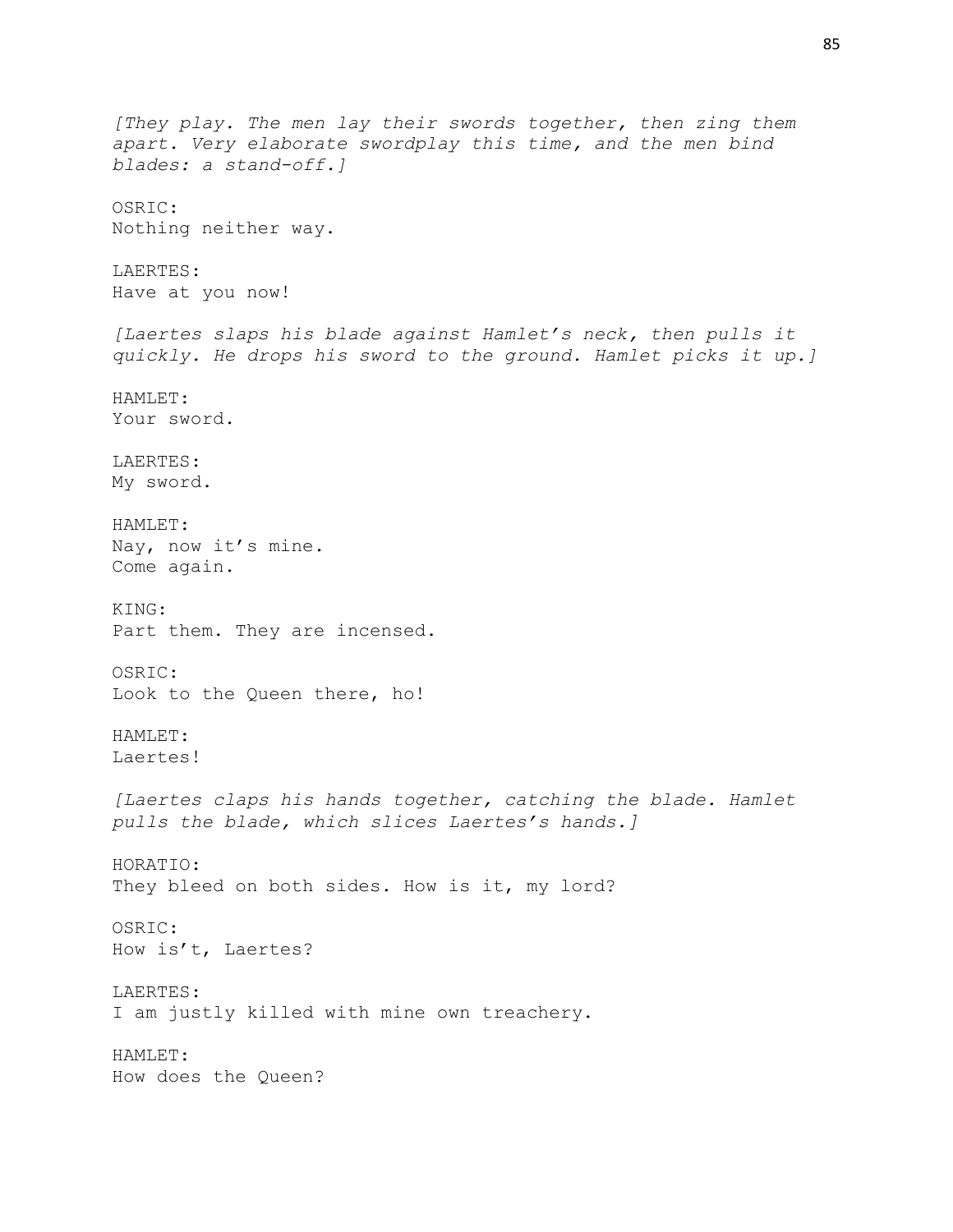*[They play. The men lay their swords together, then zing them apart. Very elaborate swordplay this time, and the men bind blades: a stand-off.]*

OSRIC:
Nothing neither way.

LAERTES:
Have at you now!

*[Laertes slaps his blade against Hamlet's neck, then pulls it quickly. He drops his sword to the ground. Hamlet picks it up.]*

HAMLET:
Your sword.

LAERTES:
My sword.

HAMLET:
Nay, now it's mine.
Come again.

KING:
Part them. They are incensed.

OSRIC:
Look to the Queen there, ho!

HAMLET:
Laertes!

*[Laertes claps his hands together, catching the blade. Hamlet pulls the blade, which slices Laertes's hands.]*

HORATIO:
They bleed on both sides. How is it, my lord?

OSRIC:
How is't, Laertes?

LAERTES:
I am justly killed with mine own treachery.

HAMLET:
How does the Queen?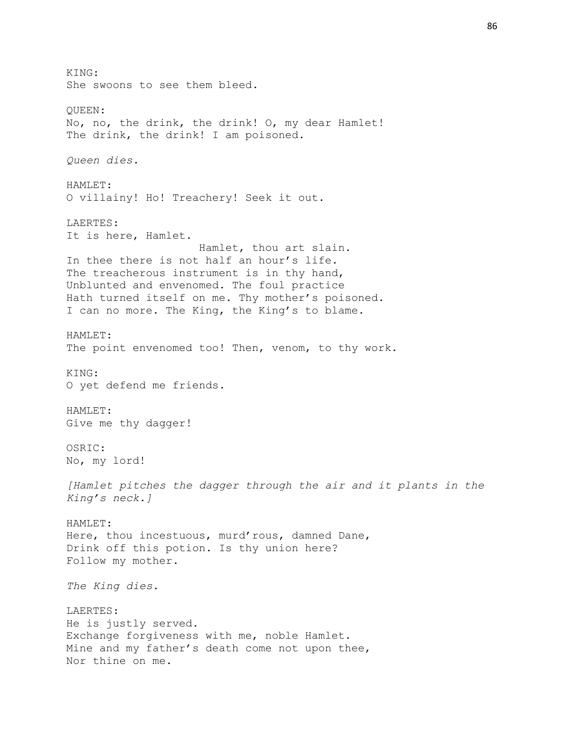KING:
She swoons to see them bleed.

QUEEN:
No, no, the drink, the drink! O, my dear Hamlet!
The drink, the drink! I am poisoned.

*Queen dies.*

HAMLET:
O villainy! Ho! Treachery! Seek it out.

LAERTES:
It is here, Hamlet.
Hamlet, thou art slain.
In thee there is not half an hour's life.
The treacherous instrument is in thy hand,
Unblunted and envenomed. The foul practice
Hath turned itself on me. Thy mother's poisoned.
I can no more. The King, the King's to blame.

HAMLET:
The point envenomed too! Then, venom, to thy work.

KING:
O yet defend me friends.

HAMLET:
Give me thy dagger!

OSRIC:
No, my lord!

*[Hamlet pitches the dagger through the air and it plants in the King's neck.]*

HAMLET:
Here, thou incestuous, murd'rous, damned Dane,
Drink off this potion. Is thy union here?
Follow my mother.

*The King dies.*

LAERTES:
He is justly served.
Exchange forgiveness with me, noble Hamlet.
Mine and my father's death come not upon thee,
Nor thine on me.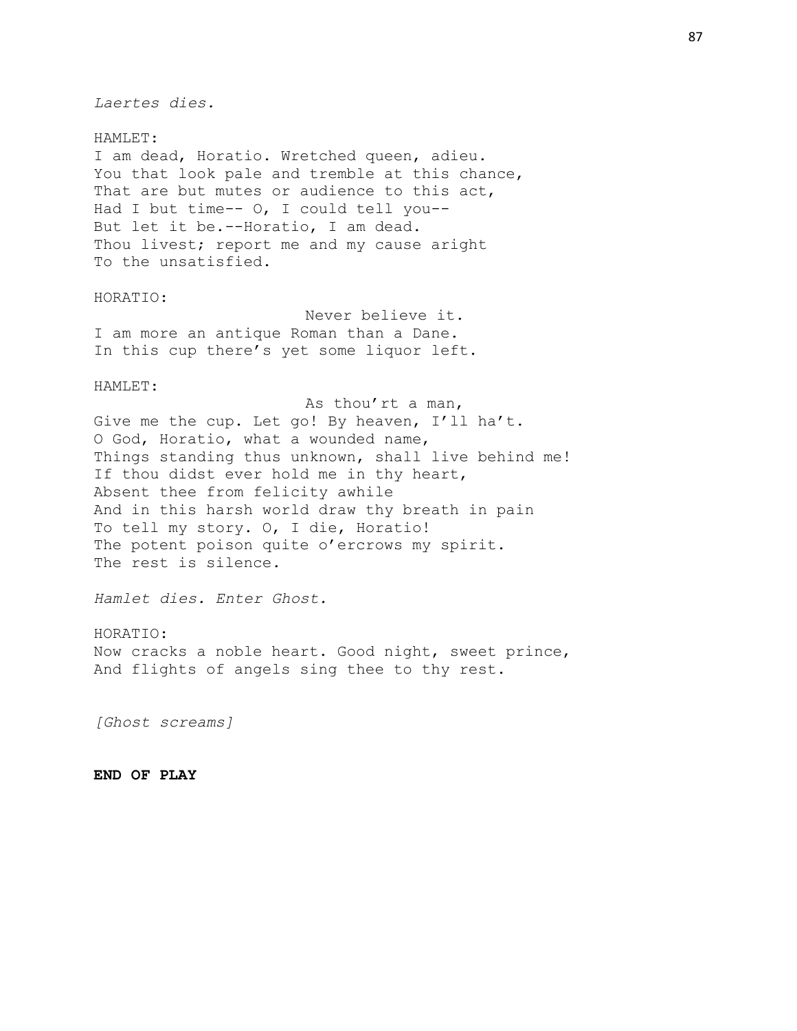*Laertes dies.*

HAMLET:
I am dead, Horatio. Wretched queen, adieu.
You that look pale and tremble at this chance,
That are but mutes or audience to this act,
Had I but time-- O, I could tell you--
But let it be.--Horatio, I am dead.
Thou livest; report me and my cause aright
To the unsatisfied.

HORATIO:
Never believe it.
I am more an antique Roman than a Dane.
In this cup there's yet some liquor left.

HAMLET:
As thou'rt a man,
Give me the cup. Let go! By heaven, I'll ha't.
O God, Horatio, what a wounded name,
Things standing thus unknown, shall live behind me!
If thou didst ever hold me in thy heart,
Absent thee from felicity awhile
And in this harsh world draw thy breath in pain
To tell my story. O, I die, Horatio!
The potent poison quite o'ercrows my spirit.
The rest is silence.

*Hamlet dies. Enter Ghost.*

HORATIO:
Now cracks a noble heart. Good night, sweet prince,
And flights of angels sing thee to thy rest.

*[Ghost screams]*

**END OF PLAY**